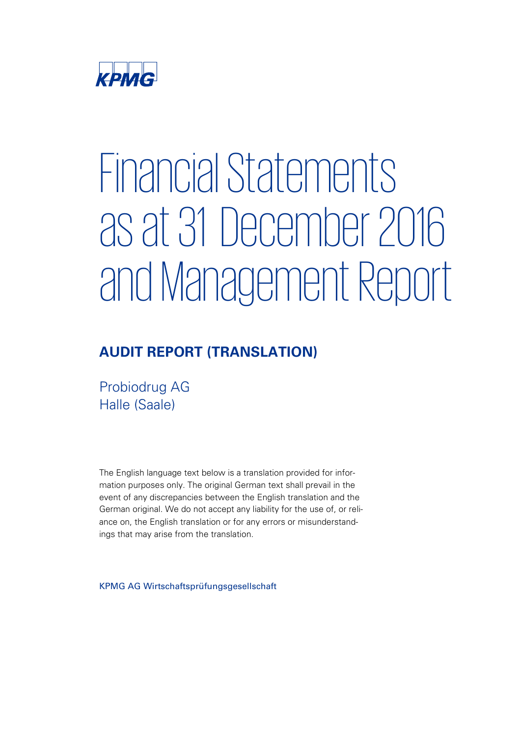KPMG

# Financial Statements as at 31 December 2016 and Management Report

## AUDIT REPORT (TRANSLATION)

Probiodrug AG
Halle (Saale)

The English language text below is a translation provided for information purposes only. The original German text shall prevail in the event of any discrepancies between the English translation and the German original. We do not accept any liability for the use of, or reliance on, the English translation or for any errors or misunderstandings that may arise from the translation.

KPMG AG Wirtschaftsprüfungsgesellschaft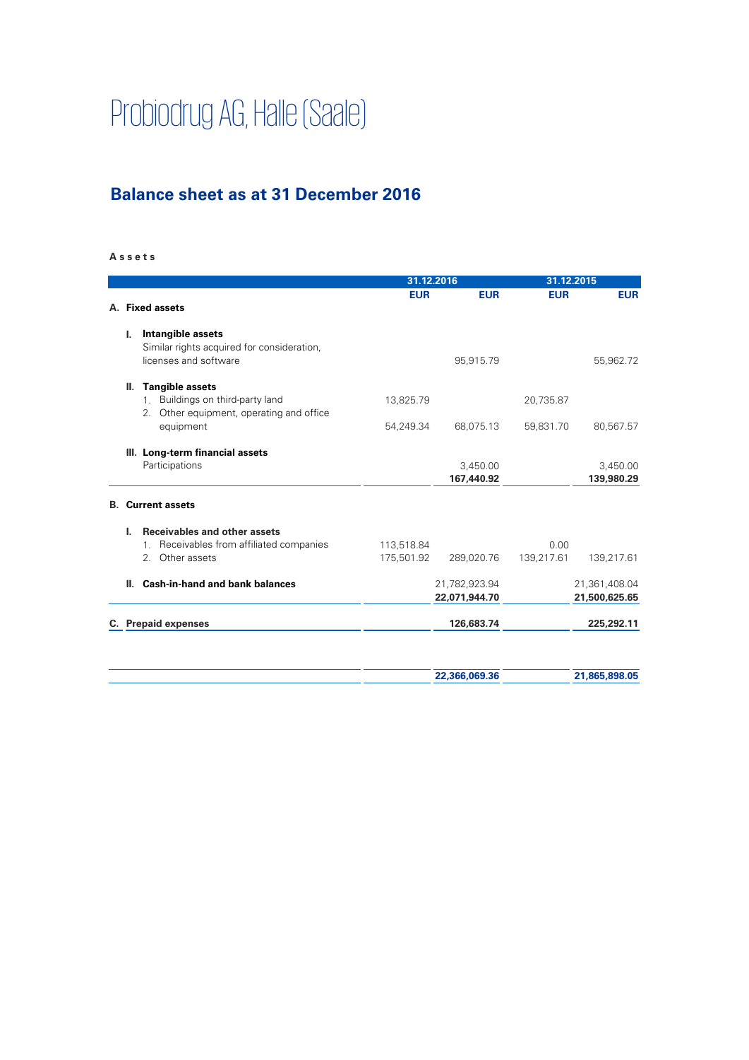# Probiodrug AG, Halle (Saale)

## Balance sheet as at 31 December 2016

**Assets**

| | 31.12.2016 | | 31.12.2015 | |
|---|---|---|---|---|
| | **EUR** | **EUR** | **EUR** | **EUR** |
| **A. Fixed assets** | | | | |
| **I. Intangible assets** | | | | |
| Similar rights acquired for consideration, licenses and software | | 95,915.79 | | 55,962.72 |
| **II. Tangible assets** | | | | |
| 1. Buildings on third-party land | 13,825.79 | | 20,735.87 | |
| 2. Other equipment, operating and office equipment | 54,249.34 | 68,075.13 | 59,831.70 | 80,567.57 |
| **III. Long-term financial assets** | | | | |
| Participations | | 3,450.00 | | 3,450.00 |
| | | **167,440.92** | | **139,980.29** |
| **B. Current assets** | | | | |
| **I. Receivables and other assets** | | | | |
| 1. Receivables from affiliated companies | 113,518.84 | | 0.00 | |
| 2. Other assets | 175,501.92 | 289,020.76 | 139,217.61 | 139,217.61 |
| **II. Cash-in-hand and bank balances** | | 21,782,923.94 | | 21,361,408.04 |
| | | **22,071,944.70** | | **21,500,625.65** |
| **C. Prepaid expenses** | | **126,683.74** | | **225,292.11** |
| | | **22,366,069.36** | | **21,865,898.05** |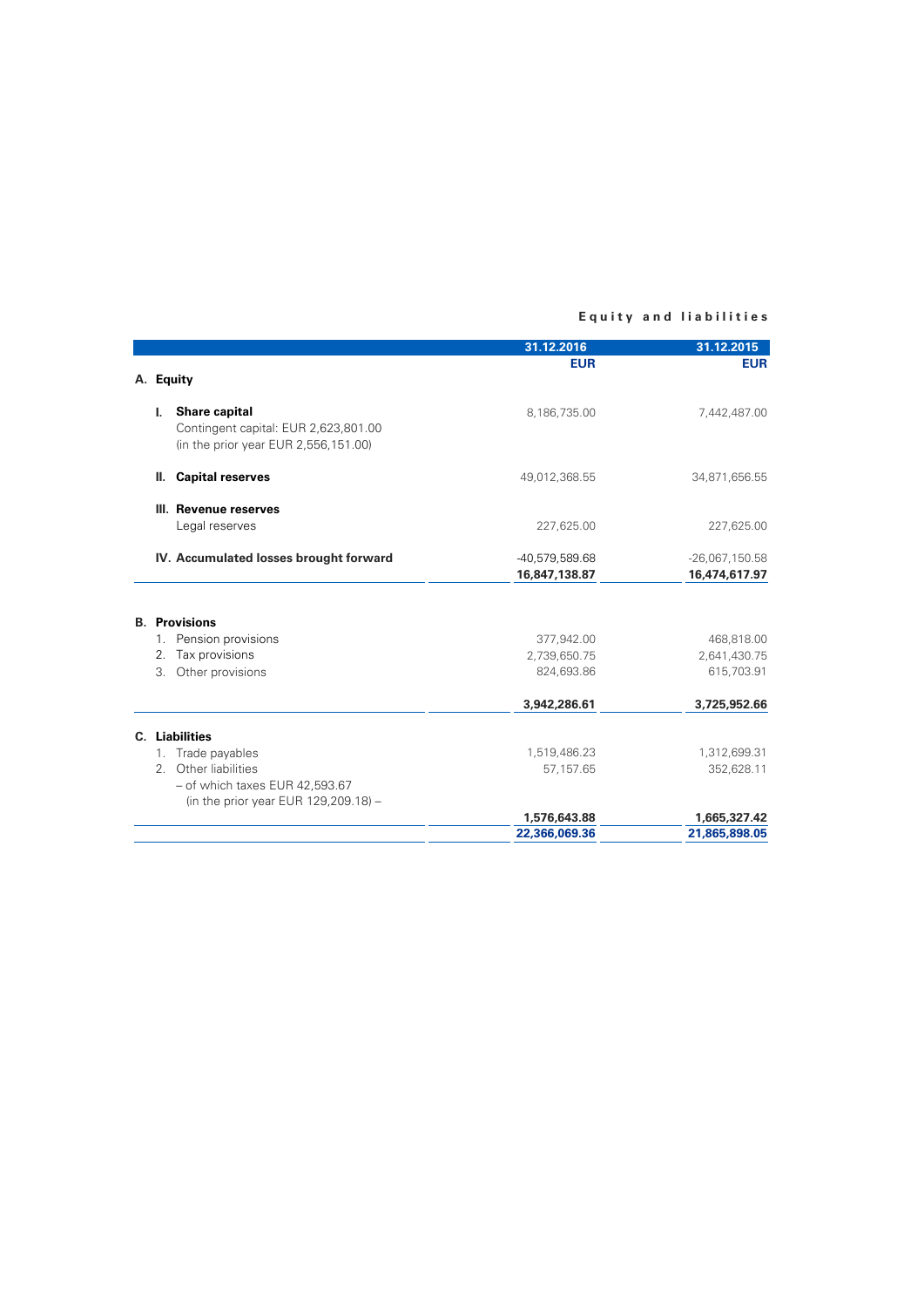**Equity and liabilities**

| | 31.12.2016 | 31.12.2015 |
|---|---|---|
| | **EUR** | **EUR** |
| **A. Equity** | | |
| **I. Share capital** | 8,186,735.00 | 7,442,487.00 |
| Contingent capital: EUR 2,623,801.00 (in the prior year EUR 2,556,151.00) | | |
| **II. Capital reserves** | 49,012,368.55 | 34,871,656.55 |
| **III. Revenue reserves** | | |
| Legal reserves | 227,625.00 | 227,625.00 |
| **IV. Accumulated losses brought forward** | -40,579,589.68 | -26,067,150.58 |
| | **16,847,138.87** | **16,474,617.97** |
| **B. Provisions** | | |
| 1. Pension provisions | 377,942.00 | 468,818.00 |
| 2. Tax provisions | 2,739,650.75 | 2,641,430.75 |
| 3. Other provisions | 824,693.86 | 615,703.91 |
| | **3,942,286.61** | **3,725,952.66** |
| **C. Liabilities** | | |
| 1. Trade payables | 1,519,486.23 | 1,312,699.31 |
| 2. Other liabilities | 57,157.65 | 352,628.11 |
| – of which taxes EUR 42,593.67 (in the prior year EUR 129,209.18) – | | |
| | **1,576,643.88** | **1,665,327.42** |
| | **22,366,069.36** | **21,865,898.05** |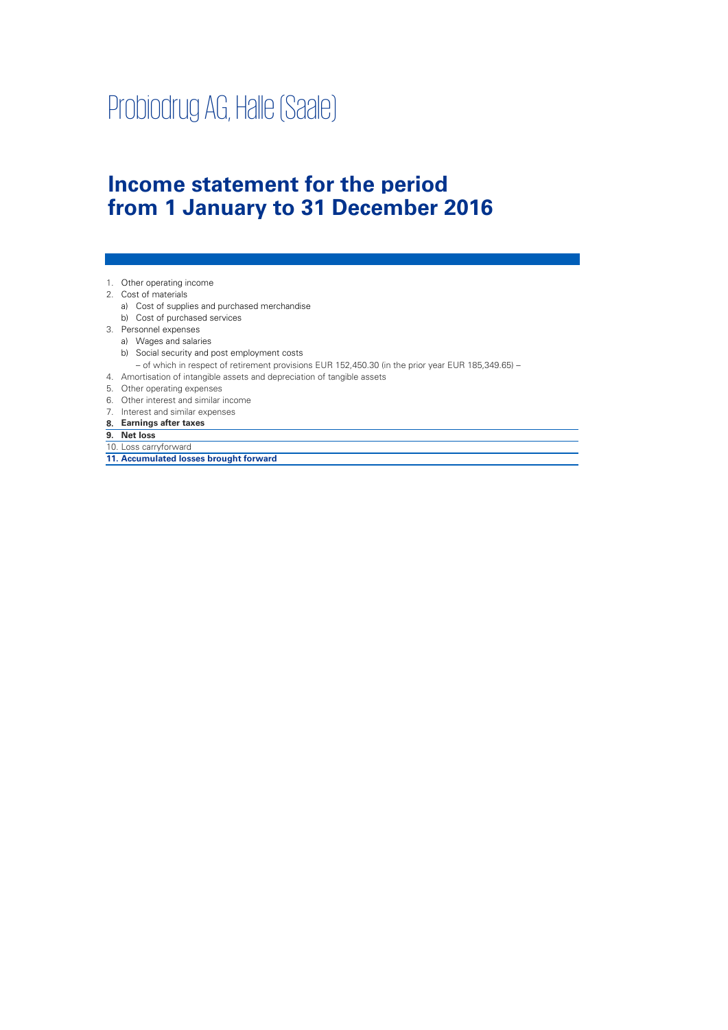# Probiodrug AG, Halle (Saale)

## Income statement for the period from 1 January to 31 December 2016

1. Other operating income
2. Cost of materials
   a) Cost of supplies and purchased merchandise
   b) Cost of purchased services
3. Personnel expenses
   a) Wages and salaries
   b) Social security and post employment costs
      – of which in respect of retirement provisions EUR 152,450.30 (in the prior year EUR 185,349.65) –
4. Amortisation of intangible assets and depreciation of tangible assets
5. Other operating expenses
6. Other interest and similar income
7. Interest and similar expenses

**8. Earnings after taxes**

**9. Net loss**

10. Loss carryforward

**11. Accumulated losses brought forward**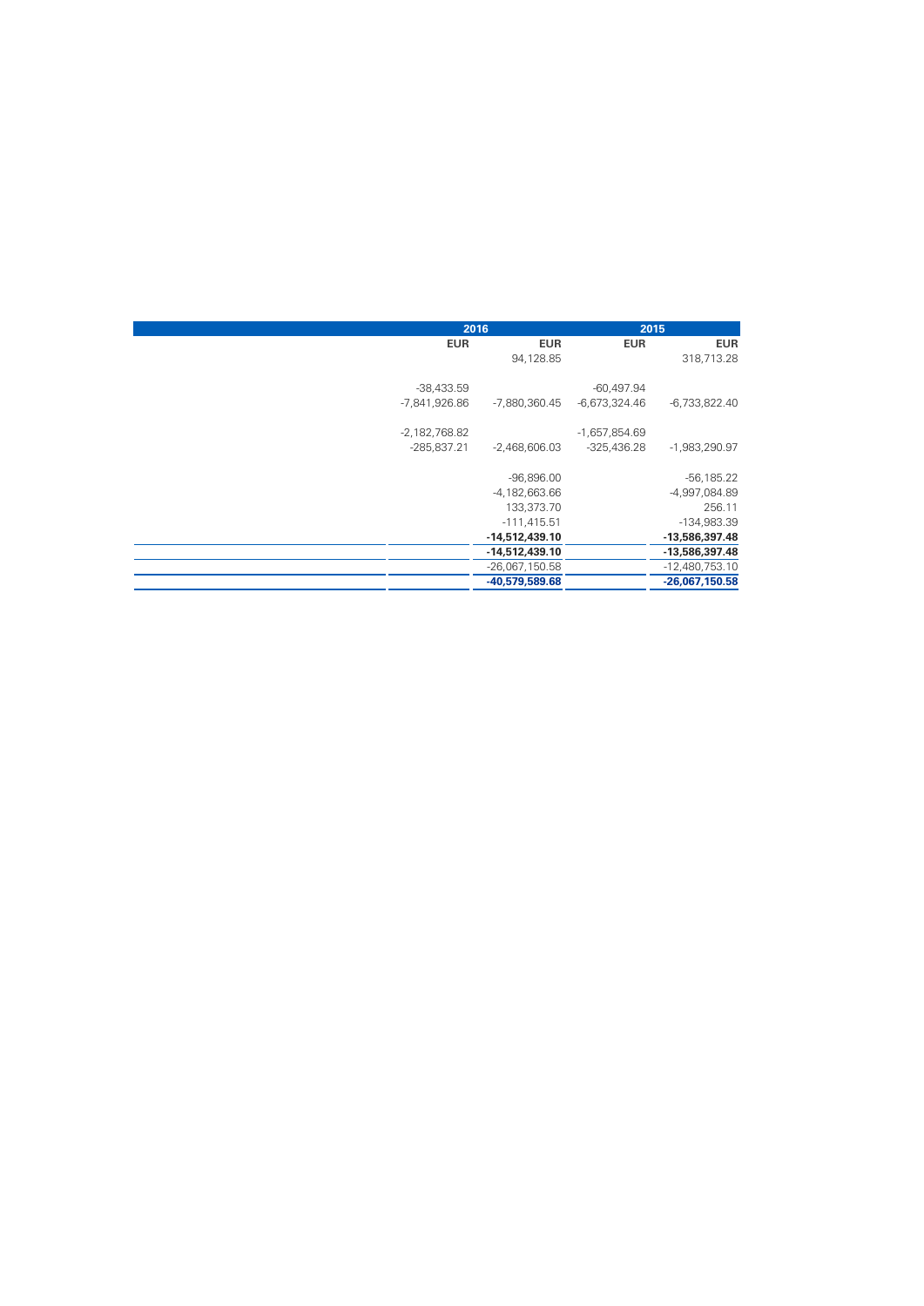| | 2016 | | 2015 | |
|---|---|---|---|---|
| | EUR | EUR | EUR | EUR |
| | | 94,128.85 | | 318,713.28 |
| | | | | |
| | -38,433.59 | | -60,497.94 | |
| | -7,841,926.86 | -7,880,360.45 | -6,673,324.46 | -6,733,822.40 |
| | | | | |
| | -2,182,768.82 | | -1,657,854.69 | |
| | -285,837.21 | -2,468,606.03 | -325,436.28 | -1,983,290.97 |
| | | | | |
| | | -96,896.00 | | -56,185.22 |
| | | -4,182,663.66 | | -4,997,084.89 |
| | | 133,373.70 | | 256.11 |
| | | -111,415.51 | | -134,983.39 |
| | | **-14,512,439.10** | | **-13,586,397.48** |
| | | **-14,512,439.10** | | **-13,586,397.48** |
| | | -26,067,150.58 | | -12,480,753.10 |
| | | **-40,579,589.68** | | **-26,067,150.58** |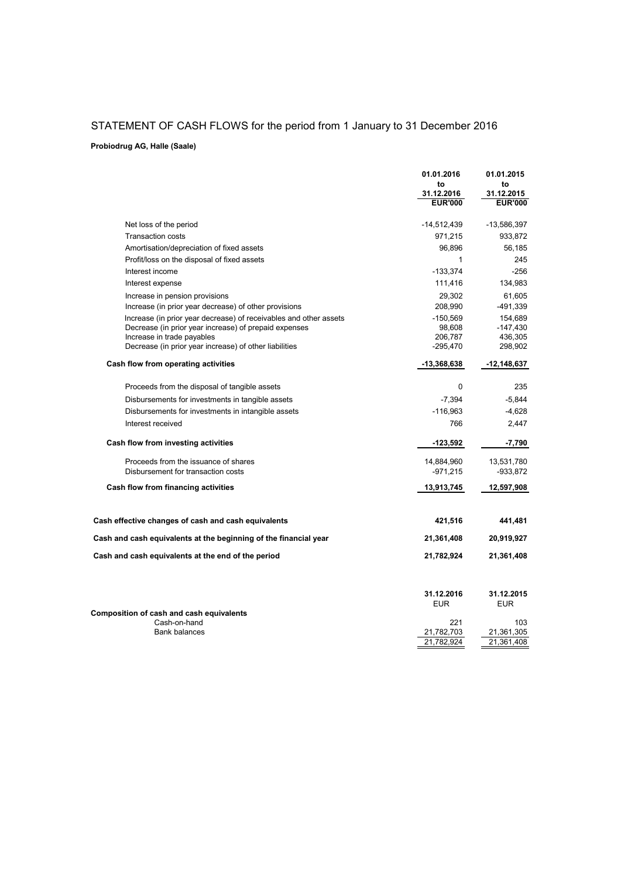# STATEMENT OF CASH FLOWS for the period from 1 January to 31 December 2016

**Probiodrug AG, Halle (Saale)**

| | 01.01.2016 to 31.12.2016 EUR'000 | 01.01.2015 to 31.12.2015 EUR'000 |
|---|---|---|
| Net loss of the period | -14,512,439 | -13,586,397 |
| Transaction costs | 971,215 | 933,872 |
| Amortisation/depreciation of fixed assets | 96,896 | 56,185 |
| Profit/loss on the disposal of fixed assets | 1 | 245 |
| Interest income | -133,374 | -256 |
| Interest expense | 111,416 | 134,983 |
| Increase in pension provisions | 29,302 | 61,605 |
| Increase (in prior year decrease) of other provisions | 208,990 | -491,339 |
| Increase (in prior year decrease) of receivables and other assets | -150,569 | 154,689 |
| Decrease (in prior year increase) of prepaid expenses | 98,608 | -147,430 |
| Increase in trade payables | 206,787 | 436,305 |
| Decrease (in prior year increase) of other liabilities | -295,470 | 298,902 |
| **Cash flow from operating activities** | **-13,368,638** | **-12,148,637** |
| Proceeds from the disposal of tangible assets | 0 | 235 |
| Disbursements for investments in tangible assets | -7,394 | -5,844 |
| Disbursements for investments in intangible assets | -116,963 | -4,628 |
| Interest received | 766 | 2,447 |
| **Cash flow from investing activities** | **-123,592** | **-7,790** |
| Proceeds from the issuance of shares | 14,884,960 | 13,531,780 |
| Disbursement for transaction costs | -971,215 | -933,872 |
| **Cash flow from financing activities** | **13,913,745** | **12,597,908** |
| **Cash effective changes of cash and cash equivalents** | **421,516** | **441,481** |
| **Cash and cash equivalents at the beginning of the financial year** | **21,361,408** | **20,919,927** |
| **Cash and cash equivalents at the end of the period** | **21,782,924** | **21,361,408** |

| | 31.12.2016 EUR | 31.12.2015 EUR |
|---|---|---|
| **Composition of cash and cash equivalents** | | |
| Cash-on-hand | 221 | 103 |
| Bank balances | 21,782,703 | 21,361,305 |
| | 21,782,924 | 21,361,408 |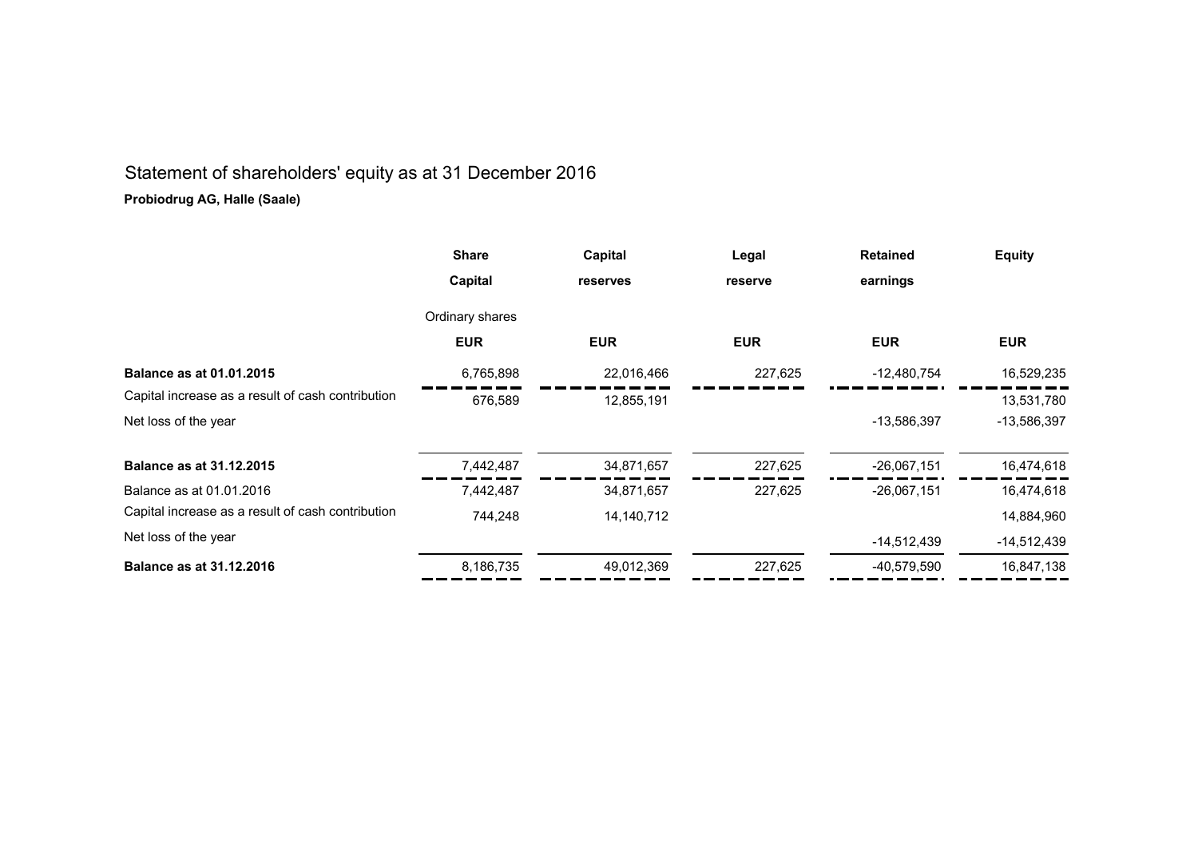# Statement of shareholders' equity as at 31 December 2016

**Probiodrug AG, Halle (Saale)**

| | **Share Capital** | **Capital reserves** | **Legal reserve** | **Retained earnings** | **Equity** |
|---|---|---|---|---|---|
| | Ordinary shares | | | | |
| | **EUR** | **EUR** | **EUR** | **EUR** | **EUR** |
| **Balance as at 01.01.2015** | 6,765,898 | 22,016,466 | 227,625 | -12,480,754 | 16,529,235 |
| Capital increase as a result of cash contribution | 676,589 | 12,855,191 | | | 13,531,780 |
| Net loss of the year | | | | -13,586,397 | -13,586,397 |
| **Balance as at 31.12.2015** | 7,442,487 | 34,871,657 | 227,625 | -26,067,151 | 16,474,618 |
| Balance as at 01.01.2016 | 7,442,487 | 34,871,657 | 227,625 | -26,067,151 | 16,474,618 |
| Capital increase as a result of cash contribution | 744,248 | 14,140,712 | | | 14,884,960 |
| Net loss of the year | | | | -14,512,439 | -14,512,439 |
| **Balance as at 31.12.2016** | 8,186,735 | 49,012,369 | 227,625 | -40,579,590 | 16,847,138 |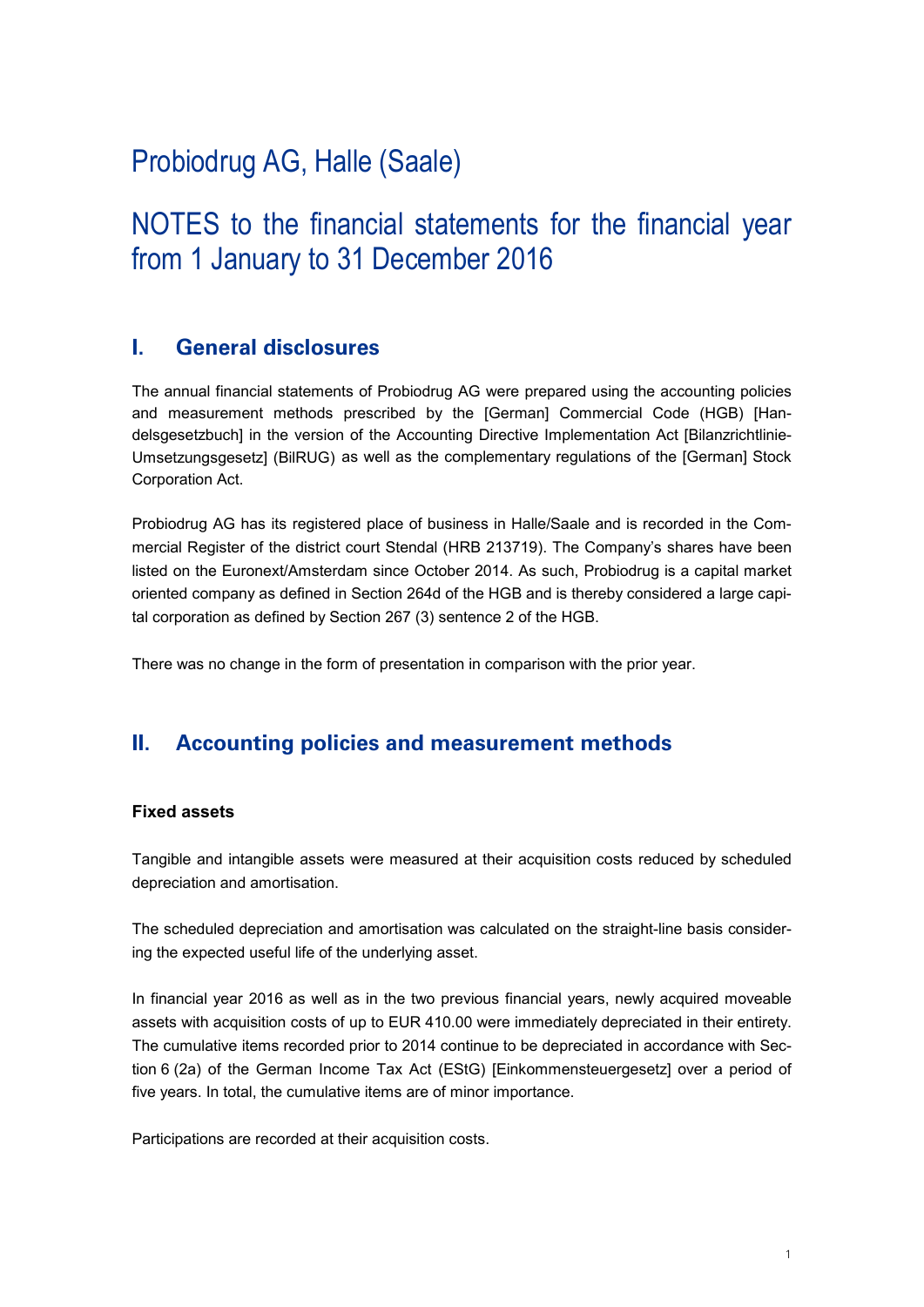# Probiodrug AG, Halle (Saale)

# NOTES to the financial statements for the financial year from 1 January to 31 December 2016

## I. General disclosures

The annual financial statements of Probiodrug AG were prepared using the accounting policies and measurement methods prescribed by the [German] Commercial Code (HGB) [Handelsgesetzbuch] in the version of the Accounting Directive Implementation Act [Bilanzrichtlinie-Umsetzungsgesetz] (BilRUG) as well as the complementary regulations of the [German] Stock Corporation Act.

Probiodrug AG has its registered place of business in Halle/Saale and is recorded in the Commercial Register of the district court Stendal (HRB 213719). The Company's shares have been listed on the Euronext/Amsterdam since October 2014. As such, Probiodrug is a capital market oriented company as defined in Section 264d of the HGB and is thereby considered a large capital corporation as defined by Section 267 (3) sentence 2 of the HGB.

There was no change in the form of presentation in comparison with the prior year.

## II. Accounting policies and measurement methods

### Fixed assets

Tangible and intangible assets were measured at their acquisition costs reduced by scheduled depreciation and amortisation.

The scheduled depreciation and amortisation was calculated on the straight-line basis considering the expected useful life of the underlying asset.

In financial year 2016 as well as in the two previous financial years, newly acquired moveable assets with acquisition costs of up to EUR 410.00 were immediately depreciated in their entirety. The cumulative items recorded prior to 2014 continue to be depreciated in accordance with Section 6 (2a) of the German Income Tax Act (EStG) [Einkommensteuergesetz] over a period of five years. In total, the cumulative items are of minor importance.

Participations are recorded at their acquisition costs.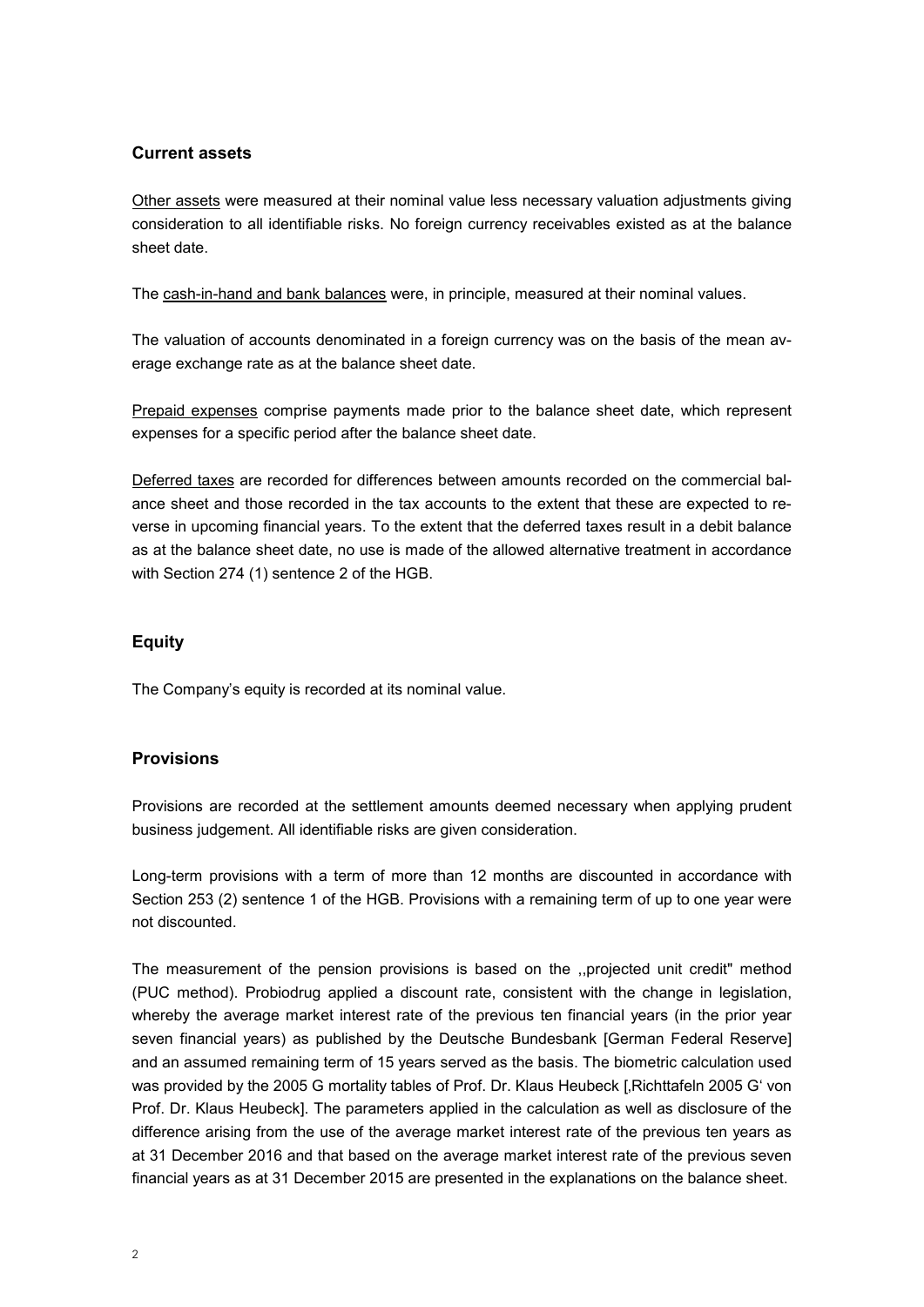## Current assets

Other assets were measured at their nominal value less necessary valuation adjustments giving consideration to all identifiable risks. No foreign currency receivables existed as at the balance sheet date.

The cash-in-hand and bank balances were, in principle, measured at their nominal values.

The valuation of accounts denominated in a foreign currency was on the basis of the mean average exchange rate as at the balance sheet date.

Prepaid expenses comprise payments made prior to the balance sheet date, which represent expenses for a specific period after the balance sheet date.

Deferred taxes are recorded for differences between amounts recorded on the commercial balance sheet and those recorded in the tax accounts to the extent that these are expected to reverse in upcoming financial years. To the extent that the deferred taxes result in a debit balance as at the balance sheet date, no use is made of the allowed alternative treatment in accordance with Section 274 (1) sentence 2 of the HGB.

## Equity

The Company's equity is recorded at its nominal value.

## Provisions

Provisions are recorded at the settlement amounts deemed necessary when applying prudent business judgement. All identifiable risks are given consideration.

Long-term provisions with a term of more than 12 months are discounted in accordance with Section 253 (2) sentence 1 of the HGB. Provisions with a remaining term of up to one year were not discounted.

The measurement of the pension provisions is based on the ,,projected unit credit" method (PUC method). Probiodrug applied a discount rate, consistent with the change in legislation, whereby the average market interest rate of the previous ten financial years (in the prior year seven financial years) as published by the Deutsche Bundesbank [German Federal Reserve] and an assumed remaining term of 15 years served as the basis. The biometric calculation used was provided by the 2005 G mortality tables of Prof. Dr. Klaus Heubeck [,Richttafeln 2005 G' von Prof. Dr. Klaus Heubeck]. The parameters applied in the calculation as well as disclosure of the difference arising from the use of the average market interest rate of the previous ten years as at 31 December 2016 and that based on the average market interest rate of the previous seven financial years as at 31 December 2015 are presented in the explanations on the balance sheet.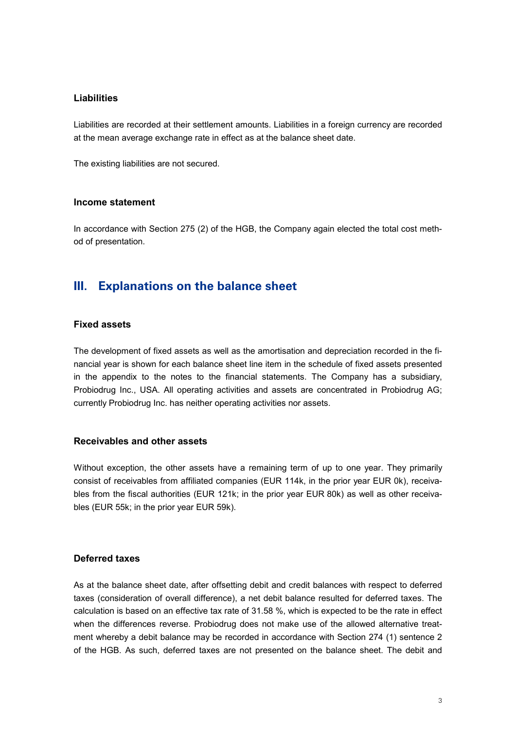### Liabilities

Liabilities are recorded at their settlement amounts. Liabilities in a foreign currency are recorded at the mean average exchange rate in effect as at the balance sheet date.

The existing liabilities are not secured.

### Income statement

In accordance with Section 275 (2) of the HGB, the Company again elected the total cost method of presentation.

## III. Explanations on the balance sheet

### Fixed assets

The development of fixed assets as well as the amortisation and depreciation recorded in the financial year is shown for each balance sheet line item in the schedule of fixed assets presented in the appendix to the notes to the financial statements. The Company has a subsidiary, Probiodrug Inc., USA. All operating activities and assets are concentrated in Probiodrug AG; currently Probiodrug Inc. has neither operating activities nor assets.

### Receivables and other assets

Without exception, the other assets have a remaining term of up to one year. They primarily consist of receivables from affiliated companies (EUR 114k, in the prior year EUR 0k), receivables from the fiscal authorities (EUR 121k; in the prior year EUR 80k) as well as other receivables (EUR 55k; in the prior year EUR 59k).

### Deferred taxes

As at the balance sheet date, after offsetting debit and credit balances with respect to deferred taxes (consideration of overall difference), a net debit balance resulted for deferred taxes. The calculation is based on an effective tax rate of 31.58 %, which is expected to be the rate in effect when the differences reverse. Probiodrug does not make use of the allowed alternative treatment whereby a debit balance may be recorded in accordance with Section 274 (1) sentence 2 of the HGB. As such, deferred taxes are not presented on the balance sheet. The debit and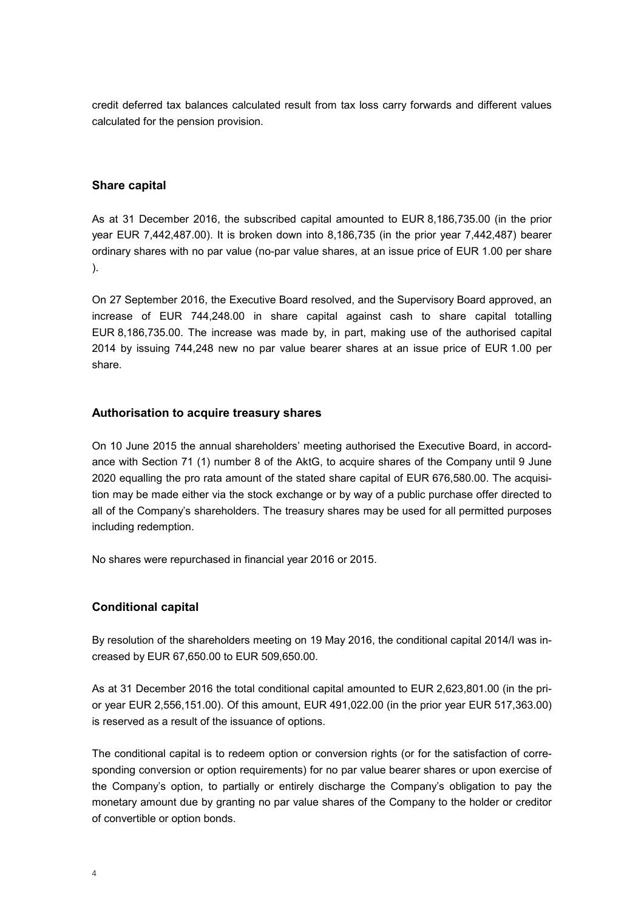credit deferred tax balances calculated result from tax loss carry forwards and different values calculated for the pension provision.

## Share capital

As at 31 December 2016, the subscribed capital amounted to EUR 8,186,735.00 (in the prior year EUR 7,442,487.00). It is broken down into 8,186,735 (in the prior year 7,442,487) bearer ordinary shares with no par value (no-par value shares, at an issue price of EUR 1.00 per share ).

On 27 September 2016, the Executive Board resolved, and the Supervisory Board approved, an increase of EUR 744,248.00 in share capital against cash to share capital totalling EUR 8,186,735.00. The increase was made by, in part, making use of the authorised capital 2014 by issuing 744,248 new no par value bearer shares at an issue price of EUR 1.00 per share.

## Authorisation to acquire treasury shares

On 10 June 2015 the annual shareholders' meeting authorised the Executive Board, in accordance with Section 71 (1) number 8 of the AktG, to acquire shares of the Company until 9 June 2020 equalling the pro rata amount of the stated share capital of EUR 676,580.00. The acquisition may be made either via the stock exchange or by way of a public purchase offer directed to all of the Company's shareholders. The treasury shares may be used for all permitted purposes including redemption.

No shares were repurchased in financial year 2016 or 2015.

## Conditional capital

By resolution of the shareholders meeting on 19 May 2016, the conditional capital 2014/I was increased by EUR 67,650.00 to EUR 509,650.00.

As at 31 December 2016 the total conditional capital amounted to EUR 2,623,801.00 (in the prior year EUR 2,556,151.00). Of this amount, EUR 491,022.00 (in the prior year EUR 517,363.00) is reserved as a result of the issuance of options.

The conditional capital is to redeem option or conversion rights (or for the satisfaction of corresponding conversion or option requirements) for no par value bearer shares or upon exercise of the Company's option, to partially or entirely discharge the Company's obligation to pay the monetary amount due by granting no par value shares of the Company to the holder or creditor of convertible or option bonds.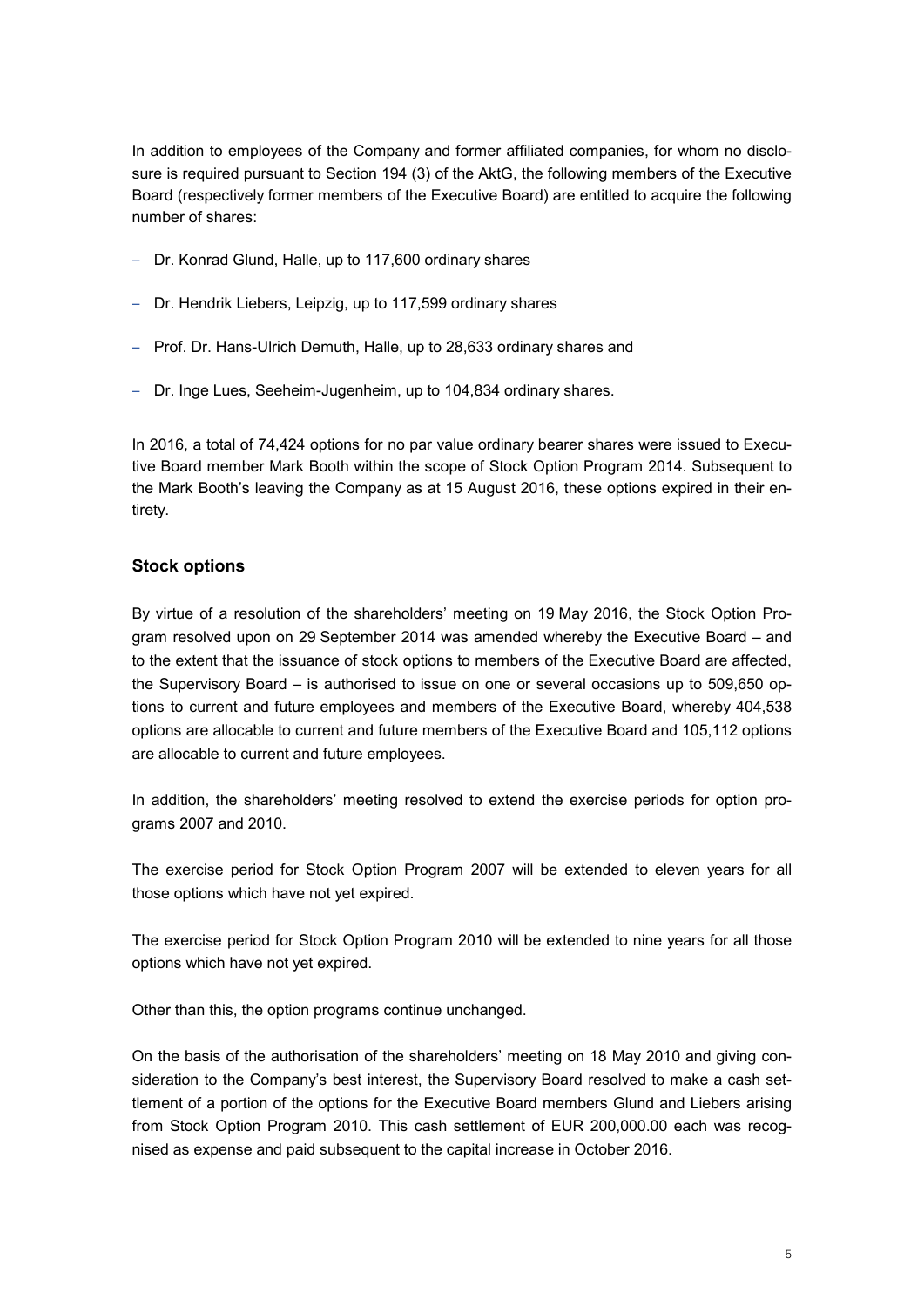In addition to employees of the Company and former affiliated companies, for whom no disclosure is required pursuant to Section 194 (3) of the AktG, the following members of the Executive Board (respectively former members of the Executive Board) are entitled to acquire the following number of shares:

- Dr. Konrad Glund, Halle, up to 117,600 ordinary shares
- Dr. Hendrik Liebers, Leipzig, up to 117,599 ordinary shares
- Prof. Dr. Hans-Ulrich Demuth, Halle, up to 28,633 ordinary shares and
- Dr. Inge Lues, Seeheim-Jugenheim, up to 104,834 ordinary shares.

In 2016, a total of 74,424 options for no par value ordinary bearer shares were issued to Executive Board member Mark Booth within the scope of Stock Option Program 2014. Subsequent to the Mark Booth's leaving the Company as at 15 August 2016, these options expired in their entirety.

### Stock options

By virtue of a resolution of the shareholders' meeting on 19 May 2016, the Stock Option Program resolved upon on 29 September 2014 was amended whereby the Executive Board – and to the extent that the issuance of stock options to members of the Executive Board are affected, the Supervisory Board – is authorised to issue on one or several occasions up to 509,650 options to current and future employees and members of the Executive Board, whereby 404,538 options are allocable to current and future members of the Executive Board and 105,112 options are allocable to current and future employees.

In addition, the shareholders' meeting resolved to extend the exercise periods for option programs 2007 and 2010.

The exercise period for Stock Option Program 2007 will be extended to eleven years for all those options which have not yet expired.

The exercise period for Stock Option Program 2010 will be extended to nine years for all those options which have not yet expired.

Other than this, the option programs continue unchanged.

On the basis of the authorisation of the shareholders' meeting on 18 May 2010 and giving consideration to the Company's best interest, the Supervisory Board resolved to make a cash settlement of a portion of the options for the Executive Board members Glund and Liebers arising from Stock Option Program 2010. This cash settlement of EUR 200,000.00 each was recognised as expense and paid subsequent to the capital increase in October 2016.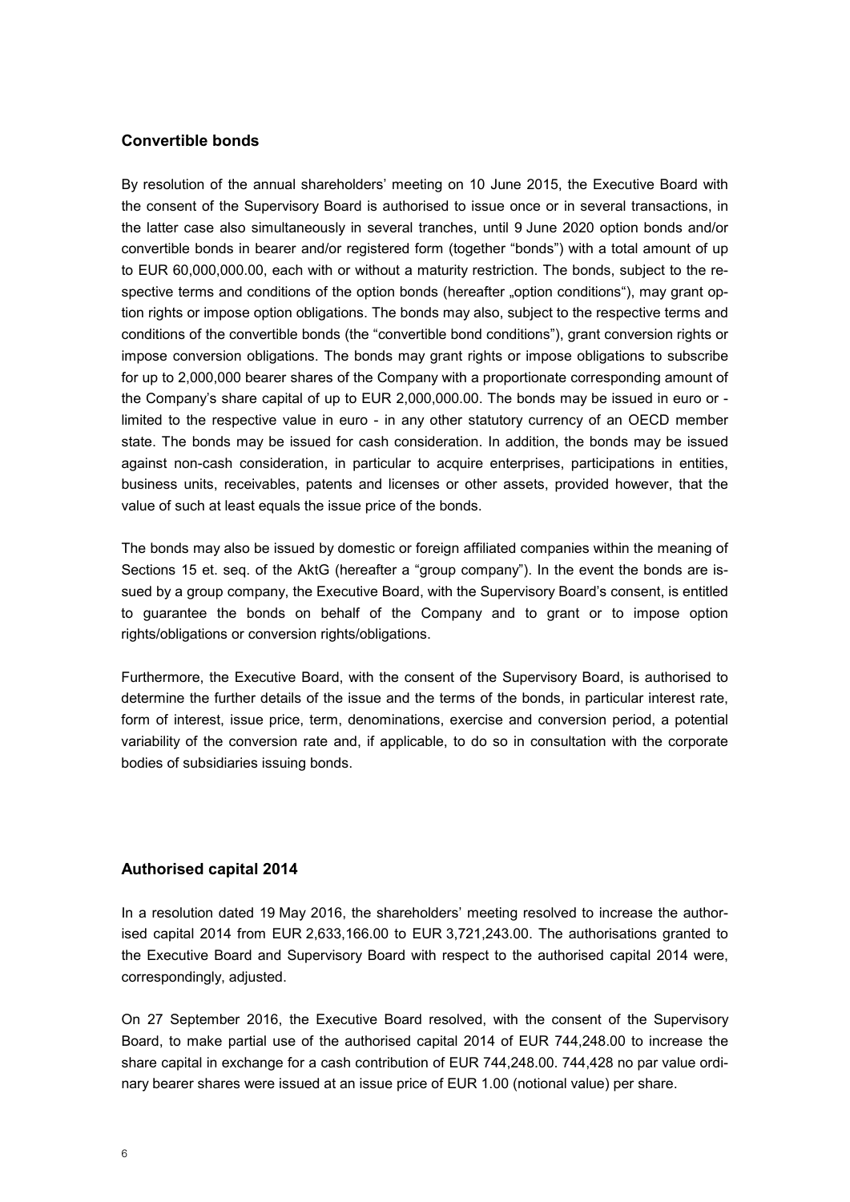## Convertible bonds

By resolution of the annual shareholders' meeting on 10 June 2015, the Executive Board with the consent of the Supervisory Board is authorised to issue once or in several transactions, in the latter case also simultaneously in several tranches, until 9 June 2020 option bonds and/or convertible bonds in bearer and/or registered form (together "bonds") with a total amount of up to EUR 60,000,000.00, each with or without a maturity restriction. The bonds, subject to the respective terms and conditions of the option bonds (hereafter „option conditions"), may grant option rights or impose option obligations. The bonds may also, subject to the respective terms and conditions of the convertible bonds (the "convertible bond conditions"), grant conversion rights or impose conversion obligations. The bonds may grant rights or impose obligations to subscribe for up to 2,000,000 bearer shares of the Company with a proportionate corresponding amount of the Company's share capital of up to EUR 2,000,000.00. The bonds may be issued in euro or - limited to the respective value in euro - in any other statutory currency of an OECD member state. The bonds may be issued for cash consideration. In addition, the bonds may be issued against non-cash consideration, in particular to acquire enterprises, participations in entities, business units, receivables, patents and licenses or other assets, provided however, that the value of such at least equals the issue price of the bonds.

The bonds may also be issued by domestic or foreign affiliated companies within the meaning of Sections 15 et. seq. of the AktG (hereafter a "group company"). In the event the bonds are issued by a group company, the Executive Board, with the Supervisory Board's consent, is entitled to guarantee the bonds on behalf of the Company and to grant or to impose option rights/obligations or conversion rights/obligations.

Furthermore, the Executive Board, with the consent of the Supervisory Board, is authorised to determine the further details of the issue and the terms of the bonds, in particular interest rate, form of interest, issue price, term, denominations, exercise and conversion period, a potential variability of the conversion rate and, if applicable, to do so in consultation with the corporate bodies of subsidiaries issuing bonds.

## Authorised capital 2014

In a resolution dated 19 May 2016, the shareholders' meeting resolved to increase the authorised capital 2014 from EUR 2,633,166.00 to EUR 3,721,243.00. The authorisations granted to the Executive Board and Supervisory Board with respect to the authorised capital 2014 were, correspondingly, adjusted.

On 27 September 2016, the Executive Board resolved, with the consent of the Supervisory Board, to make partial use of the authorised capital 2014 of EUR 744,248.00 to increase the share capital in exchange for a cash contribution of EUR 744,248.00. 744,428 no par value ordinary bearer shares were issued at an issue price of EUR 1.00 (notional value) per share.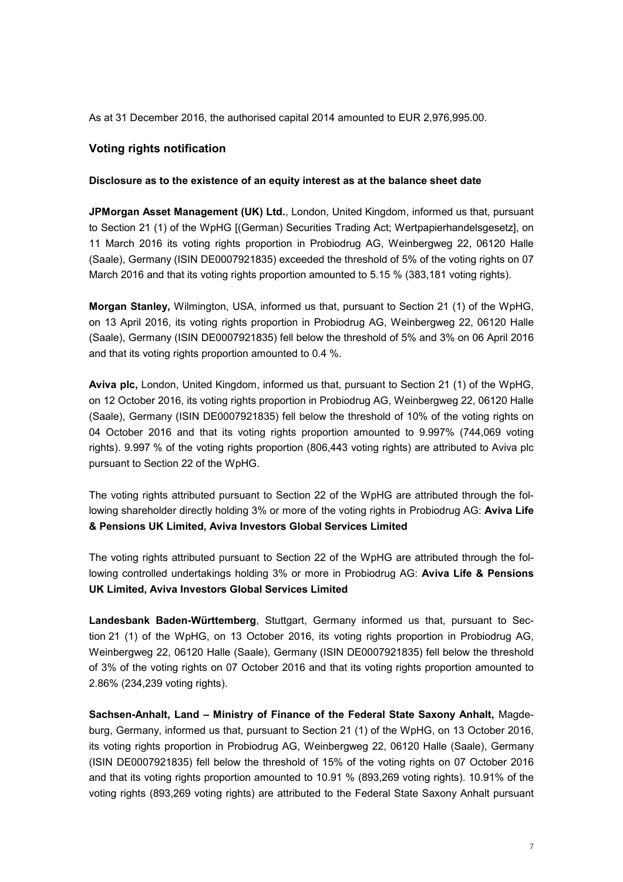As at 31 December 2016, the authorised capital 2014 amounted to EUR 2,976,995.00.

## Voting rights notification

**Disclosure as to the existence of an equity interest as at the balance sheet date**

**JPMorgan Asset Management (UK) Ltd.**, London, United Kingdom, informed us that, pursuant to Section 21 (1) of the WpHG [(German) Securities Trading Act; Wertpapierhandelsgesetz], on 11 March 2016 its voting rights proportion in Probiodrug AG, Weinbergweg 22, 06120 Halle (Saale), Germany (ISIN DE0007921835) exceeded the threshold of 5% of the voting rights on 07 March 2016 and that its voting rights proportion amounted to 5.15 % (383,181 voting rights).

**Morgan Stanley,** Wilmington, USA, informed us that, pursuant to Section 21 (1) of the WpHG, on 13 April 2016, its voting rights proportion in Probiodrug AG, Weinbergweg 22, 06120 Halle (Saale), Germany (ISIN DE0007921835) fell below the threshold of 5% and 3% on 06 April 2016 and that its voting rights proportion amounted to 0.4 %.

**Aviva plc,** London, United Kingdom, informed us that, pursuant to Section 21 (1) of the WpHG, on 12 October 2016, its voting rights proportion in Probiodrug AG, Weinbergweg 22, 06120 Halle (Saale), Germany (ISIN DE0007921835) fell below the threshold of 10% of the voting rights on 04 October 2016 and that its voting rights proportion amounted to 9.997% (744,069 voting rights). 9.997 % of the voting rights proportion (806,443 voting rights) are attributed to Aviva plc pursuant to Section 22 of the WpHG.

The voting rights attributed pursuant to Section 22 of the WpHG are attributed through the following shareholder directly holding 3% or more of the voting rights in Probiodrug AG: **Aviva Life & Pensions UK Limited, Aviva Investors Global Services Limited**

The voting rights attributed pursuant to Section 22 of the WpHG are attributed through the following controlled undertakings holding 3% or more in Probiodrug AG: **Aviva Life & Pensions UK Limited, Aviva Investors Global Services Limited**

**Landesbank Baden-Württemberg**, Stuttgart, Germany informed us that, pursuant to Section 21 (1) of the WpHG, on 13 October 2016, its voting rights proportion in Probiodrug AG, Weinbergweg 22, 06120 Halle (Saale), Germany (ISIN DE0007921835) fell below the threshold of 3% of the voting rights on 07 October 2016 and that its voting rights proportion amounted to 2.86% (234,239 voting rights).

**Sachsen-Anhalt, Land – Ministry of Finance of the Federal State Saxony Anhalt,** Magdeburg, Germany, informed us that, pursuant to Section 21 (1) of the WpHG, on 13 October 2016, its voting rights proportion in Probiodrug AG, Weinbergweg 22, 06120 Halle (Saale), Germany (ISIN DE0007921835) fell below the threshold of 15% of the voting rights on 07 October 2016 and that its voting rights proportion amounted to 10.91 % (893,269 voting rights). 10.91% of the voting rights (893,269 voting rights) are attributed to the Federal State Saxony Anhalt pursuant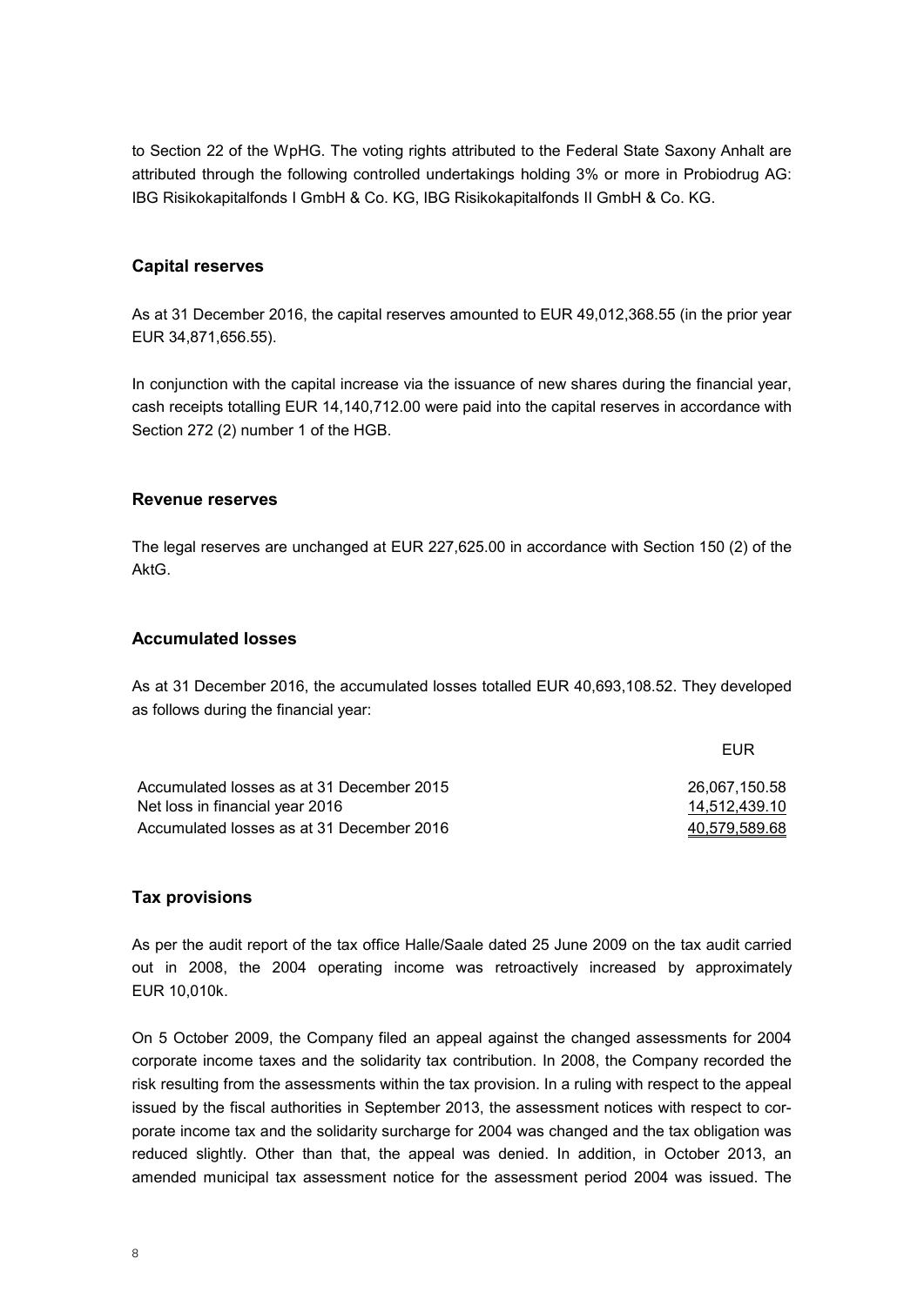to Section 22 of the WpHG. The voting rights attributed to the Federal State Saxony Anhalt are attributed through the following controlled undertakings holding 3% or more in Probiodrug AG: IBG Risikokapitalfonds I GmbH & Co. KG, IBG Risikokapitalfonds II GmbH & Co. KG.

## Capital reserves

As at 31 December 2016, the capital reserves amounted to EUR 49,012,368.55 (in the prior year EUR 34,871,656.55).

In conjunction with the capital increase via the issuance of new shares during the financial year, cash receipts totalling EUR 14,140,712.00 were paid into the capital reserves in accordance with Section 272 (2) number 1 of the HGB.

## Revenue reserves

The legal reserves are unchanged at EUR 227,625.00 in accordance with Section 150 (2) of the AktG.

## Accumulated losses

As at 31 December 2016, the accumulated losses totalled EUR 40,693,108.52. They developed as follows during the financial year:

| | EUR |
|---|---|
| Accumulated losses as at 31 December 2015 | 26,067,150.58 |
| Net loss in financial year 2016 | 14,512,439.10 |
| Accumulated losses as at 31 December 2016 | 40,579,589.68 |

## Tax provisions

As per the audit report of the tax office Halle/Saale dated 25 June 2009 on the tax audit carried out in 2008, the 2004 operating income was retroactively increased by approximately EUR 10,010k.

On 5 October 2009, the Company filed an appeal against the changed assessments for 2004 corporate income taxes and the solidarity tax contribution. In 2008, the Company recorded the risk resulting from the assessments within the tax provision. In a ruling with respect to the appeal issued by the fiscal authorities in September 2013, the assessment notices with respect to corporate income tax and the solidarity surcharge for 2004 was changed and the tax obligation was reduced slightly. Other than that, the appeal was denied. In addition, in October 2013, an amended municipal tax assessment notice for the assessment period 2004 was issued. The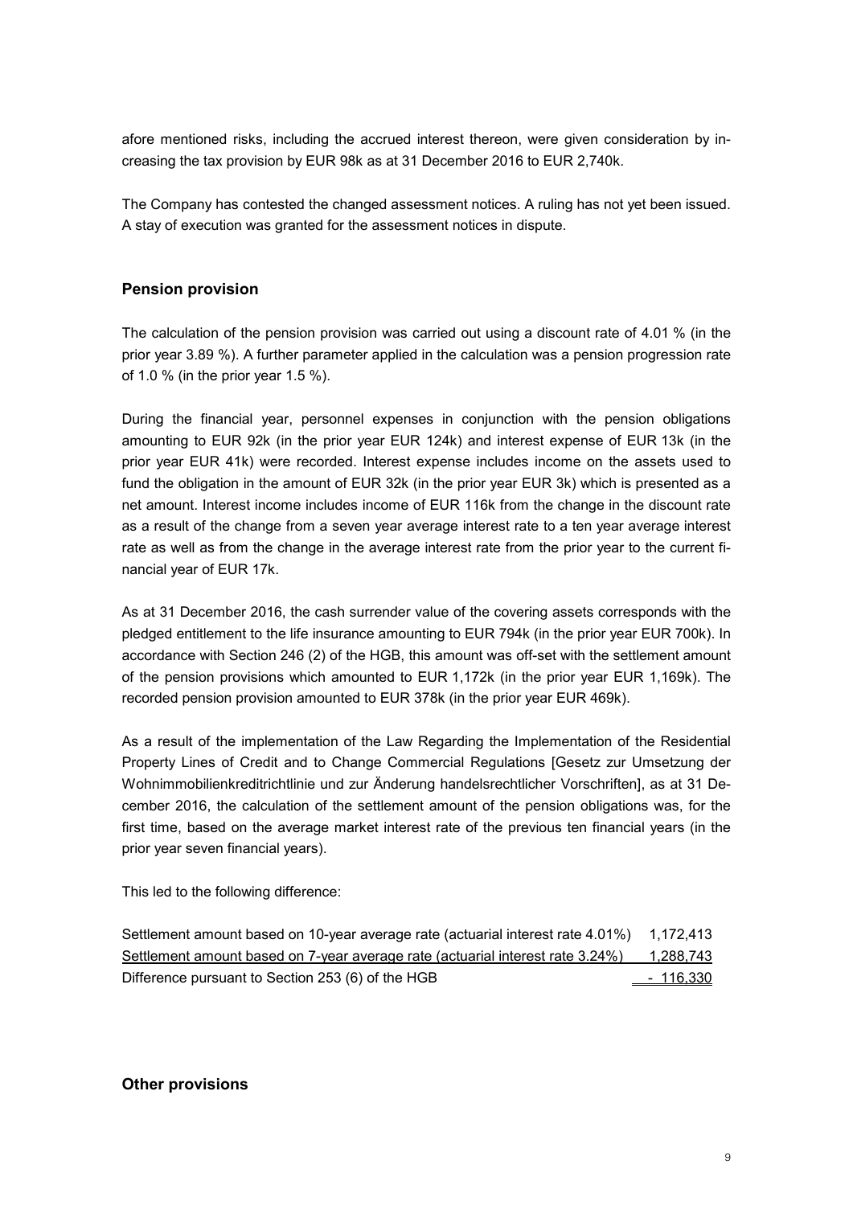afore mentioned risks, including the accrued interest thereon, were given consideration by increasing the tax provision by EUR 98k as at 31 December 2016 to EUR 2,740k.

The Company has contested the changed assessment notices. A ruling has not yet been issued. A stay of execution was granted for the assessment notices in dispute.

## Pension provision

The calculation of the pension provision was carried out using a discount rate of 4.01 % (in the prior year 3.89 %). A further parameter applied in the calculation was a pension progression rate of 1.0 % (in the prior year 1.5 %).

During the financial year, personnel expenses in conjunction with the pension obligations amounting to EUR 92k (in the prior year EUR 124k) and interest expense of EUR 13k (in the prior year EUR 41k) were recorded. Interest expense includes income on the assets used to fund the obligation in the amount of EUR 32k (in the prior year EUR 3k) which is presented as a net amount. Interest income includes income of EUR 116k from the change in the discount rate as a result of the change from a seven year average interest rate to a ten year average interest rate as well as from the change in the average interest rate from the prior year to the current financial year of EUR 17k.

As at 31 December 2016, the cash surrender value of the covering assets corresponds with the pledged entitlement to the life insurance amounting to EUR 794k (in the prior year EUR 700k). In accordance with Section 246 (2) of the HGB, this amount was off-set with the settlement amount of the pension provisions which amounted to EUR 1,172k (in the prior year EUR 1,169k). The recorded pension provision amounted to EUR 378k (in the prior year EUR 469k).

As a result of the implementation of the Law Regarding the Implementation of the Residential Property Lines of Credit and to Change Commercial Regulations [Gesetz zur Umsetzung der Wohnimmobilienkreditrichtlinie und zur Änderung handelsrechtlicher Vorschriften], as at 31 December 2016, the calculation of the settlement amount of the pension obligations was, for the first time, based on the average market interest rate of the previous ten financial years (in the prior year seven financial years).

This led to the following difference:

| | |
|---|---|
| Settlement amount based on 10-year average rate (actuarial interest rate 4.01%) | 1,172,413 |
| Settlement amount based on 7-year average rate (actuarial interest rate 3.24%) | 1,288,743 |
| Difference pursuant to Section 253 (6) of the HGB | - 116,330 |

## Other provisions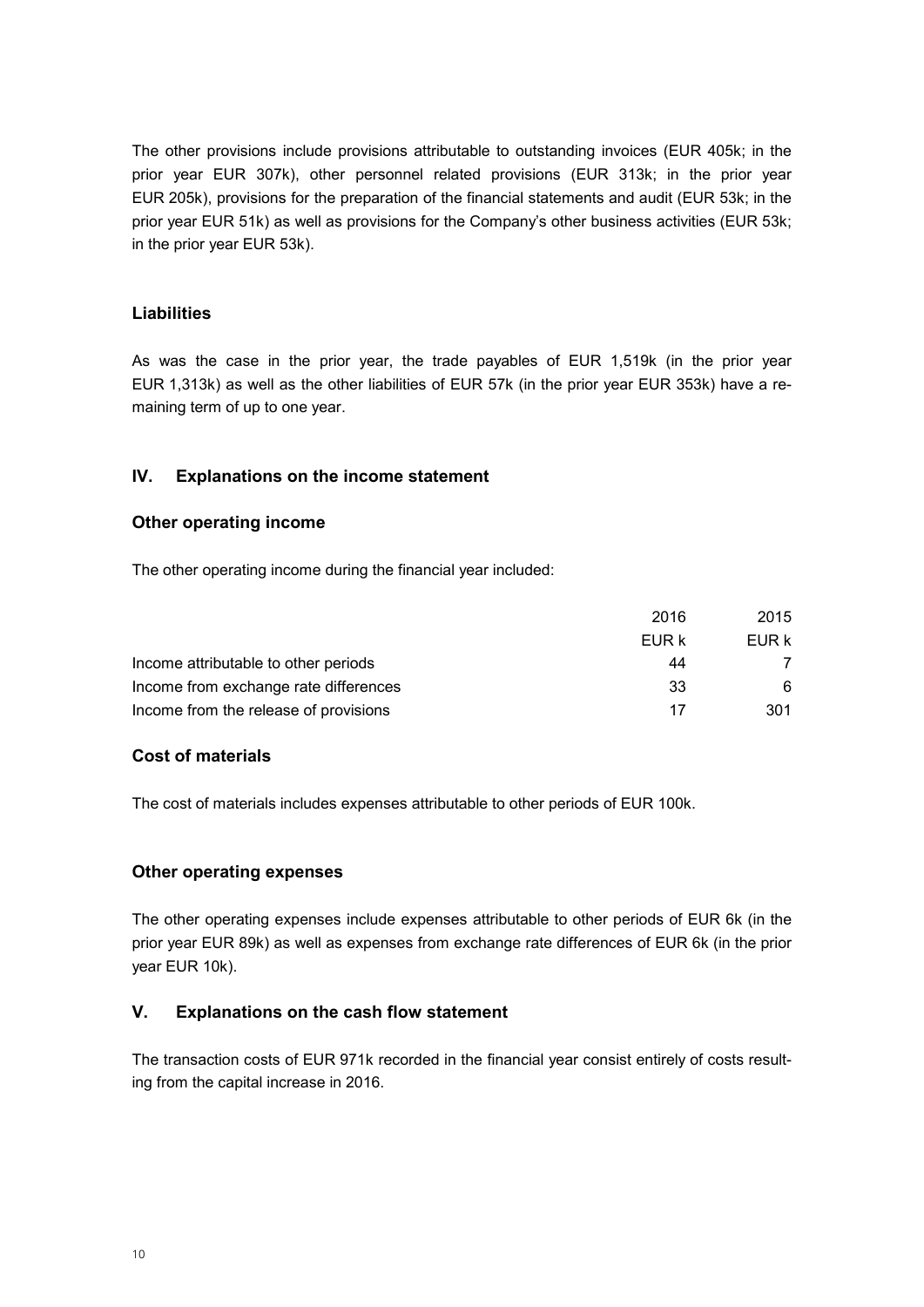The other provisions include provisions attributable to outstanding invoices (EUR 405k; in the prior year EUR 307k), other personnel related provisions (EUR 313k; in the prior year EUR 205k), provisions for the preparation of the financial statements and audit (EUR 53k; in the prior year EUR 51k) as well as provisions for the Company's other business activities (EUR 53k; in the prior year EUR 53k).

### Liabilities

As was the case in the prior year, the trade payables of EUR 1,519k (in the prior year EUR 1,313k) as well as the other liabilities of EUR 57k (in the prior year EUR 353k) have a remaining term of up to one year.

## IV. Explanations on the income statement

### Other operating income

The other operating income during the financial year included:

| | 2016 | 2015 |
|---|---|---|
| | EUR k | EUR k |
| Income attributable to other periods | 44 | 7 |
| Income from exchange rate differences | 33 | 6 |
| Income from the release of provisions | 17 | 301 |

### Cost of materials

The cost of materials includes expenses attributable to other periods of EUR 100k.

### Other operating expenses

The other operating expenses include expenses attributable to other periods of EUR 6k (in the prior year EUR 89k) as well as expenses from exchange rate differences of EUR 6k (in the prior year EUR 10k).

## V. Explanations on the cash flow statement

The transaction costs of EUR 971k recorded in the financial year consist entirely of costs resulting from the capital increase in 2016.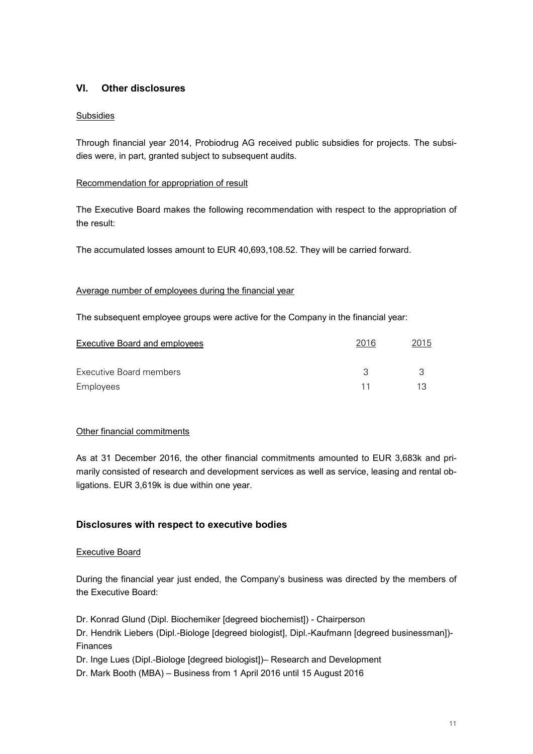## VI. Other disclosures

Subsidies

Through financial year 2014, Probiodrug AG received public subsidies for projects. The subsidies were, in part, granted subject to subsequent audits.

Recommendation for appropriation of result

The Executive Board makes the following recommendation with respect to the appropriation of the result:

The accumulated losses amount to EUR 40,693,108.52. They will be carried forward.

Average number of employees during the financial year

The subsequent employee groups were active for the Company in the financial year:

| Executive Board and employees | 2016 | 2015 |
|---|---|---|
| Executive Board members | 3 | 3 |
| Employees | 11 | 13 |

Other financial commitments

As at 31 December 2016, the other financial commitments amounted to EUR 3,683k and primarily consisted of research and development services as well as service, leasing and rental obligations. EUR 3,619k is due within one year.

## Disclosures with respect to executive bodies

Executive Board

During the financial year just ended, the Company's business was directed by the members of the Executive Board:

Dr. Konrad Glund (Dipl. Biochemiker [degreed biochemist]) - Chairperson
Dr. Hendrik Liebers (Dipl.-Biologe [degreed biologist], Dipl.-Kaufmann [degreed businessman])- Finances
Dr. Inge Lues (Dipl.-Biologe [degreed biologist])– Research and Development
Dr. Mark Booth (MBA) – Business from 1 April 2016 until 15 August 2016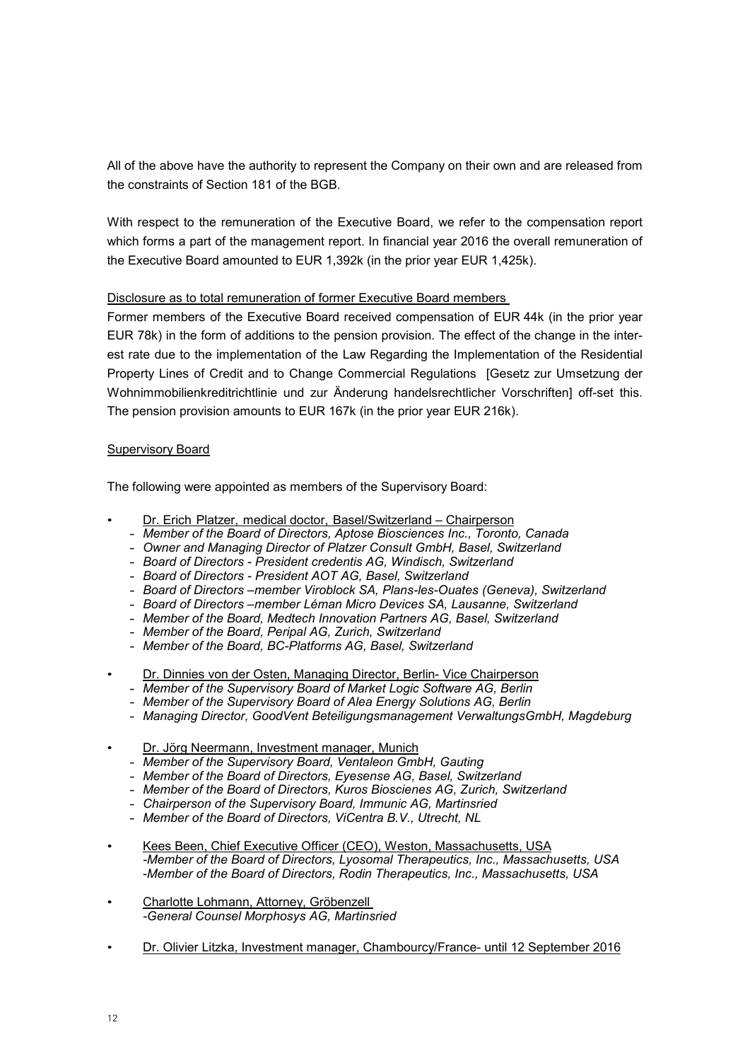All of the above have the authority to represent the Company on their own and are released from the constraints of Section 181 of the BGB.

With respect to the remuneration of the Executive Board, we refer to the compensation report which forms a part of the management report. In financial year 2016 the overall remuneration of the Executive Board amounted to EUR 1,392k (in the prior year EUR 1,425k).

Disclosure as to total remuneration of former Executive Board members

Former members of the Executive Board received compensation of EUR 44k (in the prior year EUR 78k) in the form of additions to the pension provision. The effect of the change in the interest rate due to the implementation of the Law Regarding the Implementation of the Residential Property Lines of Credit and to Change Commercial Regulations [Gesetz zur Umsetzung der Wohnimmobilienkreditrichtlinie und zur Änderung handelsrechtlicher Vorschriften] off-set this. The pension provision amounts to EUR 167k (in the prior year EUR 216k).

Supervisory Board

The following were appointed as members of the Supervisory Board:

- Dr. Erich Platzer, medical doctor, Basel/Switzerland – Chairperson
  - *Member of the Board of Directors, Aptose Biosciences Inc., Toronto, Canada*
  - *Owner and Managing Director of Platzer Consult GmbH, Basel, Switzerland*
  - *Board of Directors - President credentis AG, Windisch, Switzerland*
  - *Board of Directors - President AOT AG, Basel, Switzerland*
  - *Board of Directors –member Viroblock SA, Plans-les-Ouates (Geneva), Switzerland*
  - *Board of Directors –member Léman Micro Devices SA, Lausanne, Switzerland*
  - *Member of the Board, Medtech Innovation Partners AG, Basel, Switzerland*
  - *Member of the Board, Peripal AG, Zurich, Switzerland*
  - *Member of the Board, BC-Platforms AG, Basel, Switzerland*

- Dr. Dinnies von der Osten, Managing Director, Berlin- Vice Chairperson
  - *Member of the Supervisory Board of Market Logic Software AG, Berlin*
  - *Member of the Supervisory Board of Alea Energy Solutions AG, Berlin*
  - *Managing Director, GoodVent Beteiligungsmanagement VerwaltungsGmbH, Magdeburg*

- Dr. Jörg Neermann, Investment manager, Munich
  - *Member of the Supervisory Board, Ventaleon GmbH, Gauting*
  - *Member of the Board of Directors, Eyesense AG, Basel, Switzerland*
  - *Member of the Board of Directors, Kuros Biosciences AG, Zurich, Switzerland*
  - *Chairperson of the Supervisory Board, Immunic AG, Martinsried*
  - *Member of the Board of Directors, ViCentra B.V., Utrecht, NL*

- Kees Been, Chief Executive Officer (CEO), Weston, Massachusetts, USA
  - *-Member of the Board of Directors, Lyosomal Therapeutics, Inc., Massachusetts, USA*
  - *-Member of the Board of Directors, Rodin Therapeutics, Inc., Massachusetts, USA*

- Charlotte Lohmann, Attorney, Gröbenzell
  - *-General Counsel Morphosys AG, Martinsried*

- Dr. Olivier Litzka, Investment manager, Chambourcy/France- until 12 September 2016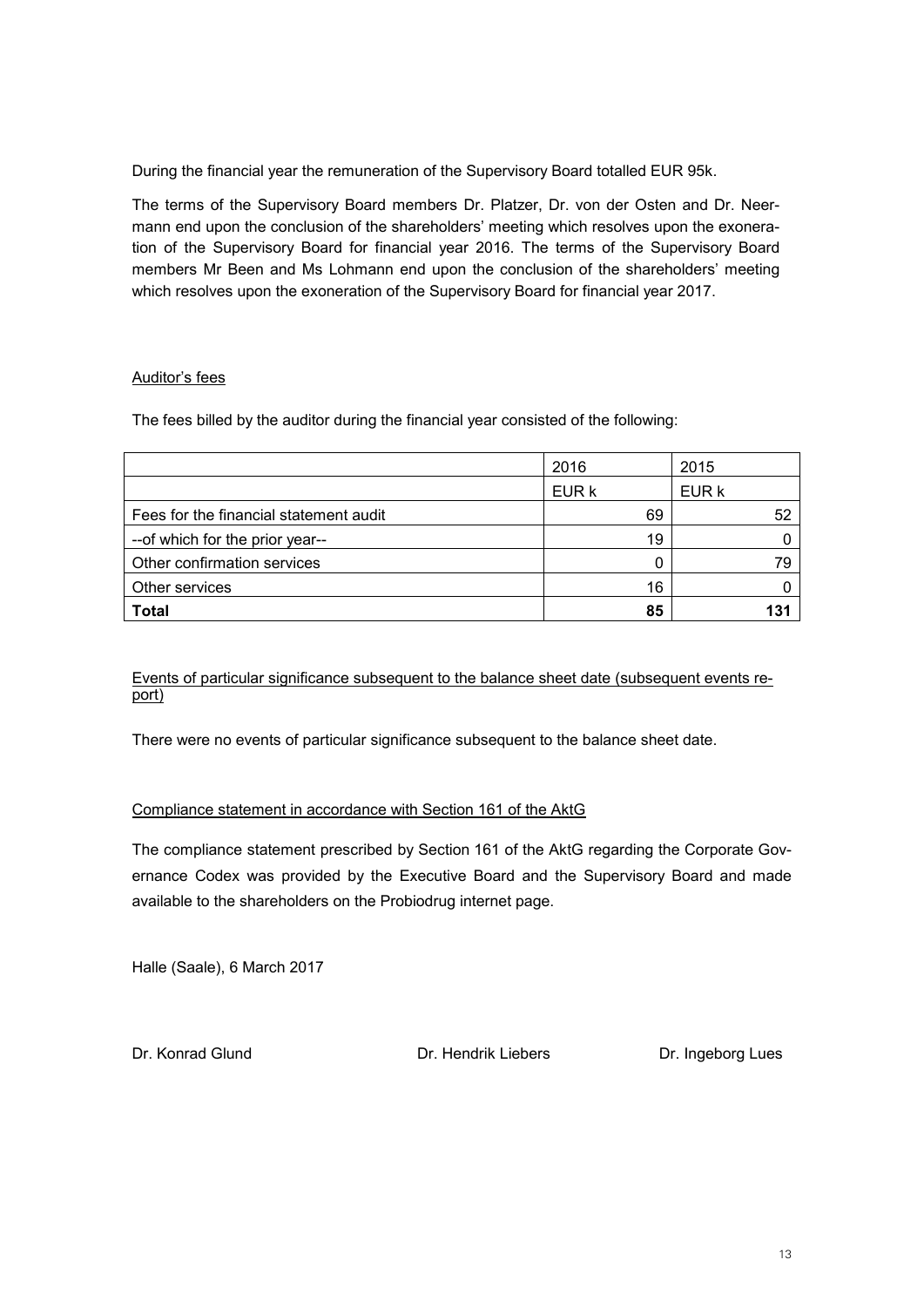During the financial year the remuneration of the Supervisory Board totalled EUR 95k.

The terms of the Supervisory Board members Dr. Platzer, Dr. von der Osten and Dr. Neermann end upon the conclusion of the shareholders' meeting which resolves upon the exoneration of the Supervisory Board for financial year 2016. The terms of the Supervisory Board members Mr Been and Ms Lohmann end upon the conclusion of the shareholders' meeting which resolves upon the exoneration of the Supervisory Board for financial year 2017.

<u>Auditor's fees</u>

The fees billed by the auditor during the financial year consisted of the following:

| | 2016 | 2015 |
|---|---|---|
| | EUR k | EUR k |
| Fees for the financial statement audit | 69 | 52 |
| --of which for the prior year-- | 19 | 0 |
| Other confirmation services | 0 | 79 |
| Other services | 16 | 0 |
| **Total** | **85** | **131** |

<u>Events of particular significance subsequent to the balance sheet date (subsequent events report)</u>

There were no events of particular significance subsequent to the balance sheet date.

<u>Compliance statement in accordance with Section 161 of the AktG</u>

The compliance statement prescribed by Section 161 of the AktG regarding the Corporate Governance Codex was provided by the Executive Board and the Supervisory Board and made available to the shareholders on the Probiodrug internet page.

Halle (Saale), 6 March 2017

Dr. Konrad Glund　　　　Dr. Hendrik Liebers　　　　Dr. Ingeborg Lues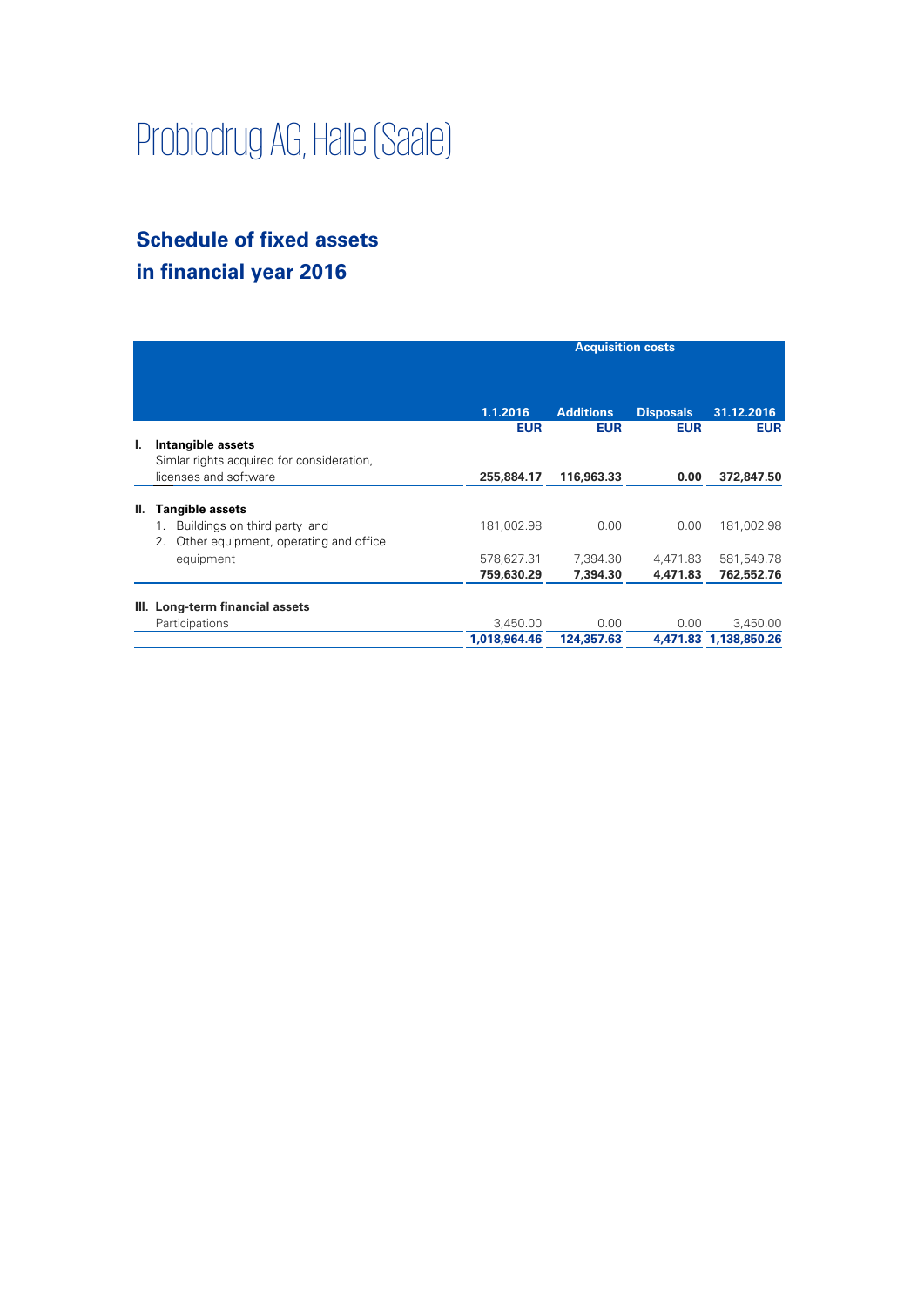# Probiodrug AG, Halle (Saale)

## Schedule of fixed assets in financial year 2016

| | Acquisition costs | | | |
|---|---|---|---|---|
| | 1.1.2016 | Additions | Disposals | 31.12.2016 |
| | EUR | EUR | EUR | EUR |
| **I. Intangible assets** | | | | |
| Simlar rights acquired for consideration, licenses and software | **255,884.17** | **116,963.33** | **0.00** | **372,847.50** |
| **II. Tangible assets** | | | | |
| 1. Buildings on third party land | 181,002.98 | 0.00 | 0.00 | 181,002.98 |
| 2. Other equipment, operating and office equipment | 578,627.31 | 7,394.30 | 4,471.83 | 581,549.78 |
| | **759,630.29** | **7,394.30** | **4,471.83** | **762,552.76** |
| **III. Long-term financial assets** | | | | |
| Participations | 3,450.00 | 0.00 | 0.00 | 3,450.00 |
| | **1,018,964.46** | **124,357.63** | **4,471.83** | **1,138,850.26** |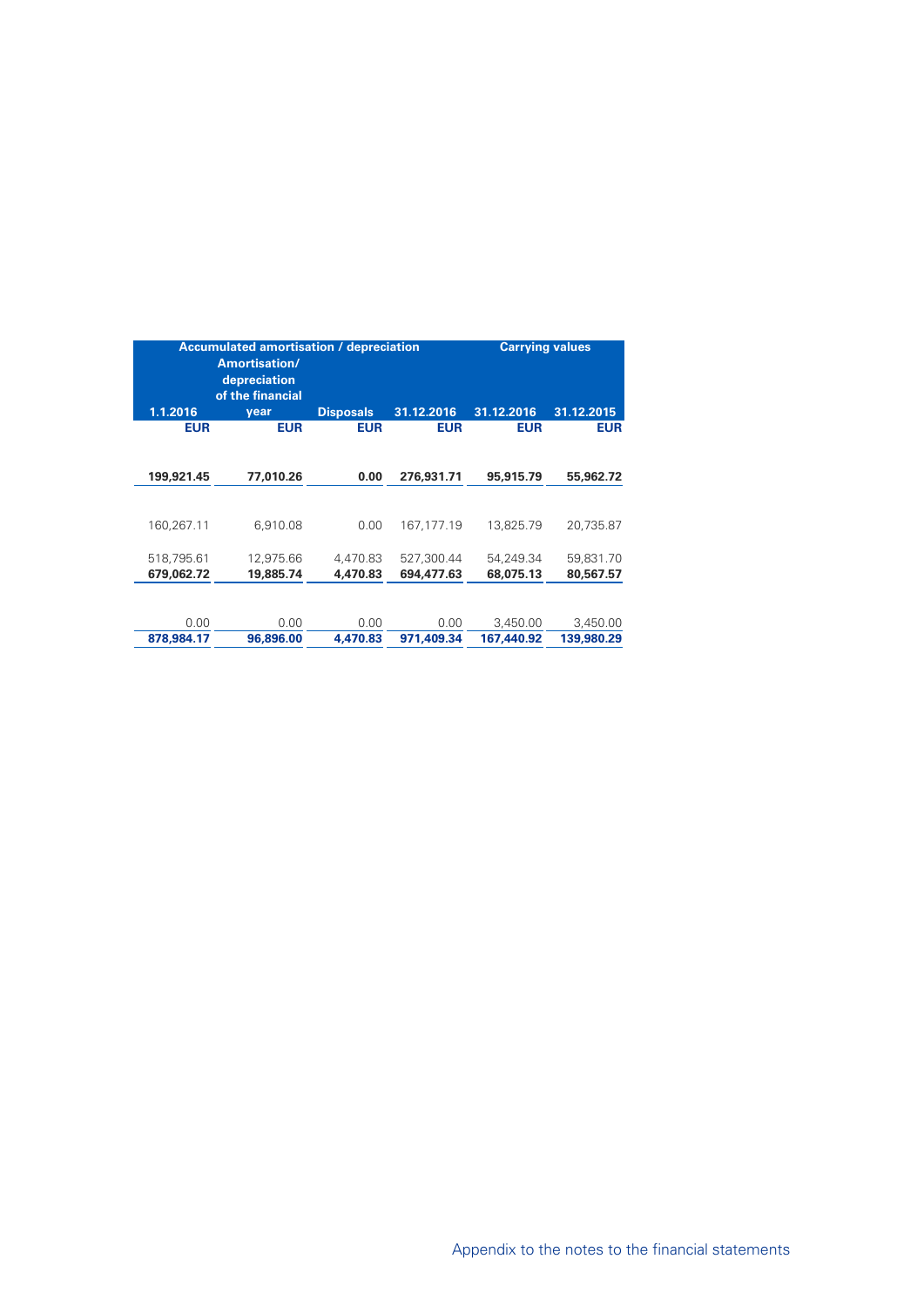| Accumulated amortisation / depreciation | | | | Carrying values | |
|---|---|---|---|---|---|
| 1.1.2016 | Amortisation/ depreciation of the financial year | Disposals | 31.12.2016 | 31.12.2016 | 31.12.2015 |
| EUR | EUR | EUR | EUR | EUR | EUR |
| **199,921.45** | **77,010.26** | **0.00** | **276,931.71** | **95,915.79** | **55,962.72** |
| 160,267.11 | 6,910.08 | 0.00 | 167,177.19 | 13,825.79 | 20,735.87 |
| 518,795.61 | 12,975.66 | 4,470.83 | 527,300.44 | 54,249.34 | 59,831.70 |
| **679,062.72** | **19,885.74** | **4,470.83** | **694,477.63** | **68,075.13** | **80,567.57** |
| 0.00 | 0.00 | 0.00 | 0.00 | 3,450.00 | 3,450.00 |
| **878,984.17** | **96,896.00** | **4,470.83** | **971,409.34** | **167,440.92** | **139,980.29** |

Appendix to the notes to the financial statements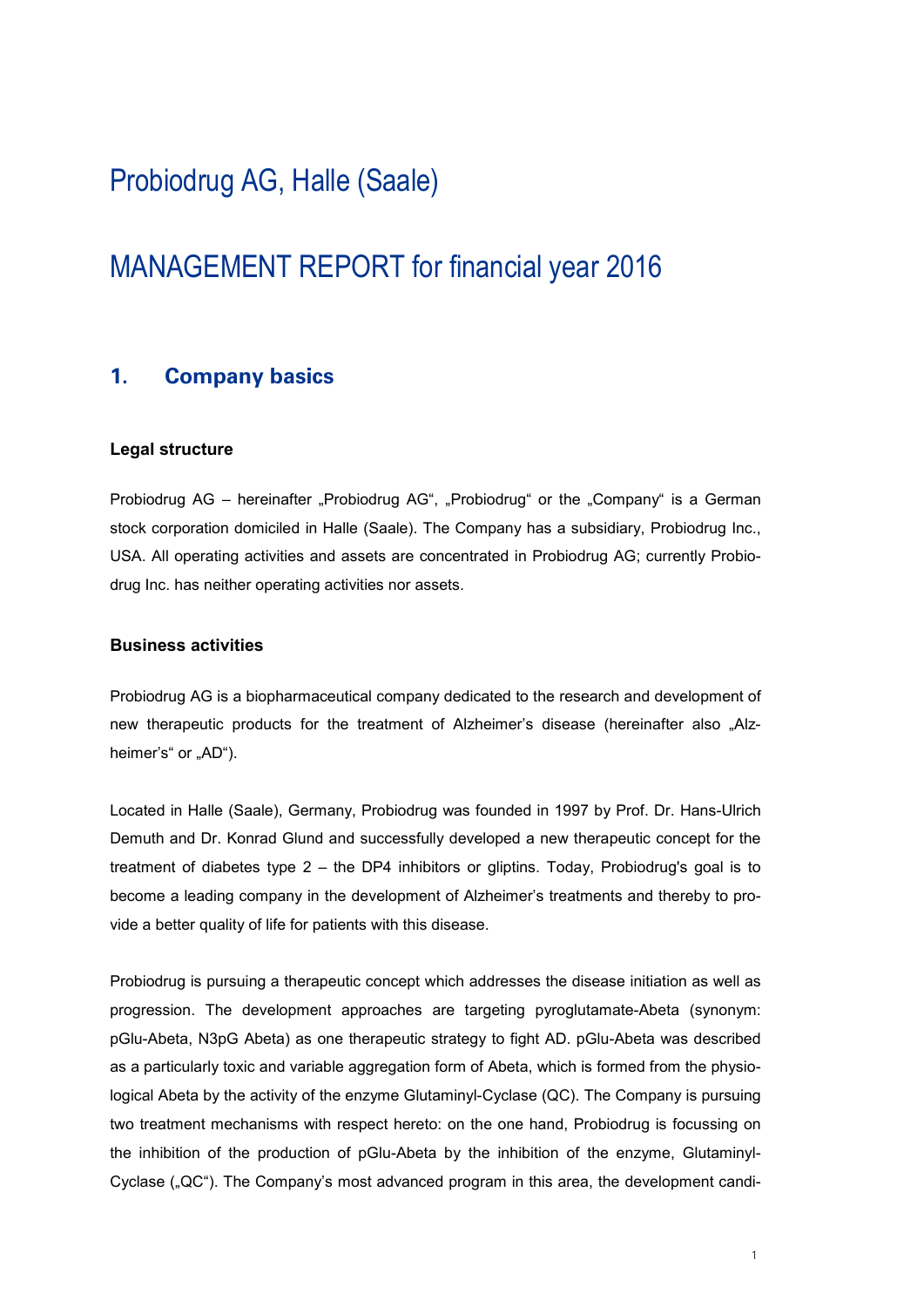# Probiodrug AG, Halle (Saale)

# MANAGEMENT REPORT for financial year 2016

## 1. Company basics

### Legal structure

Probiodrug AG – hereinafter „Probiodrug AG“, „Probiodrug“ or the „Company“ is a German stock corporation domiciled in Halle (Saale). The Company has a subsidiary, Probiodrug Inc., USA. All operating activities and assets are concentrated in Probiodrug AG; currently Probiodrug Inc. has neither operating activities nor assets.

### Business activities

Probiodrug AG is a biopharmaceutical company dedicated to the research and development of new therapeutic products for the treatment of Alzheimer's disease (hereinafter also „Alzheimer's“ or „AD“).

Located in Halle (Saale), Germany, Probiodrug was founded in 1997 by Prof. Dr. Hans-Ulrich Demuth and Dr. Konrad Glund and successfully developed a new therapeutic concept for the treatment of diabetes type 2 – the DP4 inhibitors or gliptins. Today, Probiodrug's goal is to become a leading company in the development of Alzheimer's treatments and thereby to provide a better quality of life for patients with this disease.

Probiodrug is pursuing a therapeutic concept which addresses the disease initiation as well as progression. The development approaches are targeting pyroglutamate-Abeta (synonym: pGlu-Abeta, N3pG Abeta) as one therapeutic strategy to fight AD. pGlu-Abeta was described as a particularly toxic and variable aggregation form of Abeta, which is formed from the physiological Abeta by the activity of the enzyme Glutaminyl-Cyclase (QC). The Company is pursuing two treatment mechanisms with respect hereto: on the one hand, Probiodrug is focussing on the inhibition of the production of pGlu-Abeta by the inhibition of the enzyme, Glutaminyl-Cyclase („QC“). The Company's most advanced program in this area, the development candi-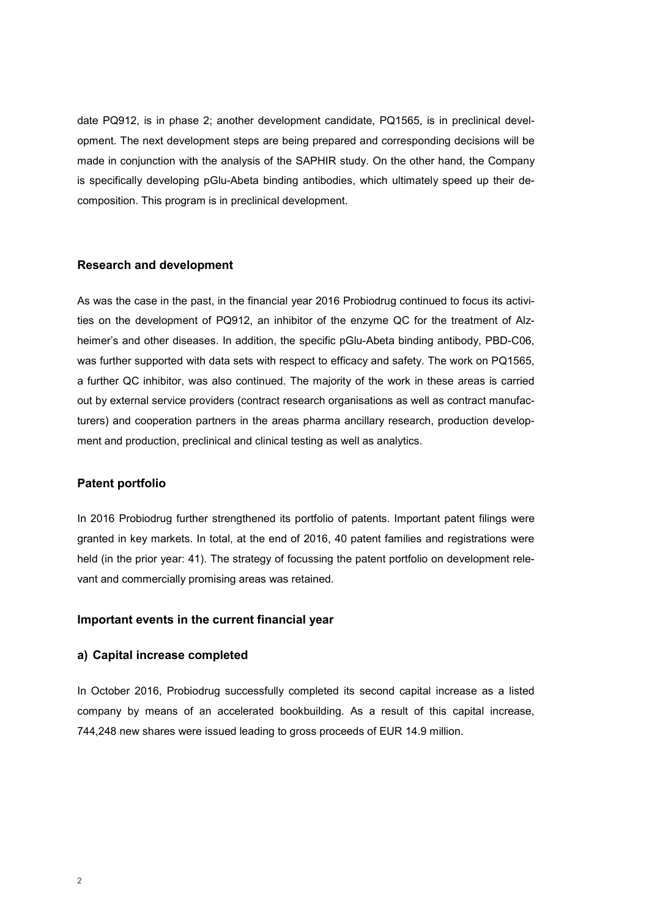date PQ912, is in phase 2; another development candidate, PQ1565, is in preclinical development. The next development steps are being prepared and corresponding decisions will be made in conjunction with the analysis of the SAPHIR study. On the other hand, the Company is specifically developing pGlu-Abeta binding antibodies, which ultimately speed up their decomposition. This program is in preclinical development.

### Research and development

As was the case in the past, in the financial year 2016 Probiodrug continued to focus its activities on the development of PQ912, an inhibitor of the enzyme QC for the treatment of Alzheimer's and other diseases. In addition, the specific pGlu-Abeta binding antibody, PBD-C06, was further supported with data sets with respect to efficacy and safety. The work on PQ1565, a further QC inhibitor, was also continued. The majority of the work in these areas is carried out by external service providers (contract research organisations as well as contract manufacturers) and cooperation partners in the areas pharma ancillary research, production development and production, preclinical and clinical testing as well as analytics.

### Patent portfolio

In 2016 Probiodrug further strengthened its portfolio of patents. Important patent filings were granted in key markets. In total, at the end of 2016, 40 patent families and registrations were held (in the prior year: 41). The strategy of focussing the patent portfolio on development relevant and commercially promising areas was retained.

### Important events in the current financial year

#### a) Capital increase completed

In October 2016, Probiodrug successfully completed its second capital increase as a listed company by means of an accelerated bookbuilding. As a result of this capital increase, 744,248 new shares were issued leading to gross proceeds of EUR 14.9 million.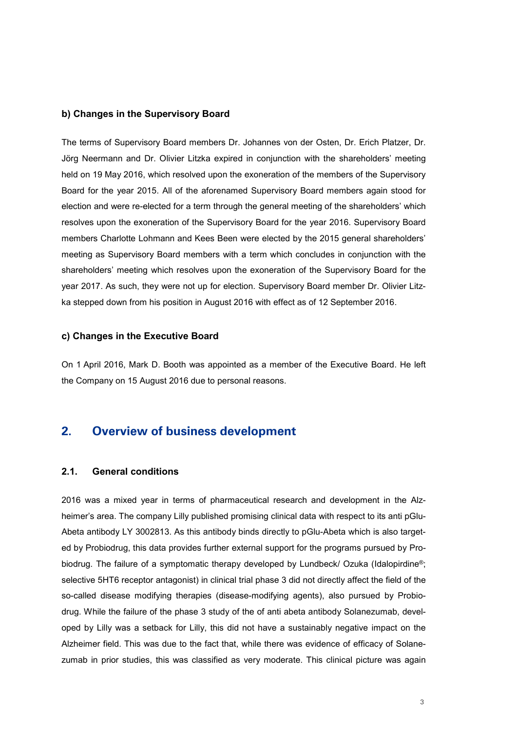**b) Changes in the Supervisory Board**

The terms of Supervisory Board members Dr. Johannes von der Osten, Dr. Erich Platzer, Dr. Jörg Neermann and Dr. Olivier Litzka expired in conjunction with the shareholders' meeting held on 19 May 2016, which resolved upon the exoneration of the members of the Supervisory Board for the year 2015. All of the aforenamed Supervisory Board members again stood for election and were re-elected for a term through the general meeting of the shareholders' which resolves upon the exoneration of the Supervisory Board for the year 2016. Supervisory Board members Charlotte Lohmann and Kees Been were elected by the 2015 general shareholders' meeting as Supervisory Board members with a term which concludes in conjunction with the shareholders' meeting which resolves upon the exoneration of the Supervisory Board for the year 2017. As such, they were not up for election. Supervisory Board member Dr. Olivier Litzka stepped down from his position in August 2016 with effect as of 12 September 2016.

**c) Changes in the Executive Board**

On 1 April 2016, Mark D. Booth was appointed as a member of the Executive Board. He left the Company on 15 August 2016 due to personal reasons.

## 2. Overview of business development

### 2.1. General conditions

2016 was a mixed year in terms of pharmaceutical research and development in the Alzheimer's area. The company Lilly published promising clinical data with respect to its anti pGlu-Abeta antibody LY 3002813. As this antibody binds directly to pGlu-Abeta which is also targeted by Probiodrug, this data provides further external support for the programs pursued by Probiodrug. The failure of a symptomatic therapy developed by Lundbeck/ Ozuka (Idalopirdine®; selective 5HT6 receptor antagonist) in clinical trial phase 3 did not directly affect the field of the so-called disease modifying therapies (disease-modifying agents), also pursued by Probiodrug. While the failure of the phase 3 study of the of anti abeta antibody Solanezumab, developed by Lilly was a setback for Lilly, this did not have a sustainably negative impact on the Alzheimer field. This was due to the fact that, while there was evidence of efficacy of Solanezumab in prior studies, this was classified as very moderate. This clinical picture was again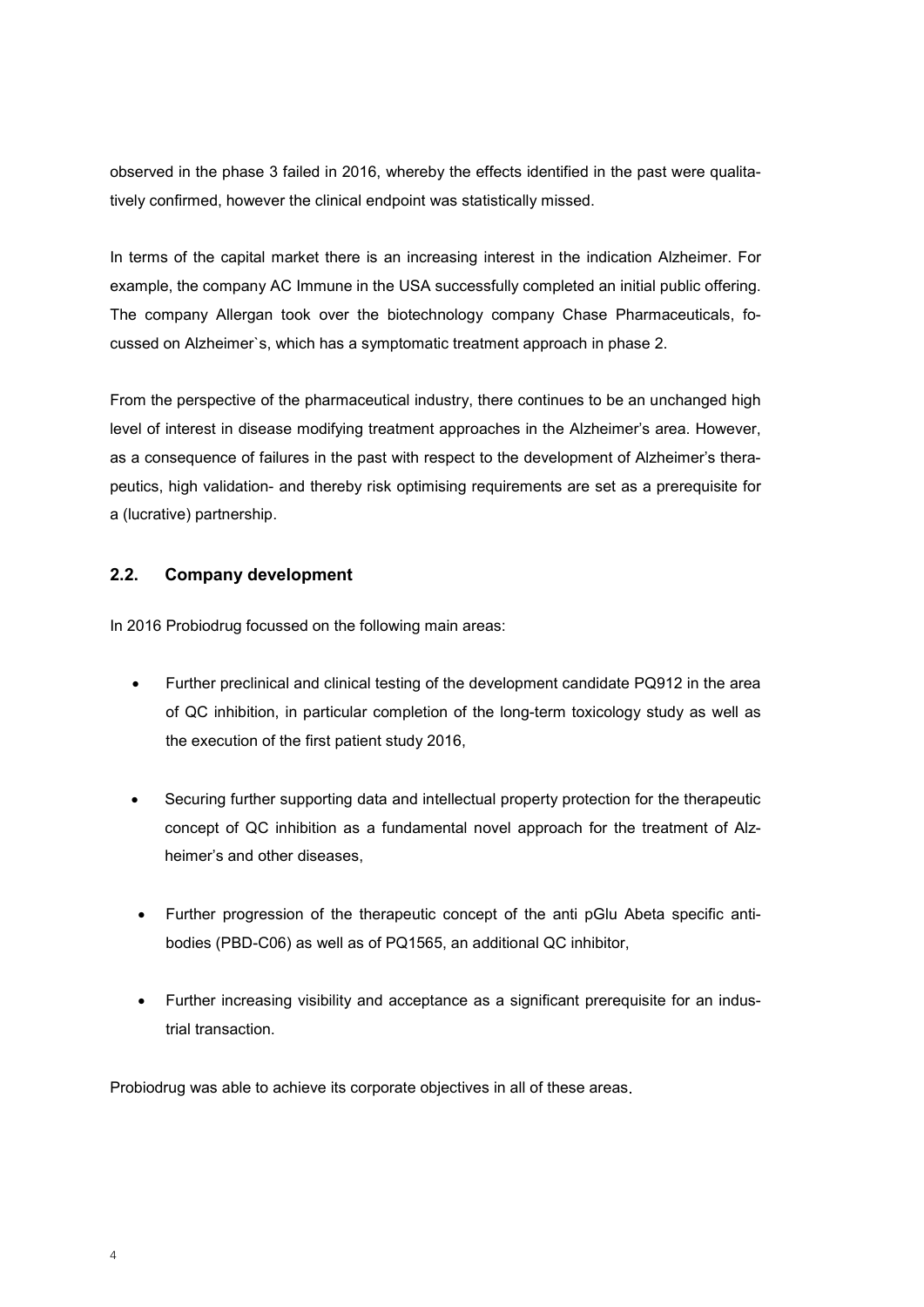observed in the phase 3 failed in 2016, whereby the effects identified in the past were qualitatively confirmed, however the clinical endpoint was statistically missed.

In terms of the capital market there is an increasing interest in the indication Alzheimer. For example, the company AC Immune in the USA successfully completed an initial public offering. The company Allergan took over the biotechnology company Chase Pharmaceuticals, focussed on Alzheimer`s, which has a symptomatic treatment approach in phase 2.

From the perspective of the pharmaceutical industry, there continues to be an unchanged high level of interest in disease modifying treatment approaches in the Alzheimer's area. However, as a consequence of failures in the past with respect to the development of Alzheimer's therapeutics, high validation- and thereby risk optimising requirements are set as a prerequisite for a (lucrative) partnership.

## 2.2. Company development

In 2016 Probiodrug focussed on the following main areas:

- Further preclinical and clinical testing of the development candidate PQ912 in the area of QC inhibition, in particular completion of the long-term toxicology study as well as the execution of the first patient study 2016,
- Securing further supporting data and intellectual property protection for the therapeutic concept of QC inhibition as a fundamental novel approach for the treatment of Alzheimer's and other diseases,
- Further progression of the therapeutic concept of the anti pGlu Abeta specific antibodies (PBD-C06) as well as of PQ1565, an additional QC inhibitor,
- Further increasing visibility and acceptance as a significant prerequisite for an industrial transaction.

Probiodrug was able to achieve its corporate objectives in all of these areas.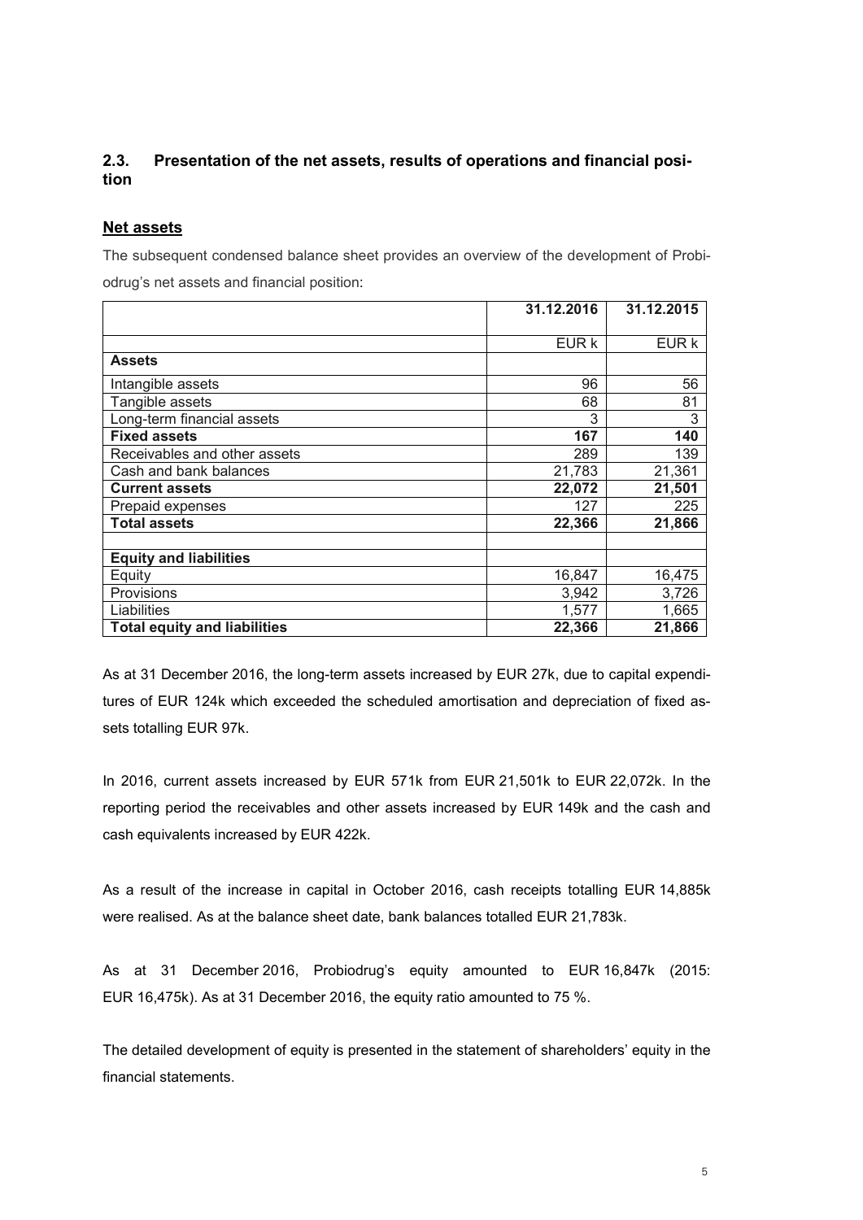## 2.3. Presentation of the net assets, results of operations and financial position

### Net assets

The subsequent condensed balance sheet provides an overview of the development of Probiodrug's net assets and financial position:

| | 31.12.2016 | 31.12.2015 |
|---|---|---|
| | EUR k | EUR k |
| **Assets** | | |
| Intangible assets | 96 | 56 |
| Tangible assets | 68 | 81 |
| Long-term financial assets | 3 | 3 |
| **Fixed assets** | **167** | **140** |
| Receivables and other assets | 289 | 139 |
| Cash and bank balances | 21,783 | 21,361 |
| **Current assets** | **22,072** | **21,501** |
| Prepaid expenses | 127 | 225 |
| **Total assets** | **22,366** | **21,866** |
| | | |
| **Equity and liabilities** | | |
| Equity | 16,847 | 16,475 |
| Provisions | 3,942 | 3,726 |
| Liabilities | 1,577 | 1,665 |
| **Total equity and liabilities** | **22,366** | **21,866** |

As at 31 December 2016, the long-term assets increased by EUR 27k, due to capital expenditures of EUR 124k which exceeded the scheduled amortisation and depreciation of fixed assets totalling EUR 97k.

In 2016, current assets increased by EUR 571k from EUR 21,501k to EUR 22,072k. In the reporting period the receivables and other assets increased by EUR 149k and the cash and cash equivalents increased by EUR 422k.

As a result of the increase in capital in October 2016, cash receipts totalling EUR 14,885k were realised. As at the balance sheet date, bank balances totalled EUR 21,783k.

As at 31 December 2016, Probiodrug's equity amounted to EUR 16,847k (2015: EUR 16,475k). As at 31 December 2016, the equity ratio amounted to 75 %.

The detailed development of equity is presented in the statement of shareholders' equity in the financial statements.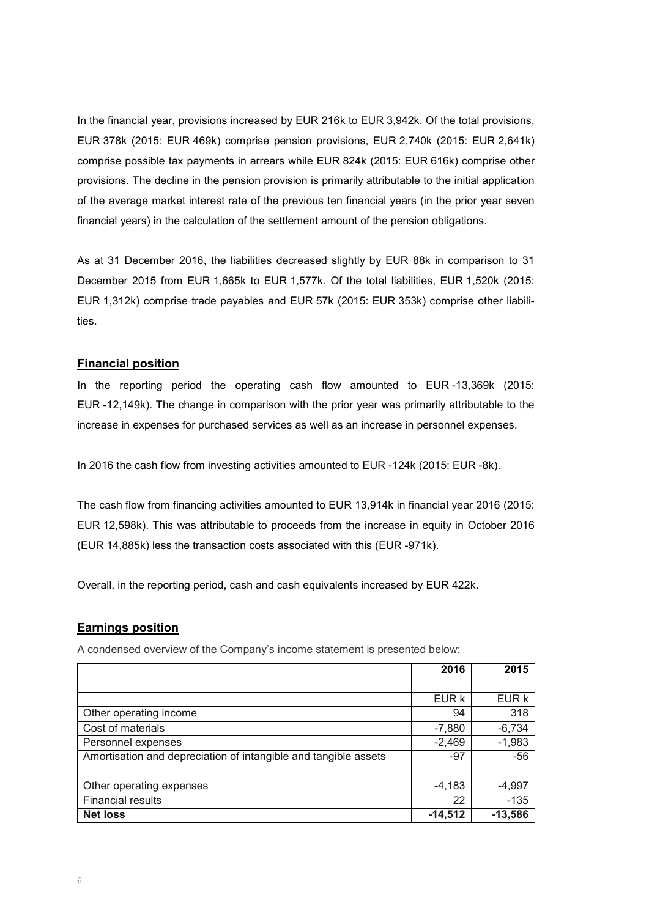In the financial year, provisions increased by EUR 216k to EUR 3,942k. Of the total provisions, EUR 378k (2015: EUR 469k) comprise pension provisions, EUR 2,740k (2015: EUR 2,641k) comprise possible tax payments in arrears while EUR 824k (2015: EUR 616k) comprise other provisions. The decline in the pension provision is primarily attributable to the initial application of the average market interest rate of the previous ten financial years (in the prior year seven financial years) in the calculation of the settlement amount of the pension obligations.

As at 31 December 2016, the liabilities decreased slightly by EUR 88k in comparison to 31 December 2015 from EUR 1,665k to EUR 1,577k. Of the total liabilities, EUR 1,520k (2015: EUR 1,312k) comprise trade payables and EUR 57k (2015: EUR 353k) comprise other liabilities.

## Financial position

In the reporting period the operating cash flow amounted to EUR -13,369k (2015: EUR -12,149k). The change in comparison with the prior year was primarily attributable to the increase in expenses for purchased services as well as an increase in personnel expenses.

In 2016 the cash flow from investing activities amounted to EUR -124k (2015: EUR -8k).

The cash flow from financing activities amounted to EUR 13,914k in financial year 2016 (2015: EUR 12,598k). This was attributable to proceeds from the increase in equity in October 2016 (EUR 14,885k) less the transaction costs associated with this (EUR -971k).

Overall, in the reporting period, cash and cash equivalents increased by EUR 422k.

## Earnings position

A condensed overview of the Company's income statement is presented below:

| | 2016 | 2015 |
|---|---|---|
| | EUR k | EUR k |
| Other operating income | 94 | 318 |
| Cost of materials | -7,880 | -6,734 |
| Personnel expenses | -2,469 | -1,983 |
| Amortisation and depreciation of intangible and tangible assets | -97 | -56 |
| Other operating expenses | -4,183 | -4,997 |
| Financial results | 22 | -135 |
| **Net loss** | **-14,512** | **-13,586** |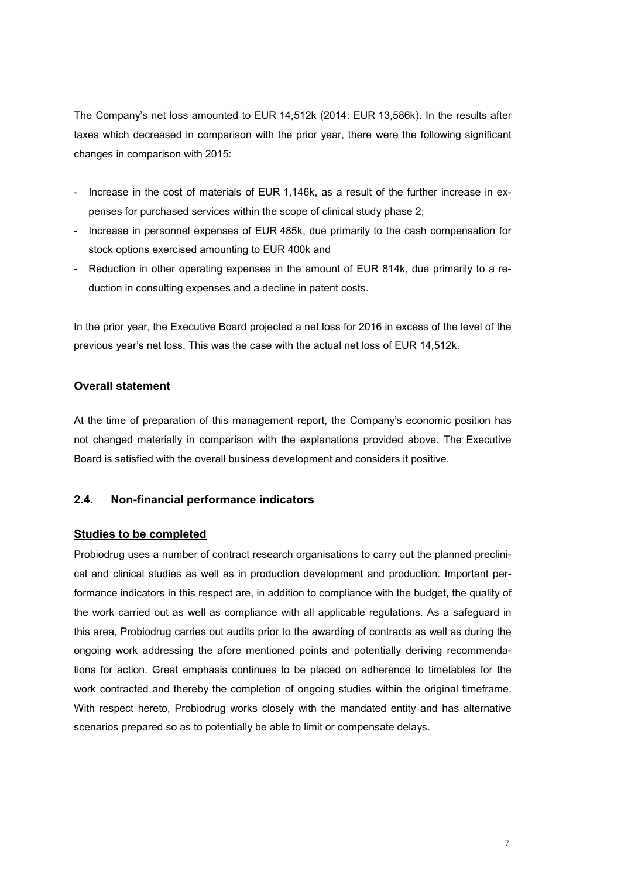The Company's net loss amounted to EUR 14,512k (2014: EUR 13,586k). In the results after taxes which decreased in comparison with the prior year, there were the following significant changes in comparison with 2015:

- Increase in the cost of materials of EUR 1,146k, as a result of the further increase in expenses for purchased services within the scope of clinical study phase 2;
- Increase in personnel expenses of EUR 485k, due primarily to the cash compensation for stock options exercised amounting to EUR 400k and
- Reduction in other operating expenses in the amount of EUR 814k, due primarily to a reduction in consulting expenses and a decline in patent costs.

In the prior year, the Executive Board projected a net loss for 2016 in excess of the level of the previous year's net loss. This was the case with the actual net loss of EUR 14,512k.

### Overall statement

At the time of preparation of this management report, the Company's economic position has not changed materially in comparison with the explanations provided above. The Executive Board is satisfied with the overall business development and considers it positive.

## 2.4. Non-financial performance indicators

**Studies to be completed**

Probiodrug uses a number of contract research organisations to carry out the planned preclinical and clinical studies as well as in production development and production. Important performance indicators in this respect are, in addition to compliance with the budget, the quality of the work carried out as well as compliance with all applicable regulations. As a safeguard in this area, Probiodrug carries out audits prior to the awarding of contracts as well as during the ongoing work addressing the afore mentioned points and potentially deriving recommendations for action. Great emphasis continues to be placed on adherence to timetables for the work contracted and thereby the completion of ongoing studies within the original timeframe. With respect hereto, Probiodrug works closely with the mandated entity and has alternative scenarios prepared so as to potentially be able to limit or compensate delays.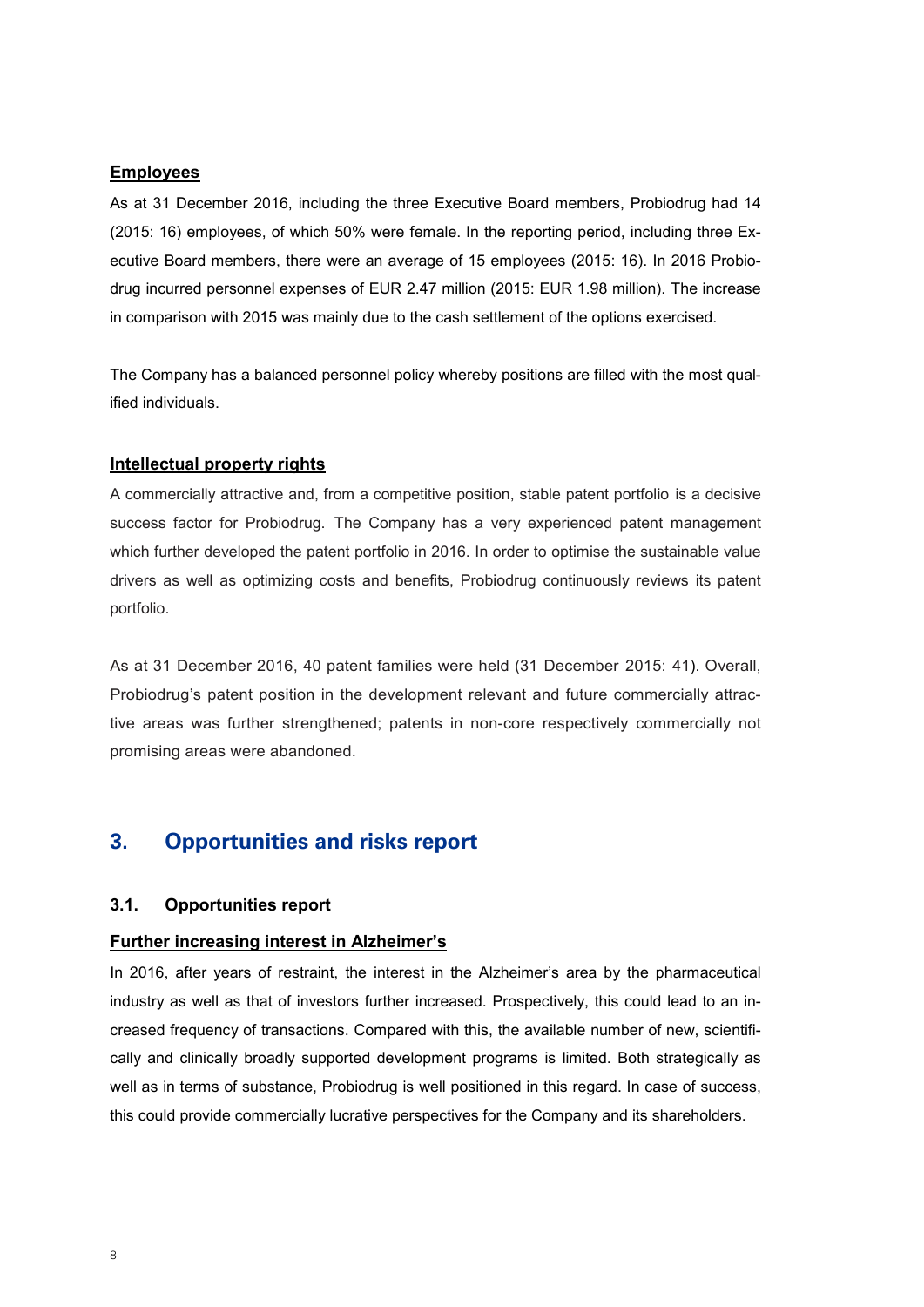**Employees**

As at 31 December 2016, including the three Executive Board members, Probiodrug had 14 (2015: 16) employees, of which 50% were female. In the reporting period, including three Executive Board members, there were an average of 15 employees (2015: 16). In 2016 Probiodrug incurred personnel expenses of EUR 2.47 million (2015: EUR 1.98 million). The increase in comparison with 2015 was mainly due to the cash settlement of the options exercised.

The Company has a balanced personnel policy whereby positions are filled with the most qualified individuals.

**Intellectual property rights**

A commercially attractive and, from a competitive position, stable patent portfolio is a decisive success factor for Probiodrug. The Company has a very experienced patent management which further developed the patent portfolio in 2016. In order to optimise the sustainable value drivers as well as optimizing costs and benefits, Probiodrug continuously reviews its patent portfolio.

As at 31 December 2016, 40 patent families were held (31 December 2015: 41). Overall, Probiodrug's patent position in the development relevant and future commercially attractive areas was further strengthened; patents in non-core respectively commercially not promising areas were abandoned.

## 3. Opportunities and risks report

### 3.1. Opportunities report

**Further increasing interest in Alzheimer's**

In 2016, after years of restraint, the interest in the Alzheimer's area by the pharmaceutical industry as well as that of investors further increased. Prospectively, this could lead to an increased frequency of transactions. Compared with this, the available number of new, scientifically and clinically broadly supported development programs is limited. Both strategically as well as in terms of substance, Probiodrug is well positioned in this regard. In case of success, this could provide commercially lucrative perspectives for the Company and its shareholders.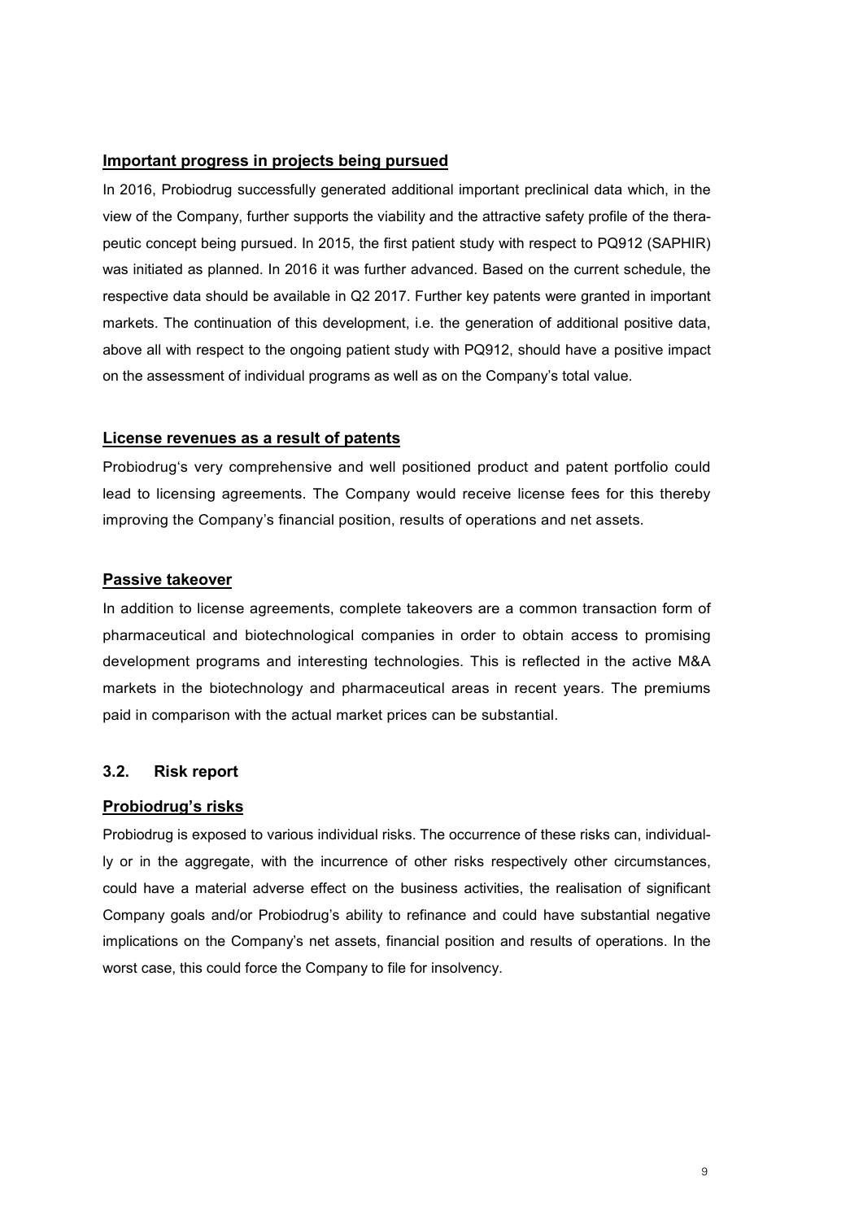**Important progress in projects being pursued**

In 2016, Probiodrug successfully generated additional important preclinical data which, in the view of the Company, further supports the viability and the attractive safety profile of the therapeutic concept being pursued. In 2015, the first patient study with respect to PQ912 (SAPHIR) was initiated as planned. In 2016 it was further advanced. Based on the current schedule, the respective data should be available in Q2 2017. Further key patents were granted in important markets. The continuation of this development, i.e. the generation of additional positive data, above all with respect to the ongoing patient study with PQ912, should have a positive impact on the assessment of individual programs as well as on the Company's total value.

**License revenues as a result of patents**

Probiodrug's very comprehensive and well positioned product and patent portfolio could lead to licensing agreements. The Company would receive license fees for this thereby improving the Company's financial position, results of operations and net assets.

**Passive takeover**

In addition to license agreements, complete takeovers are a common transaction form of pharmaceutical and biotechnological companies in order to obtain access to promising development programs and interesting technologies. This is reflected in the active M&A markets in the biotechnology and pharmaceutical areas in recent years. The premiums paid in comparison with the actual market prices can be substantial.

### 3.2. Risk report

**Probiodrug's risks**

Probiodrug is exposed to various individual risks. The occurrence of these risks can, individually or in the aggregate, with the incurrence of other risks respectively other circumstances, could have a material adverse effect on the business activities, the realisation of significant Company goals and/or Probiodrug's ability to refinance and could have substantial negative implications on the Company's net assets, financial position and results of operations. In the worst case, this could force the Company to file for insolvency.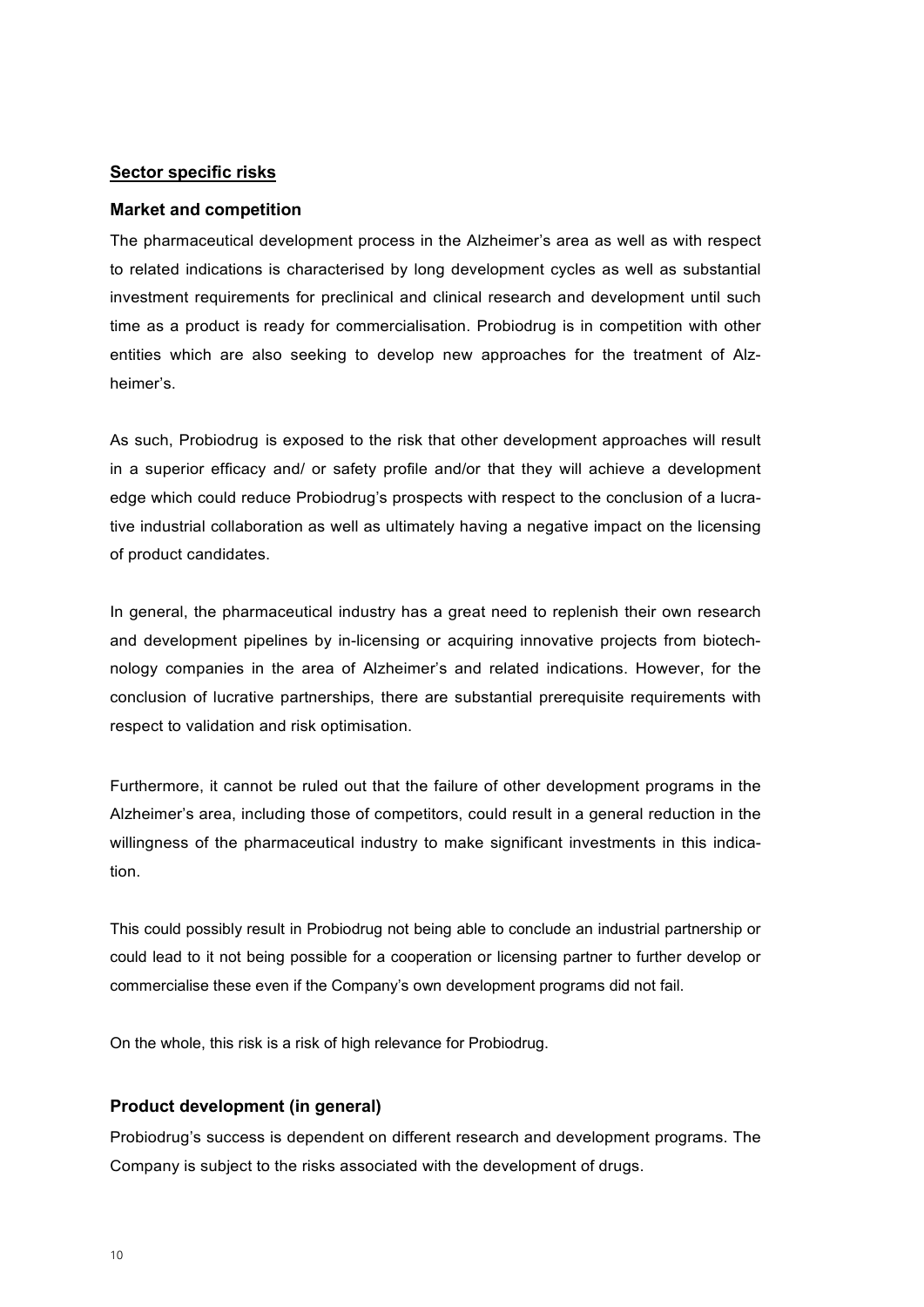## Sector specific risks

### Market and competition

The pharmaceutical development process in the Alzheimer's area as well as with respect to related indications is characterised by long development cycles as well as substantial investment requirements for preclinical and clinical research and development until such time as a product is ready for commercialisation. Probiodrug is in competition with other entities which are also seeking to develop new approaches for the treatment of Alzheimer's.

As such, Probiodrug is exposed to the risk that other development approaches will result in a superior efficacy and/ or safety profile and/or that they will achieve a development edge which could reduce Probiodrug's prospects with respect to the conclusion of a lucrative industrial collaboration as well as ultimately having a negative impact on the licensing of product candidates.

In general, the pharmaceutical industry has a great need to replenish their own research and development pipelines by in-licensing or acquiring innovative projects from biotechnology companies in the area of Alzheimer's and related indications. However, for the conclusion of lucrative partnerships, there are substantial prerequisite requirements with respect to validation and risk optimisation.

Furthermore, it cannot be ruled out that the failure of other development programs in the Alzheimer's area, including those of competitors, could result in a general reduction in the willingness of the pharmaceutical industry to make significant investments in this indication.

This could possibly result in Probiodrug not being able to conclude an industrial partnership or could lead to it not being possible for a cooperation or licensing partner to further develop or commercialise these even if the Company's own development programs did not fail.

On the whole, this risk is a risk of high relevance for Probiodrug.

### Product development (in general)

Probiodrug's success is dependent on different research and development programs. The Company is subject to the risks associated with the development of drugs.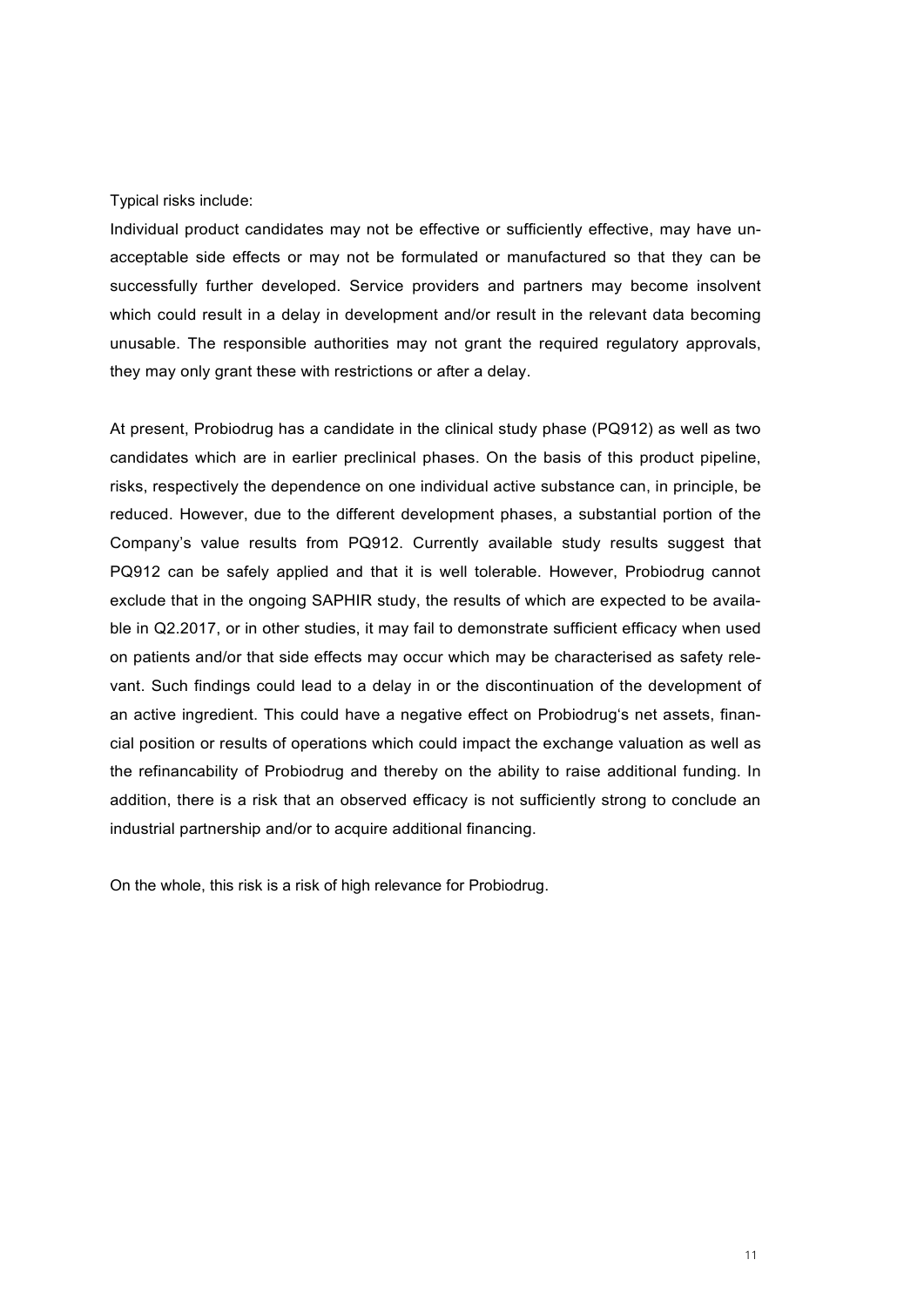Typical risks include:

Individual product candidates may not be effective or sufficiently effective, may have unacceptable side effects or may not be formulated or manufactured so that they can be successfully further developed. Service providers and partners may become insolvent which could result in a delay in development and/or result in the relevant data becoming unusable. The responsible authorities may not grant the required regulatory approvals, they may only grant these with restrictions or after a delay.

At present, Probiodrug has a candidate in the clinical study phase (PQ912) as well as two candidates which are in earlier preclinical phases. On the basis of this product pipeline, risks, respectively the dependence on one individual active substance can, in principle, be reduced. However, due to the different development phases, a substantial portion of the Company's value results from PQ912. Currently available study results suggest that PQ912 can be safely applied and that it is well tolerable. However, Probiodrug cannot exclude that in the ongoing SAPHIR study, the results of which are expected to be available in Q2.2017, or in other studies, it may fail to demonstrate sufficient efficacy when used on patients and/or that side effects may occur which may be characterised as safety relevant. Such findings could lead to a delay in or the discontinuation of the development of an active ingredient. This could have a negative effect on Probiodrug's net assets, financial position or results of operations which could impact the exchange valuation as well as the refinancability of Probiodrug and thereby on the ability to raise additional funding. In addition, there is a risk that an observed efficacy is not sufficiently strong to conclude an industrial partnership and/or to acquire additional financing.

On the whole, this risk is a risk of high relevance for Probiodrug.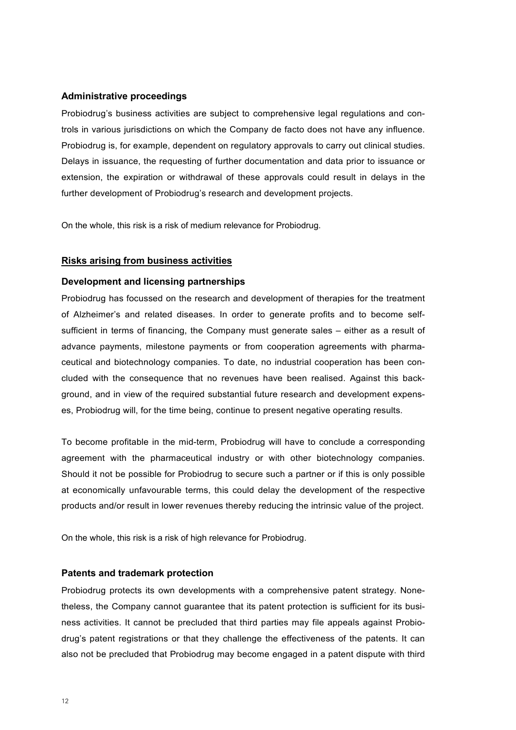### Administrative proceedings

Probiodrug's business activities are subject to comprehensive legal regulations and controls in various jurisdictions on which the Company de facto does not have any influence. Probiodrug is, for example, dependent on regulatory approvals to carry out clinical studies. Delays in issuance, the requesting of further documentation and data prior to issuance or extension, the expiration or withdrawal of these approvals could result in delays in the further development of Probiodrug's research and development projects.

On the whole, this risk is a risk of medium relevance for Probiodrug.

## Risks arising from business activities

### Development and licensing partnerships

Probiodrug has focussed on the research and development of therapies for the treatment of Alzheimer's and related diseases. In order to generate profits and to become self-sufficient in terms of financing, the Company must generate sales – either as a result of advance payments, milestone payments or from cooperation agreements with pharmaceutical and biotechnology companies. To date, no industrial cooperation has been concluded with the consequence that no revenues have been realised. Against this background, and in view of the required substantial future research and development expenses, Probiodrug will, for the time being, continue to present negative operating results.

To become profitable in the mid-term, Probiodrug will have to conclude a corresponding agreement with the pharmaceutical industry or with other biotechnology companies. Should it not be possible for Probiodrug to secure such a partner or if this is only possible at economically unfavourable terms, this could delay the development of the respective products and/or result in lower revenues thereby reducing the intrinsic value of the project.

On the whole, this risk is a risk of high relevance for Probiodrug.

### Patents and trademark protection

Probiodrug protects its own developments with a comprehensive patent strategy. Nonetheless, the Company cannot guarantee that its patent protection is sufficient for its business activities. It cannot be precluded that third parties may file appeals against Probiodrug's patent registrations or that they challenge the effectiveness of the patents. It can also not be precluded that Probiodrug may become engaged in a patent dispute with third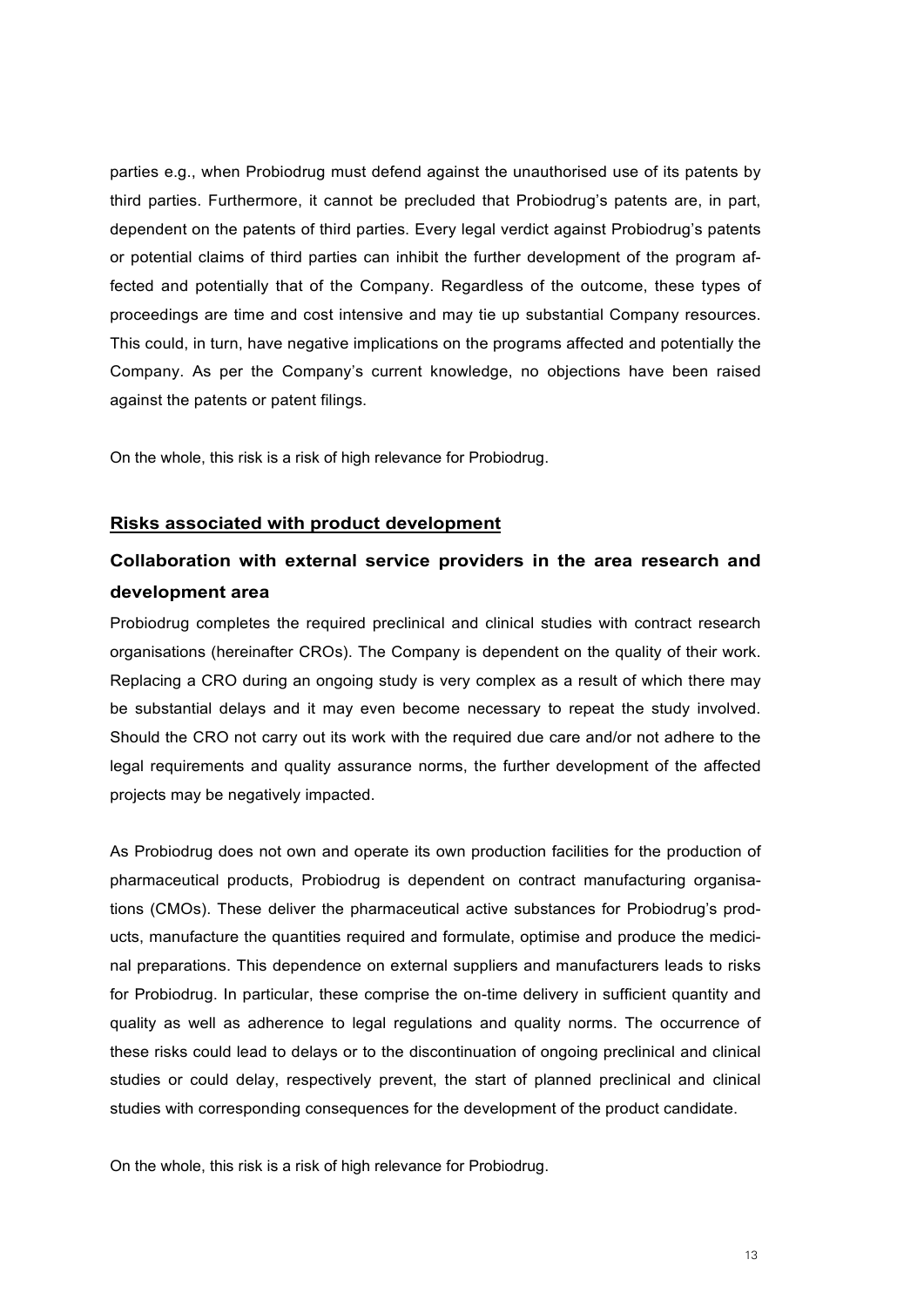parties e.g., when Probiodrug must defend against the unauthorised use of its patents by third parties. Furthermore, it cannot be precluded that Probiodrug's patents are, in part, dependent on the patents of third parties. Every legal verdict against Probiodrug's patents or potential claims of third parties can inhibit the further development of the program affected and potentially that of the Company. Regardless of the outcome, these types of proceedings are time and cost intensive and may tie up substantial Company resources. This could, in turn, have negative implications on the programs affected and potentially the Company. As per the Company's current knowledge, no objections have been raised against the patents or patent filings.

On the whole, this risk is a risk of high relevance for Probiodrug.

**Risks associated with product development**

### Collaboration with external service providers in the area research and development area

Probiodrug completes the required preclinical and clinical studies with contract research organisations (hereinafter CROs). The Company is dependent on the quality of their work. Replacing a CRO during an ongoing study is very complex as a result of which there may be substantial delays and it may even become necessary to repeat the study involved. Should the CRO not carry out its work with the required due care and/or not adhere to the legal requirements and quality assurance norms, the further development of the affected projects may be negatively impacted.

As Probiodrug does not own and operate its own production facilities for the production of pharmaceutical products, Probiodrug is dependent on contract manufacturing organisations (CMOs). These deliver the pharmaceutical active substances for Probiodrug's products, manufacture the quantities required and formulate, optimise and produce the medicinal preparations. This dependence on external suppliers and manufacturers leads to risks for Probiodrug. In particular, these comprise the on-time delivery in sufficient quantity and quality as well as adherence to legal regulations and quality norms. The occurrence of these risks could lead to delays or to the discontinuation of ongoing preclinical and clinical studies or could delay, respectively prevent, the start of planned preclinical and clinical studies with corresponding consequences for the development of the product candidate.

On the whole, this risk is a risk of high relevance for Probiodrug.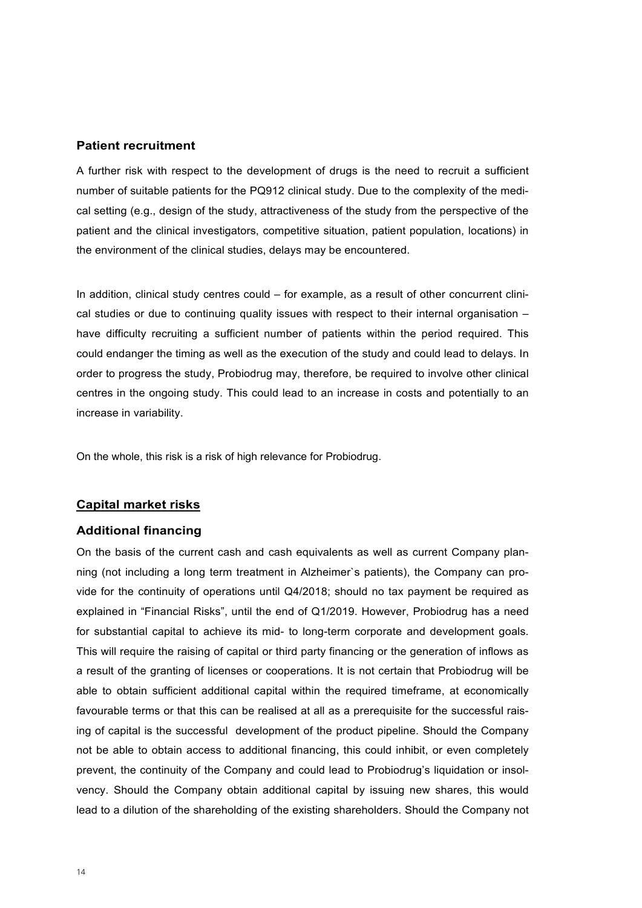### Patient recruitment

A further risk with respect to the development of drugs is the need to recruit a sufficient number of suitable patients for the PQ912 clinical study. Due to the complexity of the medical setting (e.g., design of the study, attractiveness of the study from the perspective of the patient and the clinical investigators, competitive situation, patient population, locations) in the environment of the clinical studies, delays may be encountered.

In addition, clinical study centres could – for example, as a result of other concurrent clinical studies or due to continuing quality issues with respect to their internal organisation – have difficulty recruiting a sufficient number of patients within the period required. This could endanger the timing as well as the execution of the study and could lead to delays. In order to progress the study, Probiodrug may, therefore, be required to involve other clinical centres in the ongoing study. This could lead to an increase in costs and potentially to an increase in variability.

On the whole, this risk is a risk of high relevance for Probiodrug.

## Capital market risks

### Additional financing

On the basis of the current cash and cash equivalents as well as current Company planning (not including a long term treatment in Alzheimer`s patients), the Company can provide for the continuity of operations until Q4/2018; should no tax payment be required as explained in "Financial Risks", until the end of Q1/2019. However, Probiodrug has a need for substantial capital to achieve its mid- to long-term corporate and development goals. This will require the raising of capital or third party financing or the generation of inflows as a result of the granting of licenses or cooperations. It is not certain that Probiodrug will be able to obtain sufficient additional capital within the required timeframe, at economically favourable terms or that this can be realised at all as a prerequisite for the successful raising of capital is the successful development of the product pipeline. Should the Company not be able to obtain access to additional financing, this could inhibit, or even completely prevent, the continuity of the Company and could lead to Probiodrug's liquidation or insolvency. Should the Company obtain additional capital by issuing new shares, this would lead to a dilution of the shareholding of the existing shareholders. Should the Company not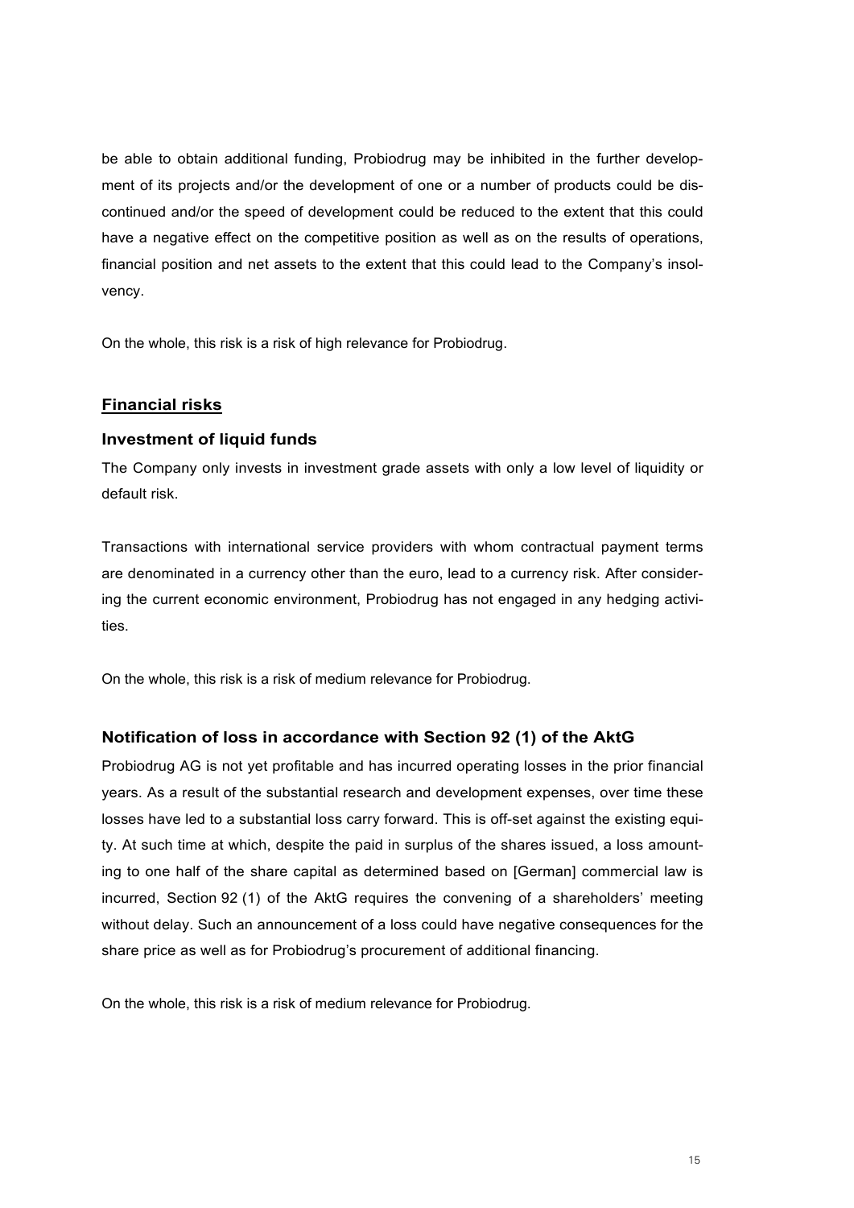be able to obtain additional funding, Probiodrug may be inhibited in the further development of its projects and/or the development of one or a number of products could be discontinued and/or the speed of development could be reduced to the extent that this could have a negative effect on the competitive position as well as on the results of operations, financial position and net assets to the extent that this could lead to the Company's insolvency.

On the whole, this risk is a risk of high relevance for Probiodrug.

## Financial risks

### Investment of liquid funds

The Company only invests in investment grade assets with only a low level of liquidity or default risk.

Transactions with international service providers with whom contractual payment terms are denominated in a currency other than the euro, lead to a currency risk. After considering the current economic environment, Probiodrug has not engaged in any hedging activities.

On the whole, this risk is a risk of medium relevance for Probiodrug.

### Notification of loss in accordance with Section 92 (1) of the AktG

Probiodrug AG is not yet profitable and has incurred operating losses in the prior financial years. As a result of the substantial research and development expenses, over time these losses have led to a substantial loss carry forward. This is off-set against the existing equity. At such time at which, despite the paid in surplus of the shares issued, a loss amounting to one half of the share capital as determined based on [German] commercial law is incurred, Section 92 (1) of the AktG requires the convening of a shareholders' meeting without delay. Such an announcement of a loss could have negative consequences for the share price as well as for Probiodrug's procurement of additional financing.

On the whole, this risk is a risk of medium relevance for Probiodrug.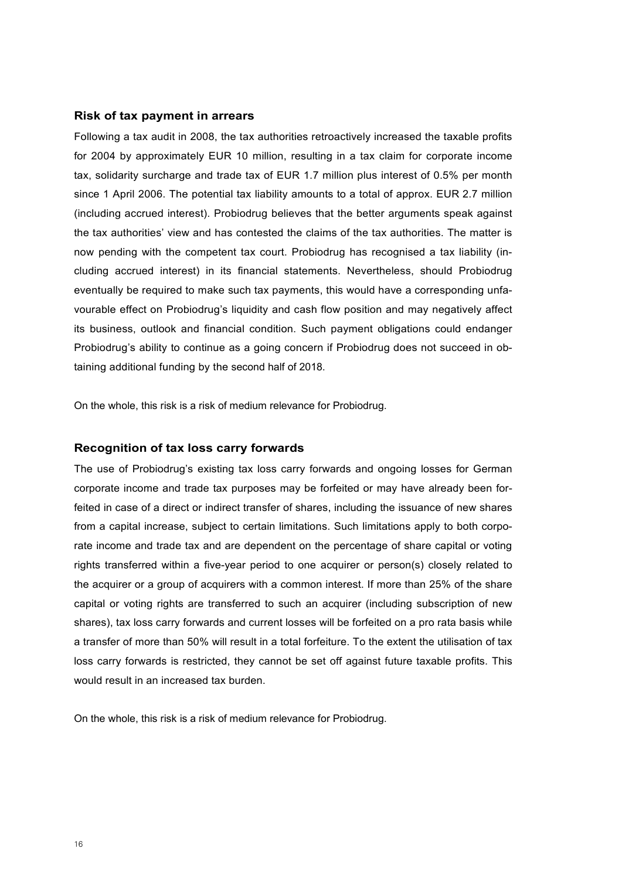### Risk of tax payment in arrears

Following a tax audit in 2008, the tax authorities retroactively increased the taxable profits for 2004 by approximately EUR 10 million, resulting in a tax claim for corporate income tax, solidarity surcharge and trade tax of EUR 1.7 million plus interest of 0.5% per month since 1 April 2006. The potential tax liability amounts to a total of approx. EUR 2.7 million (including accrued interest). Probiodrug believes that the better arguments speak against the tax authorities' view and has contested the claims of the tax authorities. The matter is now pending with the competent tax court. Probiodrug has recognised a tax liability (including accrued interest) in its financial statements. Nevertheless, should Probiodrug eventually be required to make such tax payments, this would have a corresponding unfavourable effect on Probiodrug's liquidity and cash flow position and may negatively affect its business, outlook and financial condition. Such payment obligations could endanger Probiodrug's ability to continue as a going concern if Probiodrug does not succeed in obtaining additional funding by the second half of 2018.

On the whole, this risk is a risk of medium relevance for Probiodrug.

### Recognition of tax loss carry forwards

The use of Probiodrug's existing tax loss carry forwards and ongoing losses for German corporate income and trade tax purposes may be forfeited or may have already been forfeited in case of a direct or indirect transfer of shares, including the issuance of new shares from a capital increase, subject to certain limitations. Such limitations apply to both corporate income and trade tax and are dependent on the percentage of share capital or voting rights transferred within a five-year period to one acquirer or person(s) closely related to the acquirer or a group of acquirers with a common interest. If more than 25% of the share capital or voting rights are transferred to such an acquirer (including subscription of new shares), tax loss carry forwards and current losses will be forfeited on a pro rata basis while a transfer of more than 50% will result in a total forfeiture. To the extent the utilisation of tax loss carry forwards is restricted, they cannot be set off against future taxable profits. This would result in an increased tax burden.

On the whole, this risk is a risk of medium relevance for Probiodrug.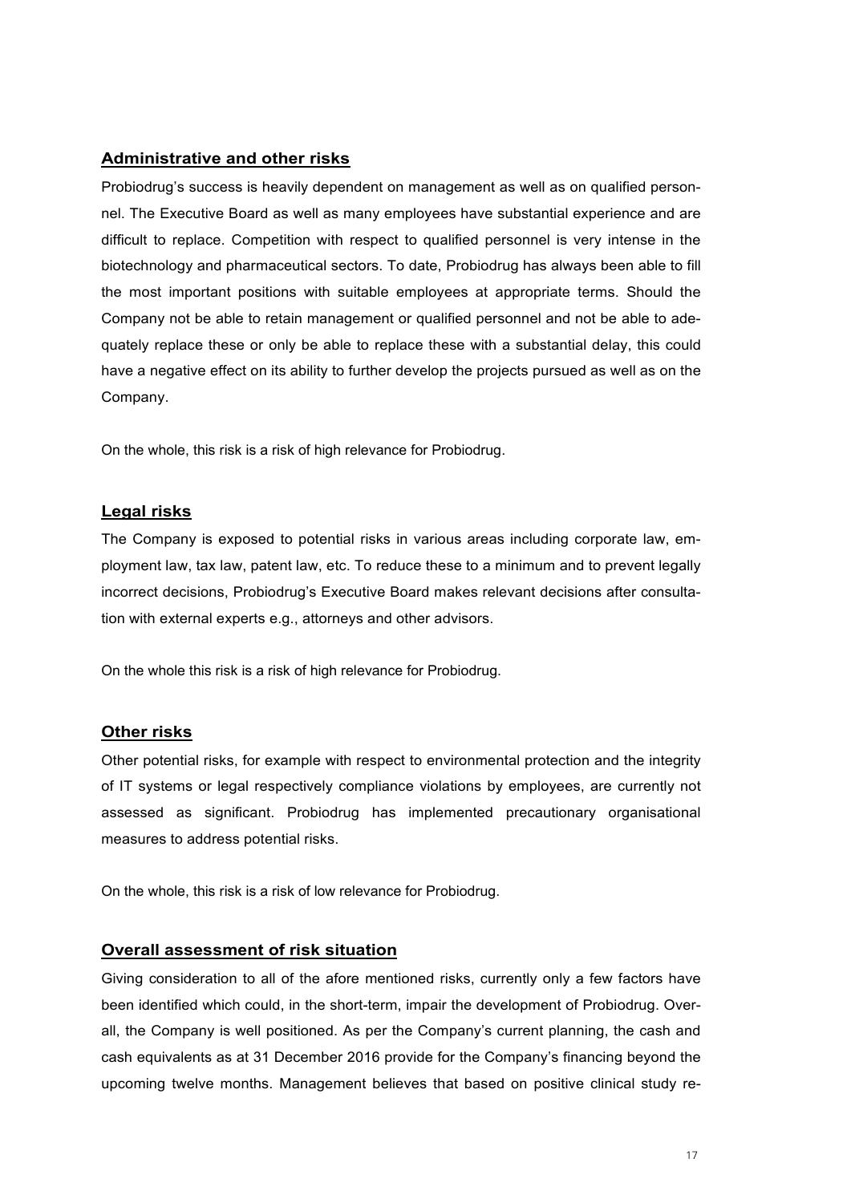## Administrative and other risks

Probiodrug's success is heavily dependent on management as well as on qualified personnel. The Executive Board as well as many employees have substantial experience and are difficult to replace. Competition with respect to qualified personnel is very intense in the biotechnology and pharmaceutical sectors. To date, Probiodrug has always been able to fill the most important positions with suitable employees at appropriate terms. Should the Company not be able to retain management or qualified personnel and not be able to adequately replace these or only be able to replace these with a substantial delay, this could have a negative effect on its ability to further develop the projects pursued as well as on the Company.

On the whole, this risk is a risk of high relevance for Probiodrug.

## Legal risks

The Company is exposed to potential risks in various areas including corporate law, employment law, tax law, patent law, etc. To reduce these to a minimum and to prevent legally incorrect decisions, Probiodrug's Executive Board makes relevant decisions after consultation with external experts e.g., attorneys and other advisors.

On the whole this risk is a risk of high relevance for Probiodrug.

## Other risks

Other potential risks, for example with respect to environmental protection and the integrity of IT systems or legal respectively compliance violations by employees, are currently not assessed as significant. Probiodrug has implemented precautionary organisational measures to address potential risks.

On the whole, this risk is a risk of low relevance for Probiodrug.

## Overall assessment of risk situation

Giving consideration to all of the afore mentioned risks, currently only a few factors have been identified which could, in the short-term, impair the development of Probiodrug. Overall, the Company is well positioned. As per the Company's current planning, the cash and cash equivalents as at 31 December 2016 provide for the Company's financing beyond the upcoming twelve months. Management believes that based on positive clinical study re-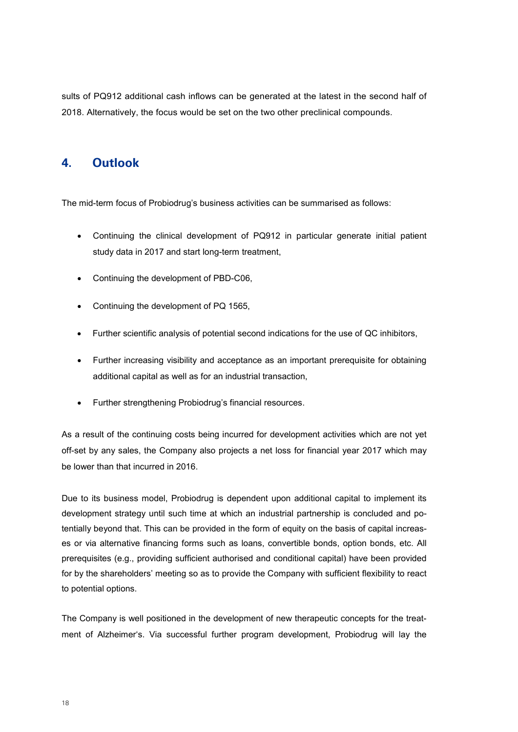sults of PQ912 additional cash inflows can be generated at the latest in the second half of 2018. Alternatively, the focus would be set on the two other preclinical compounds.

## 4. Outlook

The mid-term focus of Probiodrug's business activities can be summarised as follows:

- Continuing the clinical development of PQ912 in particular generate initial patient study data in 2017 and start long-term treatment,
- Continuing the development of PBD-C06,
- Continuing the development of PQ 1565,
- Further scientific analysis of potential second indications for the use of QC inhibitors,
- Further increasing visibility and acceptance as an important prerequisite for obtaining additional capital as well as for an industrial transaction,
- Further strengthening Probiodrug's financial resources.

As a result of the continuing costs being incurred for development activities which are not yet off-set by any sales, the Company also projects a net loss for financial year 2017 which may be lower than that incurred in 2016.

Due to its business model, Probiodrug is dependent upon additional capital to implement its development strategy until such time at which an industrial partnership is concluded and potentially beyond that. This can be provided in the form of equity on the basis of capital increases or via alternative financing forms such as loans, convertible bonds, option bonds, etc. All prerequisites (e.g., providing sufficient authorised and conditional capital) have been provided for by the shareholders' meeting so as to provide the Company with sufficient flexibility to react to potential options.

The Company is well positioned in the development of new therapeutic concepts for the treatment of Alzheimer's. Via successful further program development, Probiodrug will lay the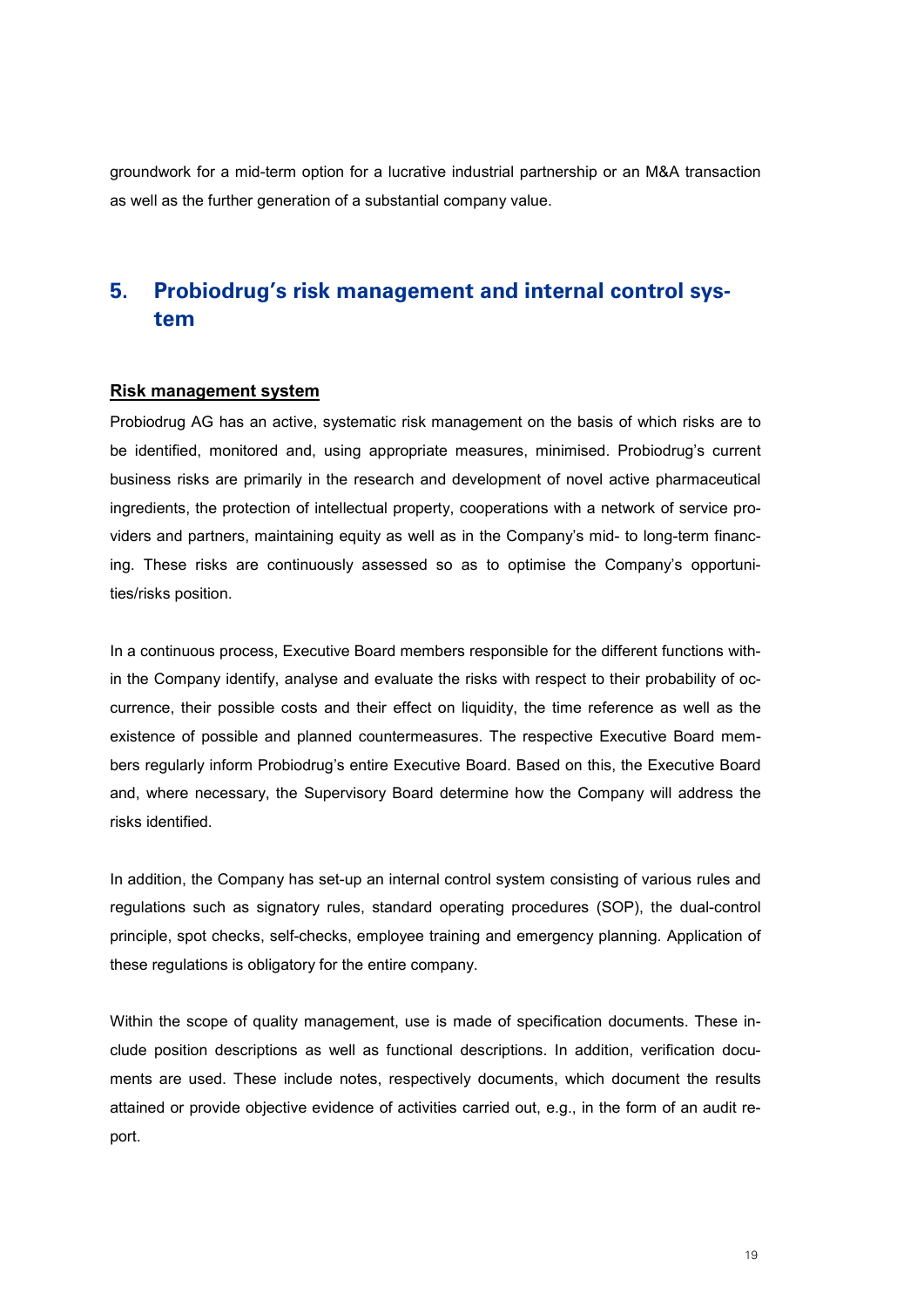groundwork for a mid-term option for a lucrative industrial partnership or an M&A transaction as well as the further generation of a substantial company value.

## 5. Probiodrug's risk management and internal control system

**Risk management system**

Probiodrug AG has an active, systematic risk management on the basis of which risks are to be identified, monitored and, using appropriate measures, minimised. Probiodrug's current business risks are primarily in the research and development of novel active pharmaceutical ingredients, the protection of intellectual property, cooperations with a network of service providers and partners, maintaining equity as well as in the Company's mid- to long-term financing. These risks are continuously assessed so as to optimise the Company's opportunities/risks position.

In a continuous process, Executive Board members responsible for the different functions within the Company identify, analyse and evaluate the risks with respect to their probability of occurrence, their possible costs and their effect on liquidity, the time reference as well as the existence of possible and planned countermeasures. The respective Executive Board members regularly inform Probiodrug's entire Executive Board. Based on this, the Executive Board and, where necessary, the Supervisory Board determine how the Company will address the risks identified.

In addition, the Company has set-up an internal control system consisting of various rules and regulations such as signatory rules, standard operating procedures (SOP), the dual-control principle, spot checks, self-checks, employee training and emergency planning. Application of these regulations is obligatory for the entire company.

Within the scope of quality management, use is made of specification documents. These include position descriptions as well as functional descriptions. In addition, verification documents are used. These include notes, respectively documents, which document the results attained or provide objective evidence of activities carried out, e.g., in the form of an audit report.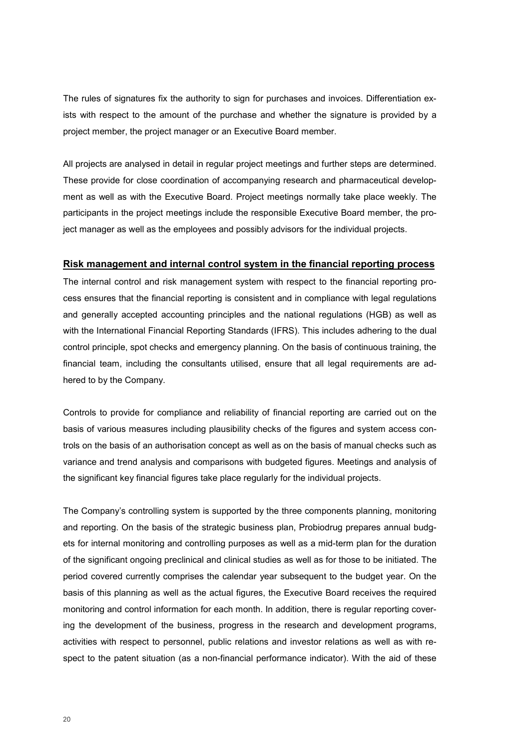The rules of signatures fix the authority to sign for purchases and invoices. Differentiation exists with respect to the amount of the purchase and whether the signature is provided by a project member, the project manager or an Executive Board member.

All projects are analysed in detail in regular project meetings and further steps are determined. These provide for close coordination of accompanying research and pharmaceutical development as well as with the Executive Board. Project meetings normally take place weekly. The participants in the project meetings include the responsible Executive Board member, the project manager as well as the employees and possibly advisors for the individual projects.

## Risk management and internal control system in the financial reporting process

The internal control and risk management system with respect to the financial reporting process ensures that the financial reporting is consistent and in compliance with legal regulations and generally accepted accounting principles and the national regulations (HGB) as well as with the International Financial Reporting Standards (IFRS). This includes adhering to the dual control principle, spot checks and emergency planning. On the basis of continuous training, the financial team, including the consultants utilised, ensure that all legal requirements are adhered to by the Company.

Controls to provide for compliance and reliability of financial reporting are carried out on the basis of various measures including plausibility checks of the figures and system access controls on the basis of an authorisation concept as well as on the basis of manual checks such as variance and trend analysis and comparisons with budgeted figures. Meetings and analysis of the significant key financial figures take place regularly for the individual projects.

The Company's controlling system is supported by the three components planning, monitoring and reporting. On the basis of the strategic business plan, Probiodrug prepares annual budgets for internal monitoring and controlling purposes as well as a mid-term plan for the duration of the significant ongoing preclinical and clinical studies as well as for those to be initiated. The period covered currently comprises the calendar year subsequent to the budget year. On the basis of this planning as well as the actual figures, the Executive Board receives the required monitoring and control information for each month. In addition, there is regular reporting covering the development of the business, progress in the research and development programs, activities with respect to personnel, public relations and investor relations as well as with respect to the patent situation (as a non-financial performance indicator). With the aid of these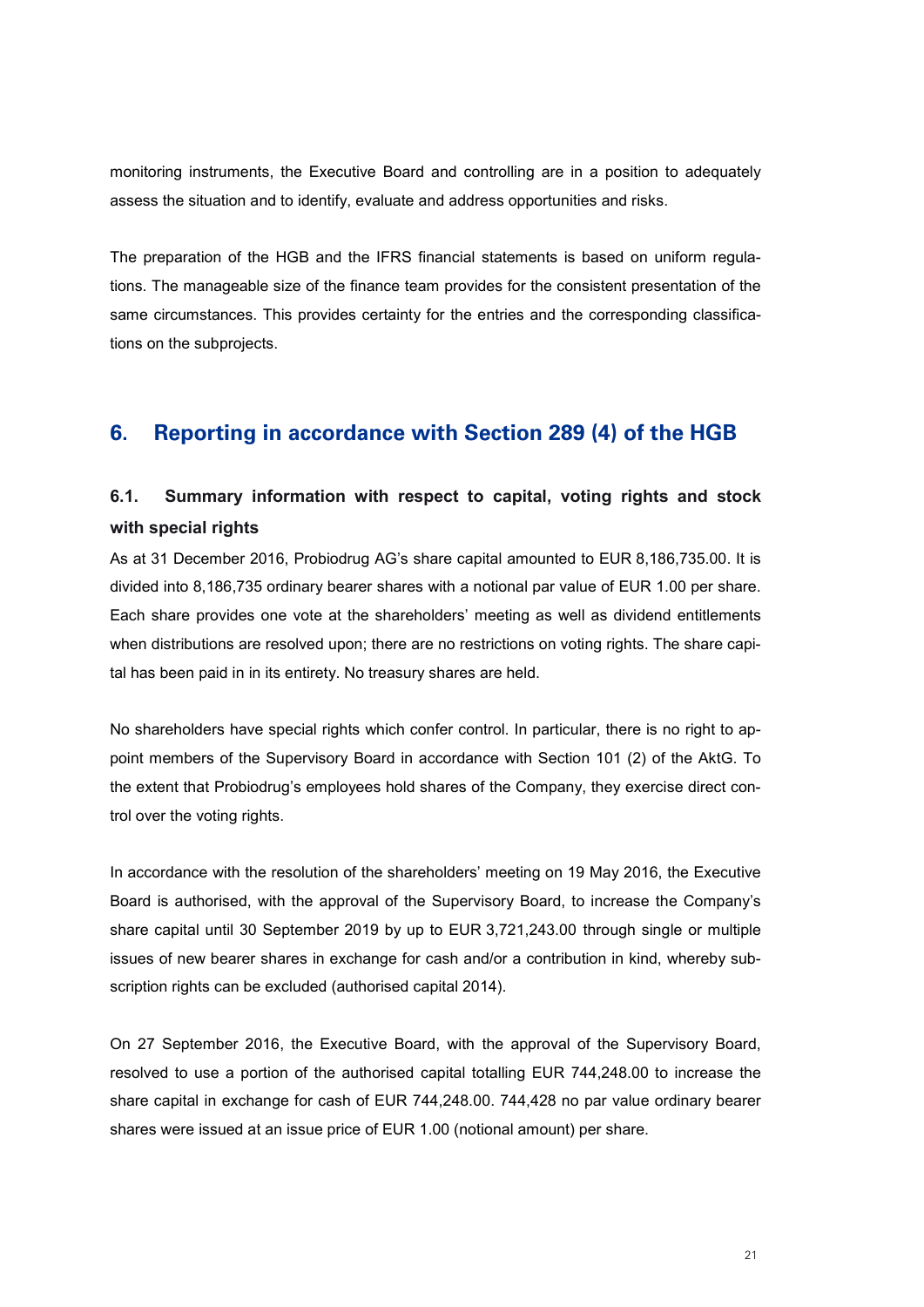monitoring instruments, the Executive Board and controlling are in a position to adequately assess the situation and to identify, evaluate and address opportunities and risks.

The preparation of the HGB and the IFRS financial statements is based on uniform regulations. The manageable size of the finance team provides for the consistent presentation of the same circumstances. This provides certainty for the entries and the corresponding classifications on the subprojects.

## 6. Reporting in accordance with Section 289 (4) of the HGB

### 6.1. Summary information with respect to capital, voting rights and stock with special rights

As at 31 December 2016, Probiodrug AG's share capital amounted to EUR 8,186,735.00. It is divided into 8,186,735 ordinary bearer shares with a notional par value of EUR 1.00 per share. Each share provides one vote at the shareholders' meeting as well as dividend entitlements when distributions are resolved upon; there are no restrictions on voting rights. The share capital has been paid in in its entirety. No treasury shares are held.

No shareholders have special rights which confer control. In particular, there is no right to appoint members of the Supervisory Board in accordance with Section 101 (2) of the AktG. To the extent that Probiodrug's employees hold shares of the Company, they exercise direct control over the voting rights.

In accordance with the resolution of the shareholders' meeting on 19 May 2016, the Executive Board is authorised, with the approval of the Supervisory Board, to increase the Company's share capital until 30 September 2019 by up to EUR 3,721,243.00 through single or multiple issues of new bearer shares in exchange for cash and/or a contribution in kind, whereby subscription rights can be excluded (authorised capital 2014).

On 27 September 2016, the Executive Board, with the approval of the Supervisory Board, resolved to use a portion of the authorised capital totalling EUR 744,248.00 to increase the share capital in exchange for cash of EUR 744,248.00. 744,428 no par value ordinary bearer shares were issued at an issue price of EUR 1.00 (notional amount) per share.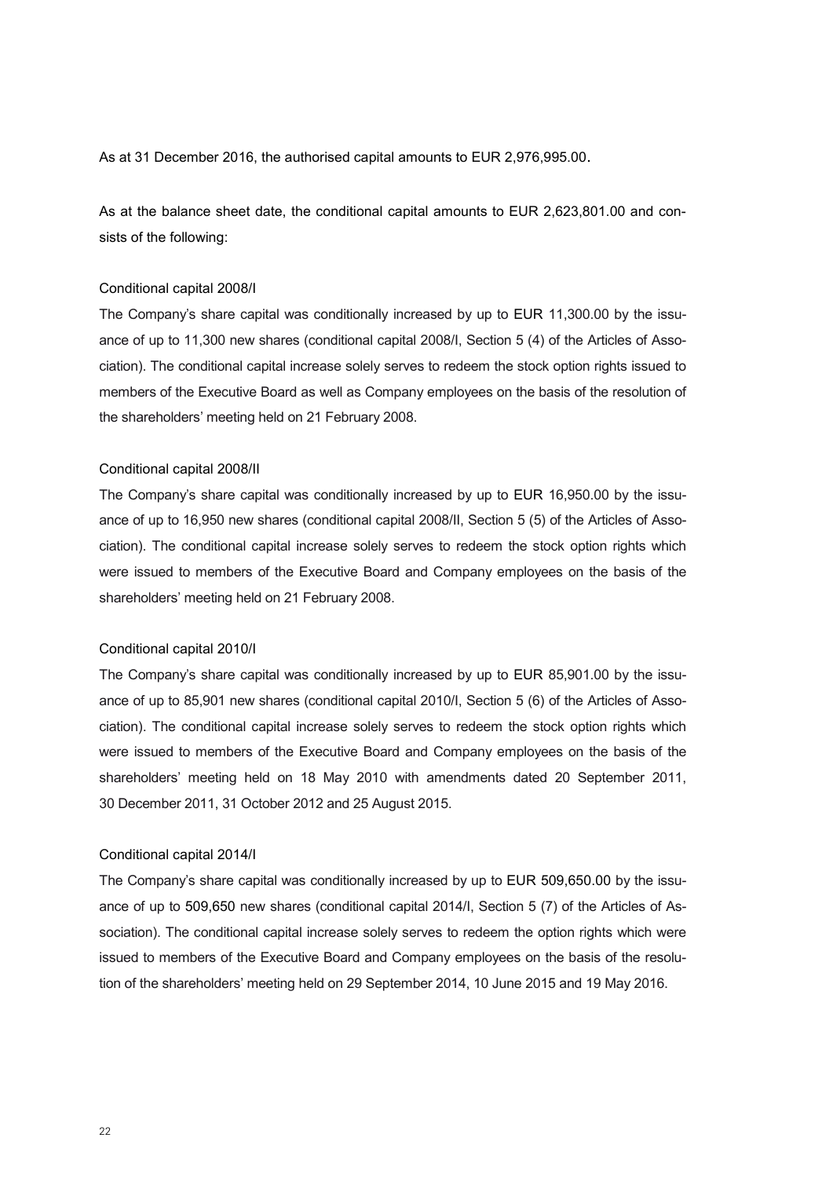As at 31 December 2016, the authorised capital amounts to EUR 2,976,995.00.

As at the balance sheet date, the conditional capital amounts to EUR 2,623,801.00 and consists of the following:

Conditional capital 2008/I

The Company's share capital was conditionally increased by up to EUR 11,300.00 by the issuance of up to 11,300 new shares (conditional capital 2008/I, Section 5 (4) of the Articles of Association). The conditional capital increase solely serves to redeem the stock option rights issued to members of the Executive Board as well as Company employees on the basis of the resolution of the shareholders' meeting held on 21 February 2008.

Conditional capital 2008/II

The Company's share capital was conditionally increased by up to EUR 16,950.00 by the issuance of up to 16,950 new shares (conditional capital 2008/II, Section 5 (5) of the Articles of Association). The conditional capital increase solely serves to redeem the stock option rights which were issued to members of the Executive Board and Company employees on the basis of the shareholders' meeting held on 21 February 2008.

Conditional capital 2010/I

The Company's share capital was conditionally increased by up to EUR 85,901.00 by the issuance of up to 85,901 new shares (conditional capital 2010/I, Section 5 (6) of the Articles of Association). The conditional capital increase solely serves to redeem the stock option rights which were issued to members of the Executive Board and Company employees on the basis of the shareholders' meeting held on 18 May 2010 with amendments dated 20 September 2011, 30 December 2011, 31 October 2012 and 25 August 2015.

Conditional capital 2014/I

The Company's share capital was conditionally increased by up to EUR 509,650.00 by the issuance of up to 509,650 new shares (conditional capital 2014/I, Section 5 (7) of the Articles of Association). The conditional capital increase solely serves to redeem the option rights which were issued to members of the Executive Board and Company employees on the basis of the resolution of the shareholders' meeting held on 29 September 2014, 10 June 2015 and 19 May 2016.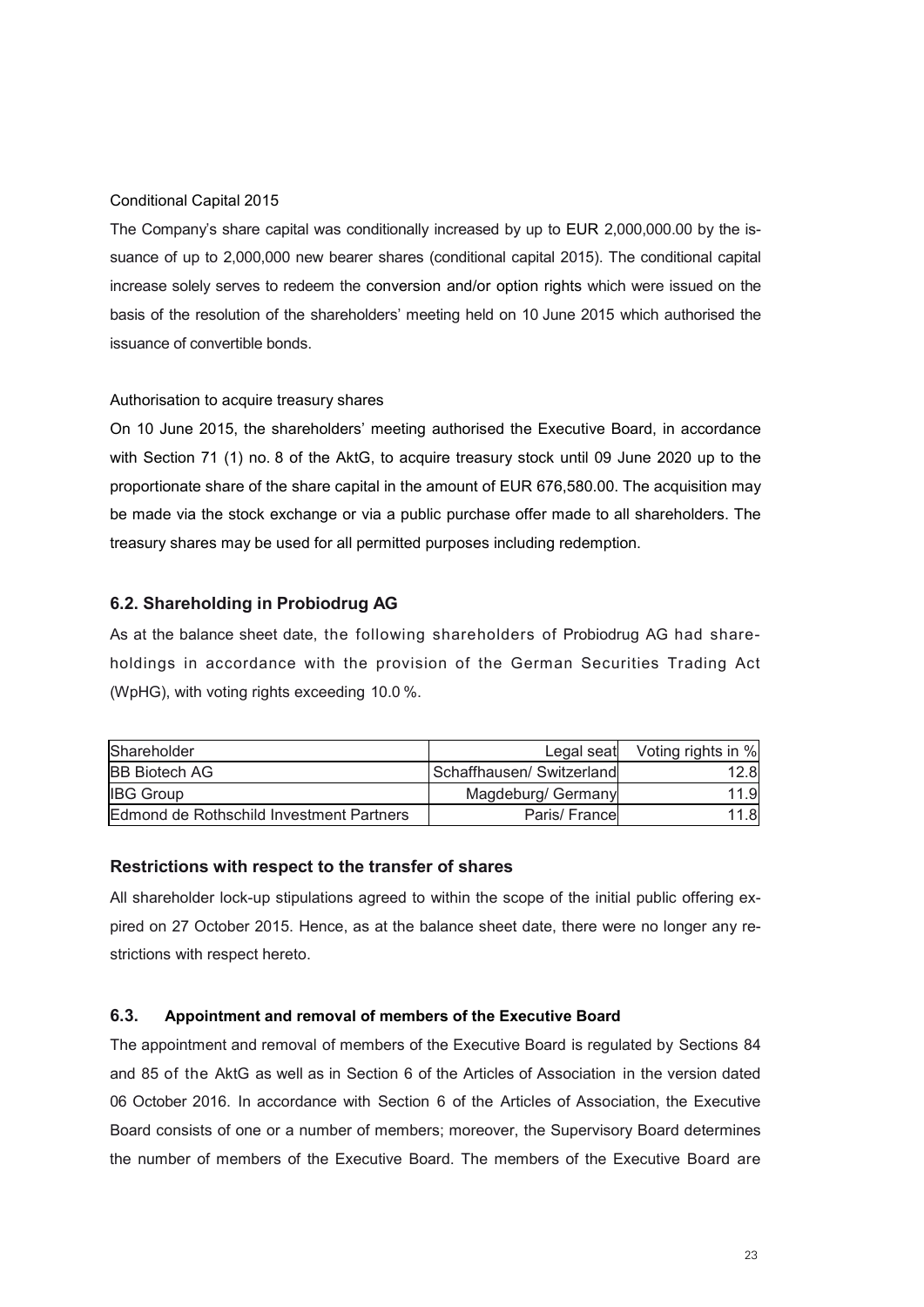Conditional Capital 2015

The Company's share capital was conditionally increased by up to EUR 2,000,000.00 by the issuance of up to 2,000,000 new bearer shares (conditional capital 2015). The conditional capital increase solely serves to redeem the conversion and/or option rights which were issued on the basis of the resolution of the shareholders' meeting held on 10 June 2015 which authorised the issuance of convertible bonds.

Authorisation to acquire treasury shares

On 10 June 2015, the shareholders' meeting authorised the Executive Board, in accordance with Section 71 (1) no. 8 of the AktG, to acquire treasury stock until 09 June 2020 up to the proportionate share of the share capital in the amount of EUR 676,580.00. The acquisition may be made via the stock exchange or via a public purchase offer made to all shareholders. The treasury shares may be used for all permitted purposes including redemption.

### 6.2. Shareholding in Probiodrug AG

As at the balance sheet date, the following shareholders of Probiodrug AG had shareholdings in accordance with the provision of the German Securities Trading Act (WpHG), with voting rights exceeding 10.0 %.

| Shareholder | Legal seat | Voting rights in % |
|---|---|---|
| BB Biotech AG | Schaffhausen/ Switzerland | 12.8 |
| IBG Group | Magdeburg/ Germany | 11.9 |
| Edmond de Rothschild Investment Partners | Paris/ France | 11.8 |

### Restrictions with respect to the transfer of shares

All shareholder lock-up stipulations agreed to within the scope of the initial public offering expired on 27 October 2015. Hence, as at the balance sheet date, there were no longer any restrictions with respect hereto.

### 6.3. Appointment and removal of members of the Executive Board

The appointment and removal of members of the Executive Board is regulated by Sections 84 and 85 of the AktG as well as in Section 6 of the Articles of Association in the version dated 06 October 2016. In accordance with Section 6 of the Articles of Association, the Executive Board consists of one or a number of members; moreover, the Supervisory Board determines the number of members of the Executive Board. The members of the Executive Board are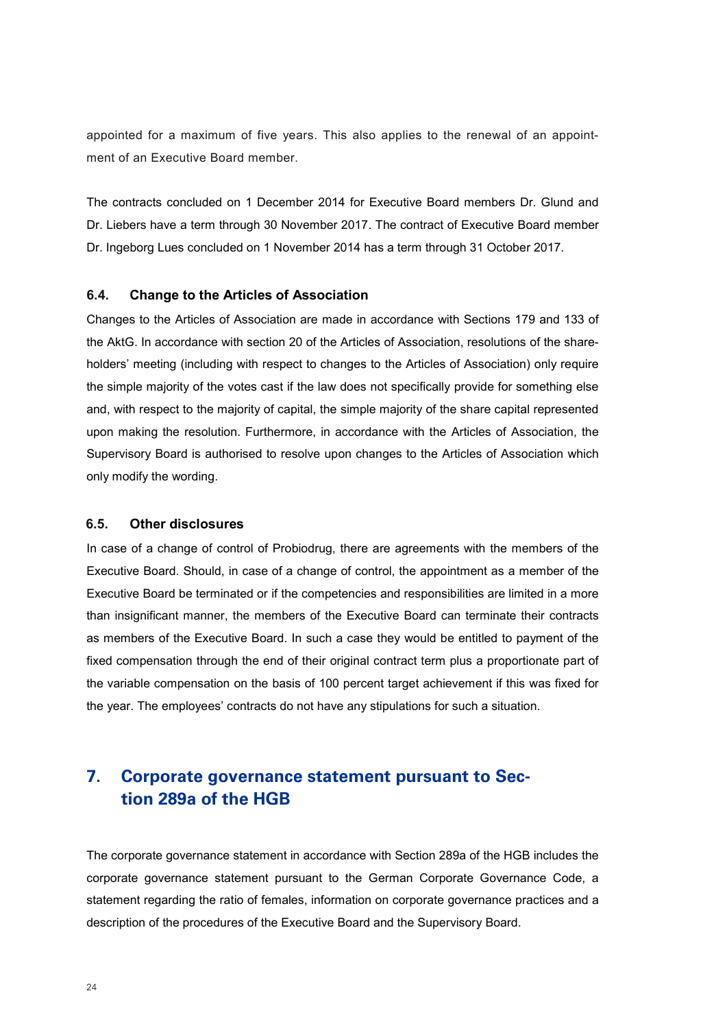appointed for a maximum of five years. This also applies to the renewal of an appointment of an Executive Board member.

The contracts concluded on 1 December 2014 for Executive Board members Dr. Glund and Dr. Liebers have a term through 30 November 2017. The contract of Executive Board member Dr. Ingeborg Lues concluded on 1 November 2014 has a term through 31 October 2017.

### 6.4. Change to the Articles of Association

Changes to the Articles of Association are made in accordance with Sections 179 and 133 of the AktG. In accordance with section 20 of the Articles of Association, resolutions of the shareholders' meeting (including with respect to changes to the Articles of Association) only require the simple majority of the votes cast if the law does not specifically provide for something else and, with respect to the majority of capital, the simple majority of the share capital represented upon making the resolution. Furthermore, in accordance with the Articles of Association, the Supervisory Board is authorised to resolve upon changes to the Articles of Association which only modify the wording.

### 6.5. Other disclosures

In case of a change of control of Probiodrug, there are agreements with the members of the Executive Board. Should, in case of a change of control, the appointment as a member of the Executive Board be terminated or if the competencies and responsibilities are limited in a more than insignificant manner, the members of the Executive Board can terminate their contracts as members of the Executive Board. In such a case they would be entitled to payment of the fixed compensation through the end of their original contract term plus a proportionate part of the variable compensation on the basis of 100 percent target achievement if this was fixed for the year. The employees' contracts do not have any stipulations for such a situation.

## 7. Corporate governance statement pursuant to Section 289a of the HGB

The corporate governance statement in accordance with Section 289a of the HGB includes the corporate governance statement pursuant to the German Corporate Governance Code, a statement regarding the ratio of females, information on corporate governance practices and a description of the procedures of the Executive Board and the Supervisory Board.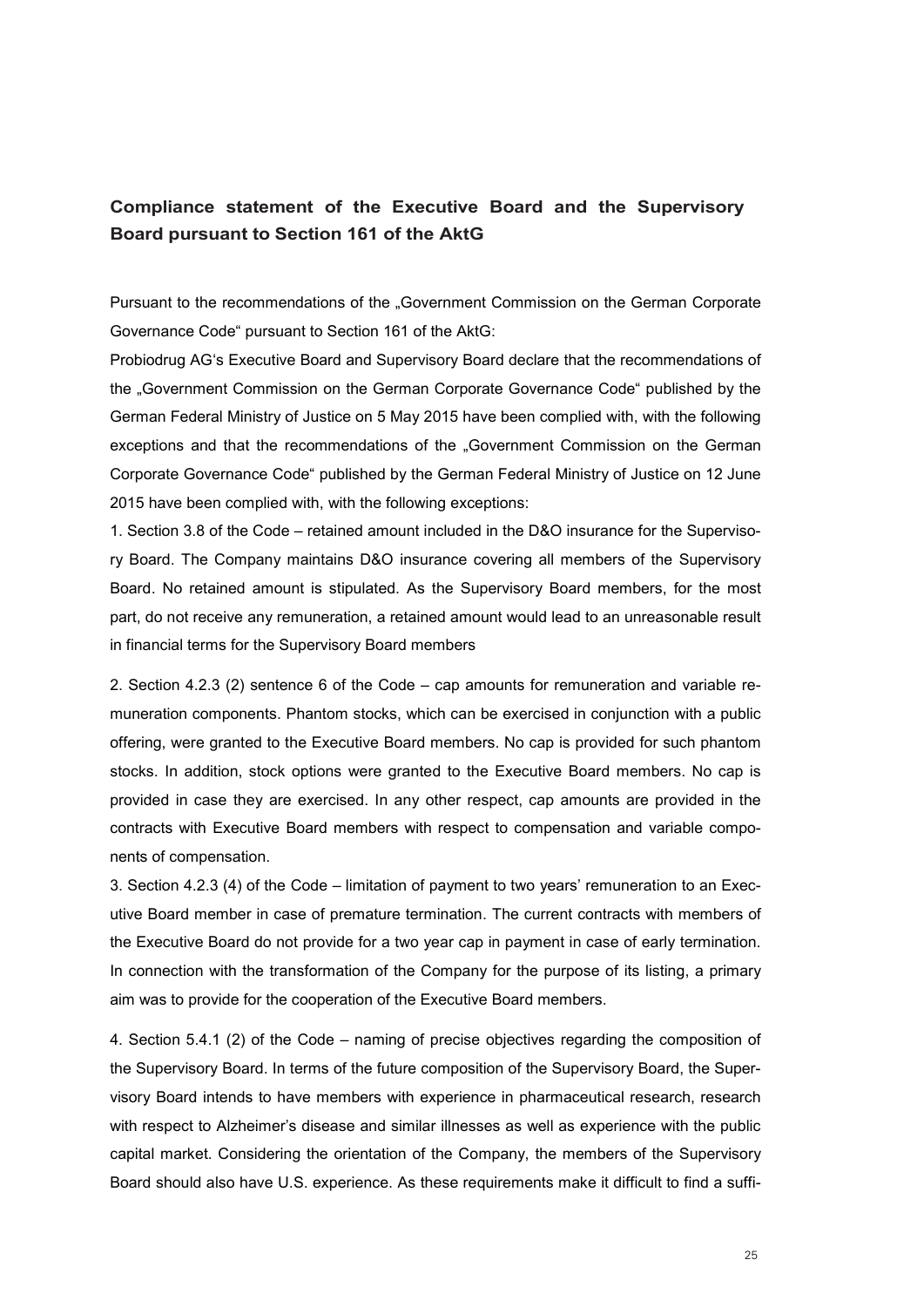## Compliance statement of the Executive Board and the Supervisory Board pursuant to Section 161 of the AktG

Pursuant to the recommendations of the „Government Commission on the German Corporate Governance Code“ pursuant to Section 161 of the AktG:

Probiodrug AG‘s Executive Board and Supervisory Board declare that the recommendations of the „Government Commission on the German Corporate Governance Code“ published by the German Federal Ministry of Justice on 5 May 2015 have been complied with, with the following exceptions and that the recommendations of the „Government Commission on the German Corporate Governance Code“ published by the German Federal Ministry of Justice on 12 June 2015 have been complied with, with the following exceptions:

1. Section 3.8 of the Code – retained amount included in the D&O insurance for the Supervisory Board. The Company maintains D&O insurance covering all members of the Supervisory Board. No retained amount is stipulated. As the Supervisory Board members, for the most part, do not receive any remuneration, a retained amount would lead to an unreasonable result in financial terms for the Supervisory Board members

2. Section 4.2.3 (2) sentence 6 of the Code – cap amounts for remuneration and variable remuneration components. Phantom stocks, which can be exercised in conjunction with a public offering, were granted to the Executive Board members. No cap is provided for such phantom stocks. In addition, stock options were granted to the Executive Board members. No cap is provided in case they are exercised. In any other respect, cap amounts are provided in the contracts with Executive Board members with respect to compensation and variable components of compensation.

3. Section 4.2.3 (4) of the Code – limitation of payment to two years’ remuneration to an Executive Board member in case of premature termination. The current contracts with members of the Executive Board do not provide for a two year cap in payment in case of early termination. In connection with the transformation of the Company for the purpose of its listing, a primary aim was to provide for the cooperation of the Executive Board members.

4. Section 5.4.1 (2) of the Code – naming of precise objectives regarding the composition of the Supervisory Board. In terms of the future composition of the Supervisory Board, the Supervisory Board intends to have members with experience in pharmaceutical research, research with respect to Alzheimer’s disease and similar illnesses as well as experience with the public capital market. Considering the orientation of the Company, the members of the Supervisory Board should also have U.S. experience. As these requirements make it difficult to find a suffi-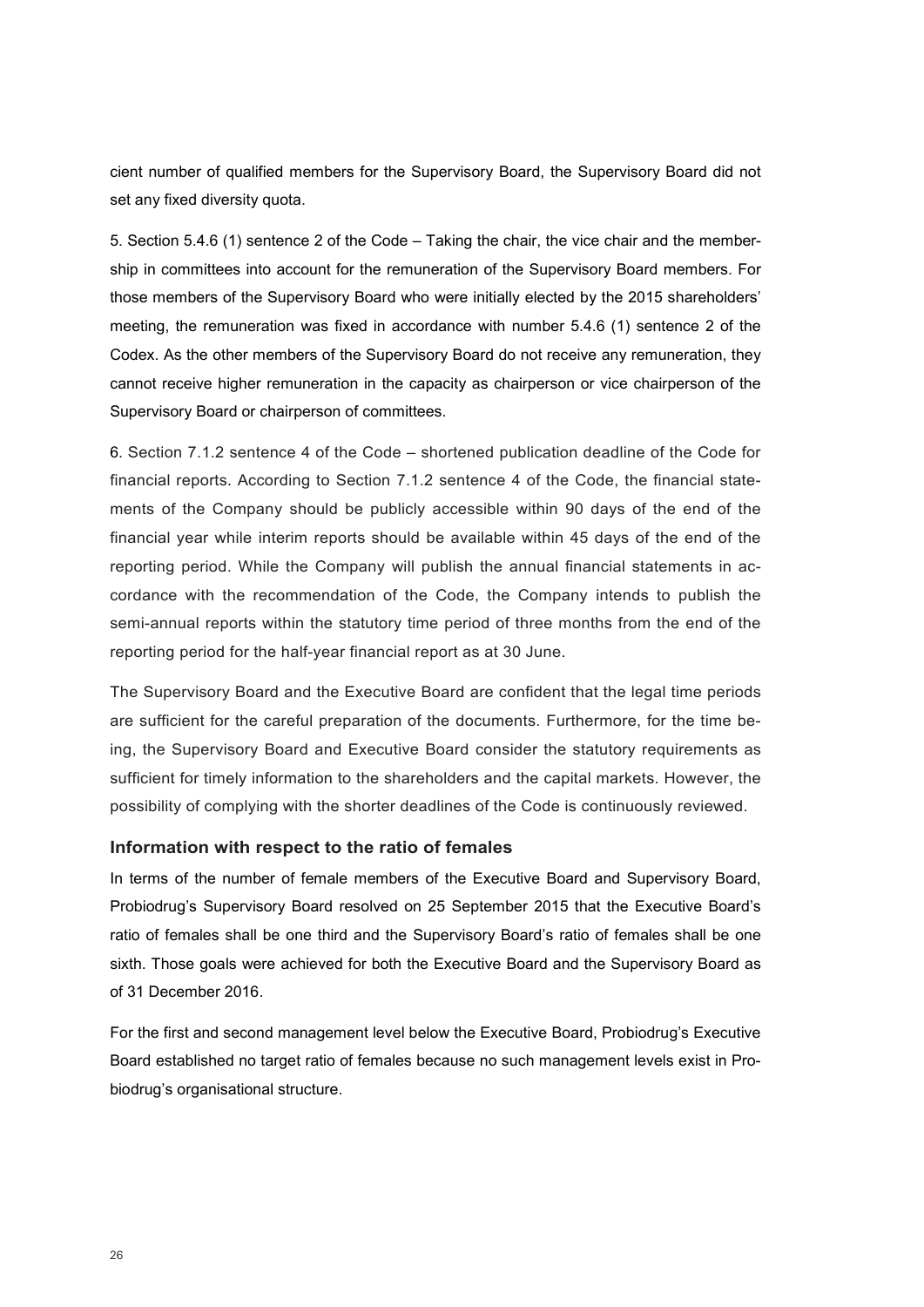cient number of qualified members for the Supervisory Board, the Supervisory Board did not set any fixed diversity quota.

5. Section 5.4.6 (1) sentence 2 of the Code – Taking the chair, the vice chair and the membership in committees into account for the remuneration of the Supervisory Board members. For those members of the Supervisory Board who were initially elected by the 2015 shareholders' meeting, the remuneration was fixed in accordance with number 5.4.6 (1) sentence 2 of the Codex. As the other members of the Supervisory Board do not receive any remuneration, they cannot receive higher remuneration in the capacity as chairperson or vice chairperson of the Supervisory Board or chairperson of committees.

6. Section 7.1.2 sentence 4 of the Code – shortened publication deadline of the Code for financial reports. According to Section 7.1.2 sentence 4 of the Code, the financial statements of the Company should be publicly accessible within 90 days of the end of the financial year while interim reports should be available within 45 days of the end of the reporting period. While the Company will publish the annual financial statements in accordance with the recommendation of the Code, the Company intends to publish the semi-annual reports within the statutory time period of three months from the end of the reporting period for the half-year financial report as at 30 June.

The Supervisory Board and the Executive Board are confident that the legal time periods are sufficient for the careful preparation of the documents. Furthermore, for the time being, the Supervisory Board and Executive Board consider the statutory requirements as sufficient for timely information to the shareholders and the capital markets. However, the possibility of complying with the shorter deadlines of the Code is continuously reviewed.

### Information with respect to the ratio of females

In terms of the number of female members of the Executive Board and Supervisory Board, Probiodrug's Supervisory Board resolved on 25 September 2015 that the Executive Board's ratio of females shall be one third and the Supervisory Board's ratio of females shall be one sixth. Those goals were achieved for both the Executive Board and the Supervisory Board as of 31 December 2016.

For the first and second management level below the Executive Board, Probiodrug's Executive Board established no target ratio of females because no such management levels exist in Probiodrug's organisational structure.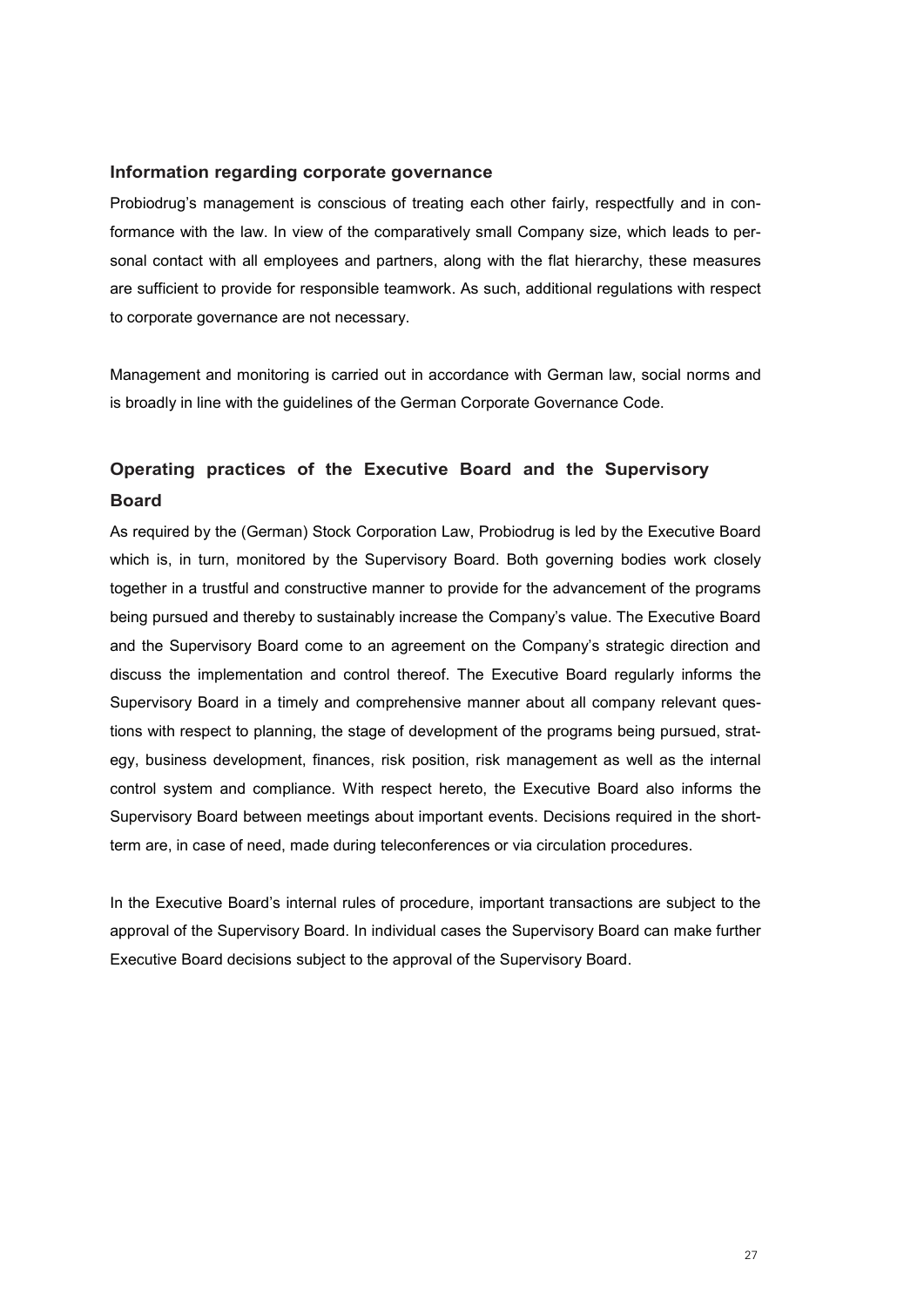## Information regarding corporate governance

Probiodrug's management is conscious of treating each other fairly, respectfully and in conformance with the law. In view of the comparatively small Company size, which leads to personal contact with all employees and partners, along with the flat hierarchy, these measures are sufficient to provide for responsible teamwork. As such, additional regulations with respect to corporate governance are not necessary.

Management and monitoring is carried out in accordance with German law, social norms and is broadly in line with the guidelines of the German Corporate Governance Code.

## Operating practices of the Executive Board and the Supervisory Board

As required by the (German) Stock Corporation Law, Probiodrug is led by the Executive Board which is, in turn, monitored by the Supervisory Board. Both governing bodies work closely together in a trustful and constructive manner to provide for the advancement of the programs being pursued and thereby to sustainably increase the Company's value. The Executive Board and the Supervisory Board come to an agreement on the Company's strategic direction and discuss the implementation and control thereof. The Executive Board regularly informs the Supervisory Board in a timely and comprehensive manner about all company relevant questions with respect to planning, the stage of development of the programs being pursued, strategy, business development, finances, risk position, risk management as well as the internal control system and compliance. With respect hereto, the Executive Board also informs the Supervisory Board between meetings about important events. Decisions required in the short-term are, in case of need, made during teleconferences or via circulation procedures.

In the Executive Board's internal rules of procedure, important transactions are subject to the approval of the Supervisory Board. In individual cases the Supervisory Board can make further Executive Board decisions subject to the approval of the Supervisory Board.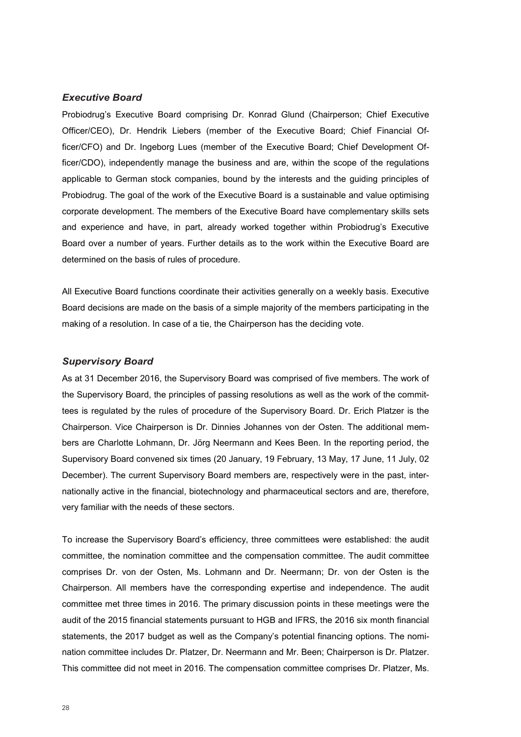### *Executive Board*

Probiodrug's Executive Board comprising Dr. Konrad Glund (Chairperson; Chief Executive Officer/CEO), Dr. Hendrik Liebers (member of the Executive Board; Chief Financial Officer/CFO) and Dr. Ingeborg Lues (member of the Executive Board; Chief Development Officer/CDO), independently manage the business and are, within the scope of the regulations applicable to German stock companies, bound by the interests and the guiding principles of Probiodrug. The goal of the work of the Executive Board is a sustainable and value optimising corporate development. The members of the Executive Board have complementary skills sets and experience and have, in part, already worked together within Probiodrug's Executive Board over a number of years. Further details as to the work within the Executive Board are determined on the basis of rules of procedure.

All Executive Board functions coordinate their activities generally on a weekly basis. Executive Board decisions are made on the basis of a simple majority of the members participating in the making of a resolution. In case of a tie, the Chairperson has the deciding vote.

### *Supervisory Board*

As at 31 December 2016, the Supervisory Board was comprised of five members. The work of the Supervisory Board, the principles of passing resolutions as well as the work of the committees is regulated by the rules of procedure of the Supervisory Board. Dr. Erich Platzer is the Chairperson. Vice Chairperson is Dr. Dinnies Johannes von der Osten. The additional members are Charlotte Lohmann, Dr. Jörg Neermann and Kees Been. In the reporting period, the Supervisory Board convened six times (20 January, 19 February, 13 May, 17 June, 11 July, 02 December). The current Supervisory Board members are, respectively were in the past, internationally active in the financial, biotechnology and pharmaceutical sectors and are, therefore, very familiar with the needs of these sectors.

To increase the Supervisory Board's efficiency, three committees were established: the audit committee, the nomination committee and the compensation committee. The audit committee comprises Dr. von der Osten, Ms. Lohmann and Dr. Neermann; Dr. von der Osten is the Chairperson. All members have the corresponding expertise and independence. The audit committee met three times in 2016. The primary discussion points in these meetings were the audit of the 2015 financial statements pursuant to HGB and IFRS, the 2016 six month financial statements, the 2017 budget as well as the Company's potential financing options. The nomination committee includes Dr. Platzer, Dr. Neermann and Mr. Been; Chairperson is Dr. Platzer. This committee did not meet in 2016. The compensation committee comprises Dr. Platzer, Ms.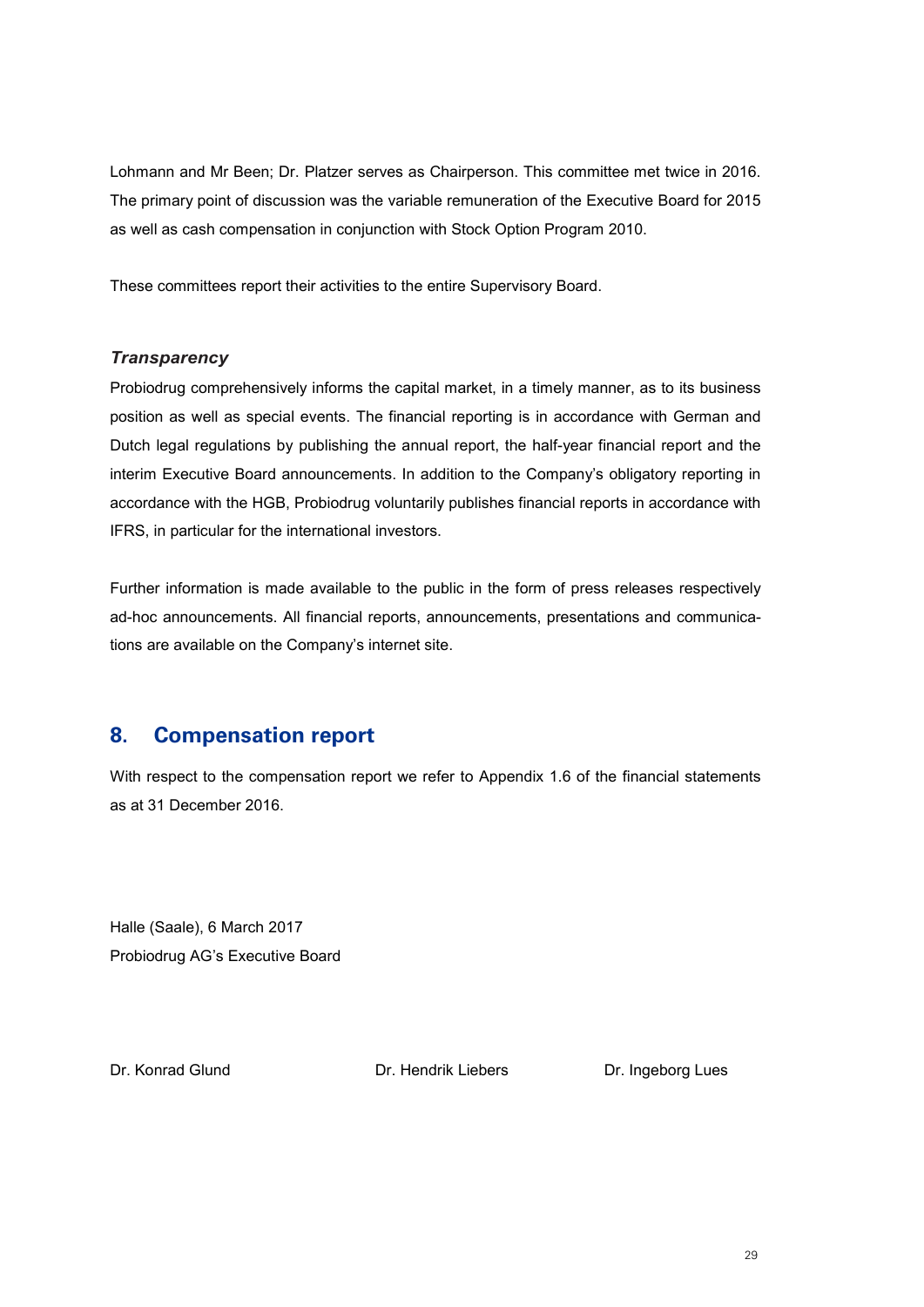Lohmann and Mr Been; Dr. Platzer serves as Chairperson. This committee met twice in 2016. The primary point of discussion was the variable remuneration of the Executive Board for 2015 as well as cash compensation in conjunction with Stock Option Program 2010.

These committees report their activities to the entire Supervisory Board.

### *Transparency*

Probiodrug comprehensively informs the capital market, in a timely manner, as to its business position as well as special events. The financial reporting is in accordance with German and Dutch legal regulations by publishing the annual report, the half-year financial report and the interim Executive Board announcements. In addition to the Company's obligatory reporting in accordance with the HGB, Probiodrug voluntarily publishes financial reports in accordance with IFRS, in particular for the international investors.

Further information is made available to the public in the form of press releases respectively ad-hoc announcements. All financial reports, announcements, presentations and communications are available on the Company's internet site.

## 8. Compensation report

With respect to the compensation report we refer to Appendix 1.6 of the financial statements as at 31 December 2016.

Halle (Saale), 6 March 2017
Probiodrug AG's Executive Board

Dr. Konrad Glund Dr. Hendrik Liebers Dr. Ingeborg Lues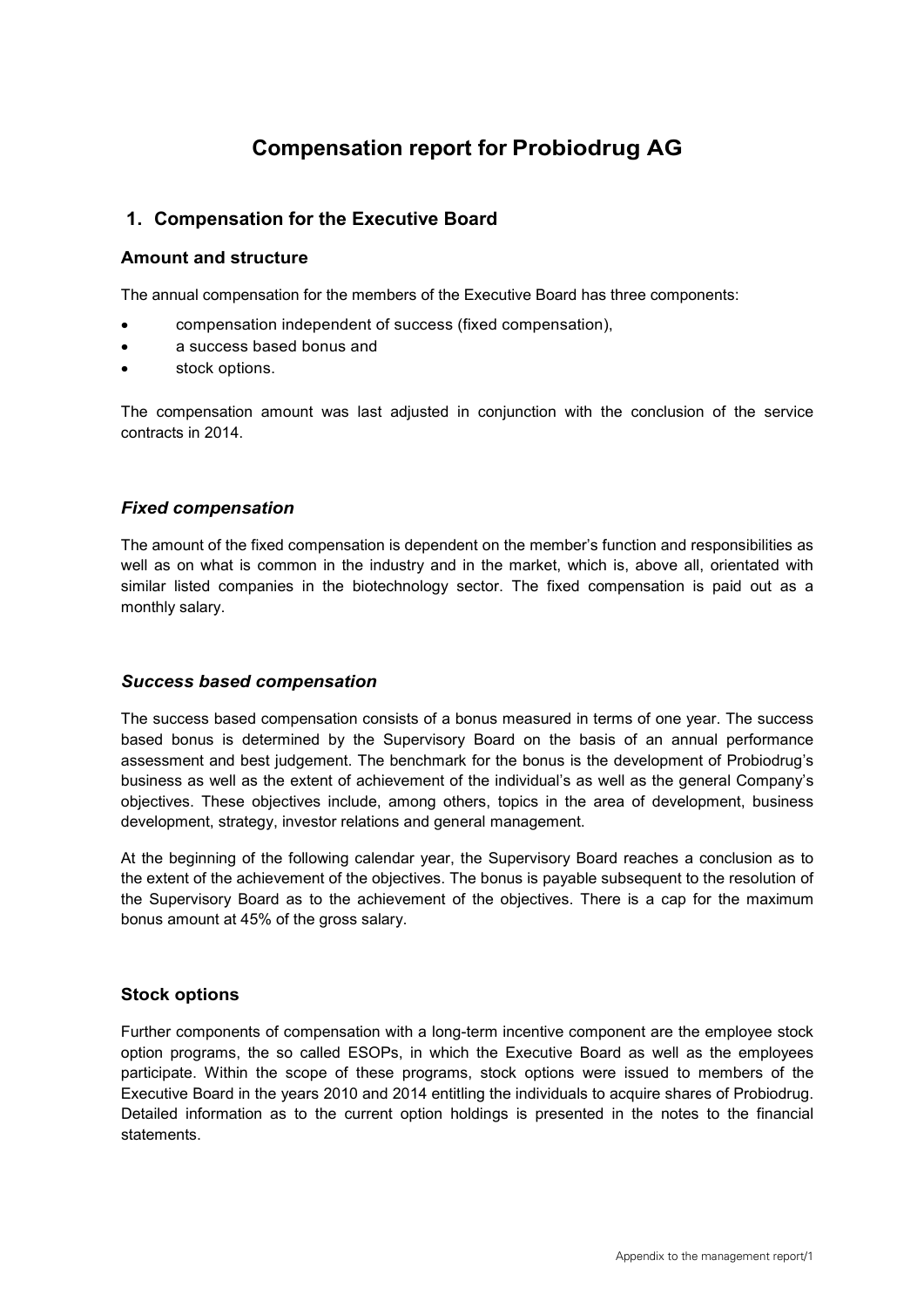# Compensation report for Probiodrug AG

## 1. Compensation for the Executive Board

### Amount and structure

The annual compensation for the members of the Executive Board has three components:

- compensation independent of success (fixed compensation),
- a success based bonus and
- stock options.

The compensation amount was last adjusted in conjunction with the conclusion of the service contracts in 2014.

### *Fixed compensation*

The amount of the fixed compensation is dependent on the member's function and responsibilities as well as on what is common in the industry and in the market, which is, above all, orientated with similar listed companies in the biotechnology sector. The fixed compensation is paid out as a monthly salary.

### *Success based compensation*

The success based compensation consists of a bonus measured in terms of one year. The success based bonus is determined by the Supervisory Board on the basis of an annual performance assessment and best judgement. The benchmark for the bonus is the development of Probiodrug's business as well as the extent of achievement of the individual's as well as the general Company's objectives. These objectives include, among others, topics in the area of development, business development, strategy, investor relations and general management.

At the beginning of the following calendar year, the Supervisory Board reaches a conclusion as to the extent of the achievement of the objectives. The bonus is payable subsequent to the resolution of the Supervisory Board as to the achievement of the objectives. There is a cap for the maximum bonus amount at 45% of the gross salary.

### Stock options

Further components of compensation with a long-term incentive component are the employee stock option programs, the so called ESOPs, in which the Executive Board as well as the employees participate. Within the scope of these programs, stock options were issued to members of the Executive Board in the years 2010 and 2014 entitling the individuals to acquire shares of Probiodrug. Detailed information as to the current option holdings is presented in the notes to the financial statements.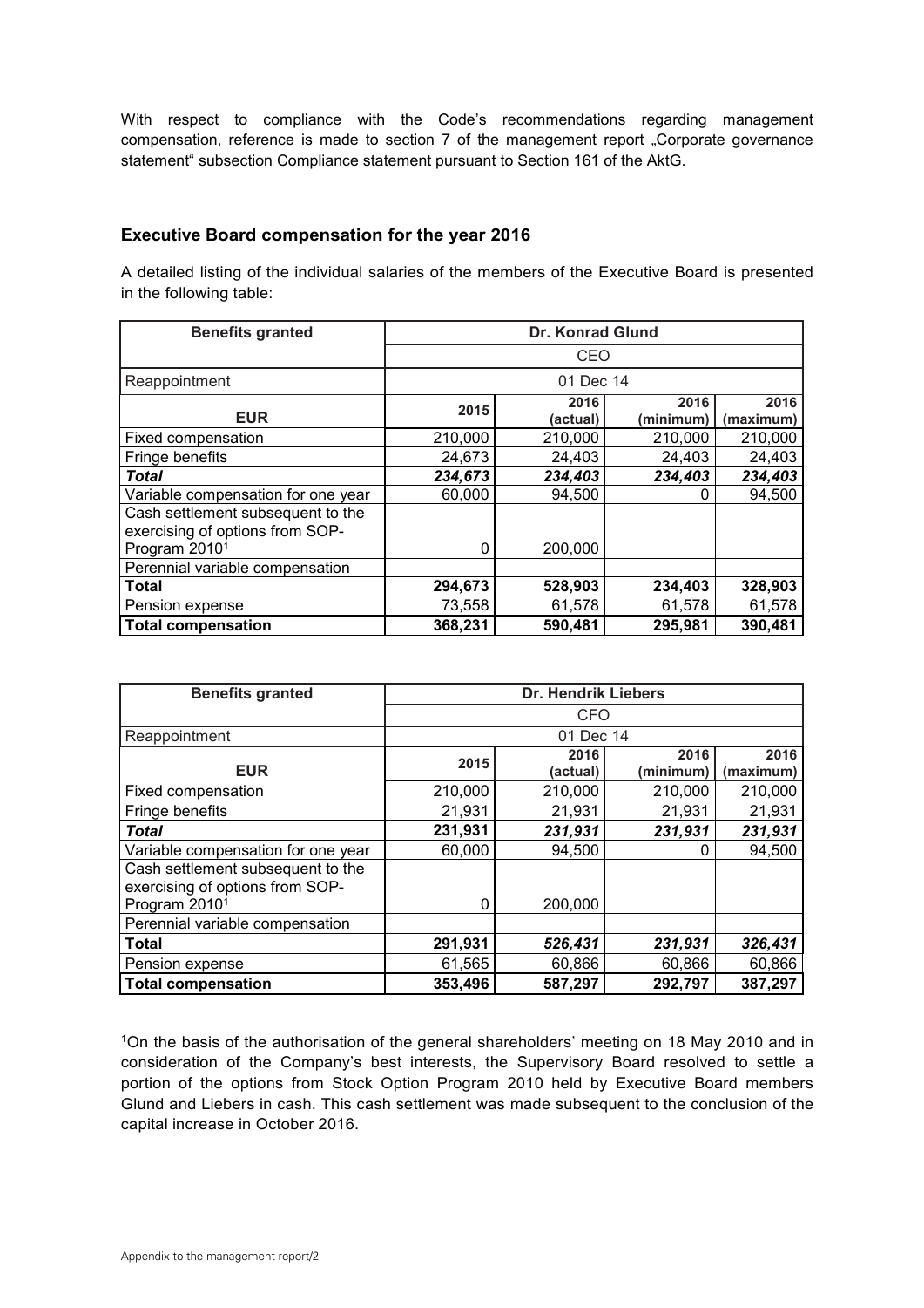With respect to compliance with the Code's recommendations regarding management compensation, reference is made to section 7 of the management report „Corporate governance statement" subsection Compliance statement pursuant to Section 161 of the AktG.

## Executive Board compensation for the year 2016

A detailed listing of the individual salaries of the members of the Executive Board is presented in the following table:

| Benefits granted | Dr. Konrad Glund | | | |
|---|---|---|---|---|
| | CEO | | | |
| Reappointment | 01 Dec 14 | | | |
| **EUR** | **2015** | **2016 (actual)** | **2016 (minimum)** | **2016 (maximum)** |
| Fixed compensation | 210,000 | 210,000 | 210,000 | 210,000 |
| Fringe benefits | 24,673 | 24,403 | 24,403 | 24,403 |
| ***Total*** | ***234,673*** | ***234,403*** | ***234,403*** | ***234,403*** |
| Variable compensation for one year | 60,000 | 94,500 | 0 | 94,500 |
| Cash settlement subsequent to the exercising of options from SOP-Program 2010[1] | 0 | 200,000 | | |
| Perennial variable compensation | | | | |
| **Total** | **294,673** | **528,903** | **234,403** | **328,903** |
| Pension expense | 73,558 | 61,578 | 61,578 | 61,578 |
| **Total compensation** | **368,231** | **590,481** | **295,981** | **390,481** |

| Benefits granted | Dr. Hendrik Liebers | | | |
|---|---|---|---|---|
| | CFO | | | |
| Reappointment | 01 Dec 14 | | | |
| **EUR** | **2015** | **2016 (actual)** | **2016 (minimum)** | **2016 (maximum)** |
| Fixed compensation | 210,000 | 210,000 | 210,000 | 210,000 |
| Fringe benefits | 21,931 | 21,931 | 21,931 | 21,931 |
| ***Total*** | **231,931** | ***231,931*** | ***231,931*** | ***231,931*** |
| Variable compensation for one year | 60,000 | 94,500 | 0 | 94,500 |
| Cash settlement subsequent to the exercising of options from SOP-Program 2010[1] | 0 | 200,000 | | |
| Perennial variable compensation | | | | |
| **Total** | **291,931** | ***526,431*** | ***231,931*** | ***326,431*** |
| Pension expense | 61,565 | 60,866 | 60,866 | 60,866 |
| **Total compensation** | **353,496** | **587,297** | **292,797** | **387,297** |

[1]On the basis of the authorisation of the general shareholders' meeting on 18 May 2010 and in consideration of the Company's best interests, the Supervisory Board resolved to settle a portion of the options from Stock Option Program 2010 held by Executive Board members Glund and Liebers in cash. This cash settlement was made subsequent to the conclusion of the capital increase in October 2016.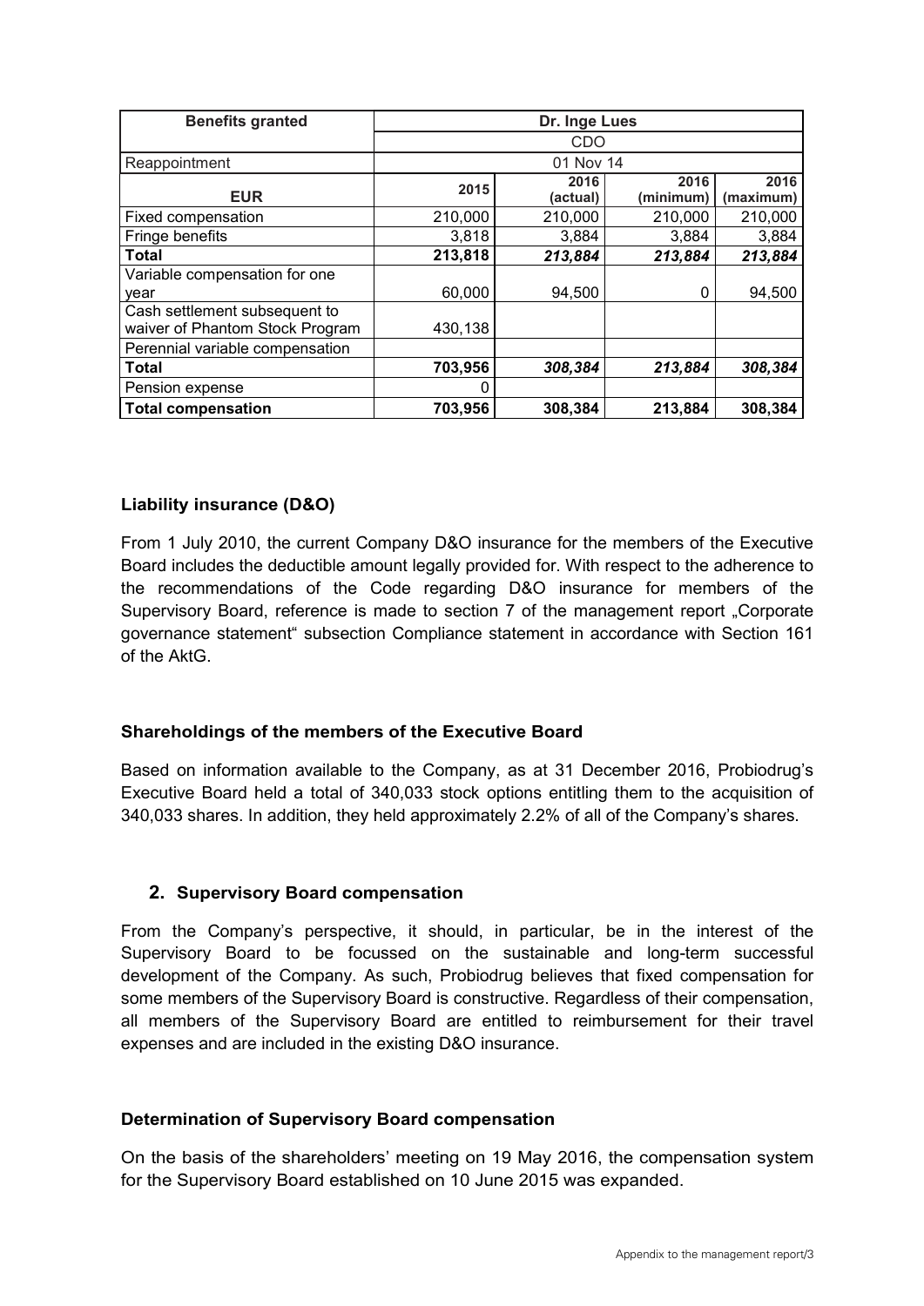| Benefits granted | Dr. Inge Lues | | | |
|---|---|---|---|---|
| | CDO | | | |
| Reappointment | 01 Nov 14 | | | |
| **EUR** | **2015** | **2016 (actual)** | **2016 (minimum)** | **2016 (maximum)** |
| Fixed compensation | 210,000 | 210,000 | 210,000 | 210,000 |
| Fringe benefits | 3,818 | 3,884 | 3,884 | 3,884 |
| **Total** | **213,818** | ***213,884*** | ***213,884*** | ***213,884*** |
| Variable compensation for one year | 60,000 | 94,500 | 0 | 94,500 |
| Cash settlement subsequent to waiver of Phantom Stock Program | 430,138 | | | |
| Perennial variable compensation | | | | |
| **Total** | **703,956** | ***308,384*** | ***213,884*** | ***308,384*** |
| Pension expense | 0 | | | |
| **Total compensation** | **703,956** | **308,384** | **213,884** | **308,384** |

### Liability insurance (D&O)

From 1 July 2010, the current Company D&O insurance for the members of the Executive Board includes the deductible amount legally provided for. With respect to the adherence to the recommendations of the Code regarding D&O insurance for members of the Supervisory Board, reference is made to section 7 of the management report „Corporate governance statement" subsection Compliance statement in accordance with Section 161 of the AktG.

### Shareholdings of the members of the Executive Board

Based on information available to the Company, as at 31 December 2016, Probiodrug's Executive Board held a total of 340,033 stock options entitling them to the acquisition of 340,033 shares. In addition, they held approximately 2.2% of all of the Company's shares.

## 2. Supervisory Board compensation

From the Company's perspective, it should, in particular, be in the interest of the Supervisory Board to be focussed on the sustainable and long-term successful development of the Company. As such, Probiodrug believes that fixed compensation for some members of the Supervisory Board is constructive. Regardless of their compensation, all members of the Supervisory Board are entitled to reimbursement for their travel expenses and are included in the existing D&O insurance.

### Determination of Supervisory Board compensation

On the basis of the shareholders' meeting on 19 May 2016, the compensation system for the Supervisory Board established on 10 June 2015 was expanded.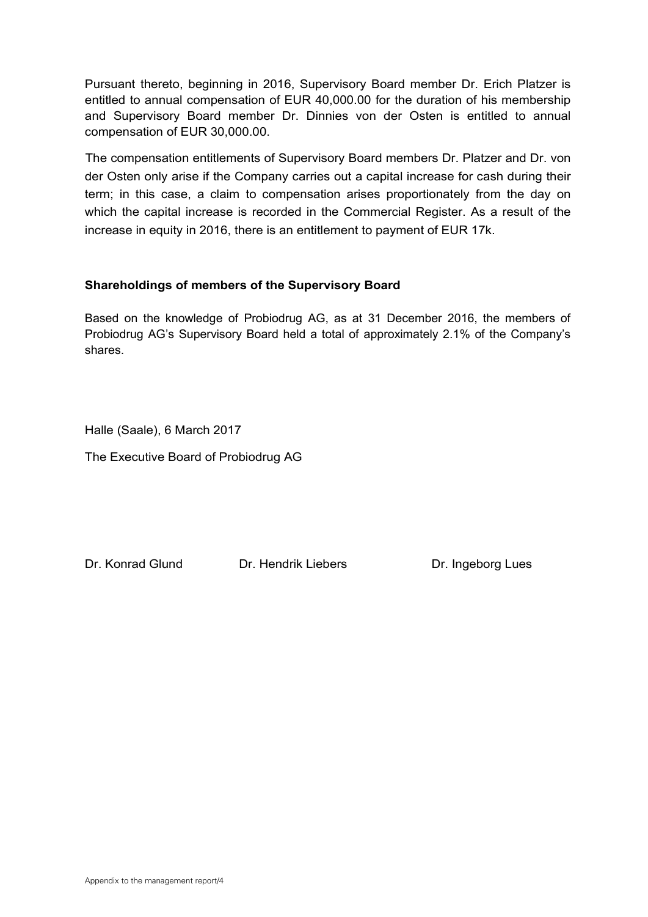Pursuant thereto, beginning in 2016, Supervisory Board member Dr. Erich Platzer is entitled to annual compensation of EUR 40,000.00 for the duration of his membership and Supervisory Board member Dr. Dinnies von der Osten is entitled to annual compensation of EUR 30,000.00.

The compensation entitlements of Supervisory Board members Dr. Platzer and Dr. von der Osten only arise if the Company carries out a capital increase for cash during their term; in this case, a claim to compensation arises proportionately from the day on which the capital increase is recorded in the Commercial Register. As a result of the increase in equity in 2016, there is an entitlement to payment of EUR 17k.

**Shareholdings of members of the Supervisory Board**

Based on the knowledge of Probiodrug AG, as at 31 December 2016, the members of Probiodrug AG's Supervisory Board held a total of approximately 2.1% of the Company's shares.

Halle (Saale), 6 March 2017

The Executive Board of Probiodrug AG

Dr. Konrad Glund Dr. Hendrik Liebers Dr. Ingeborg Lues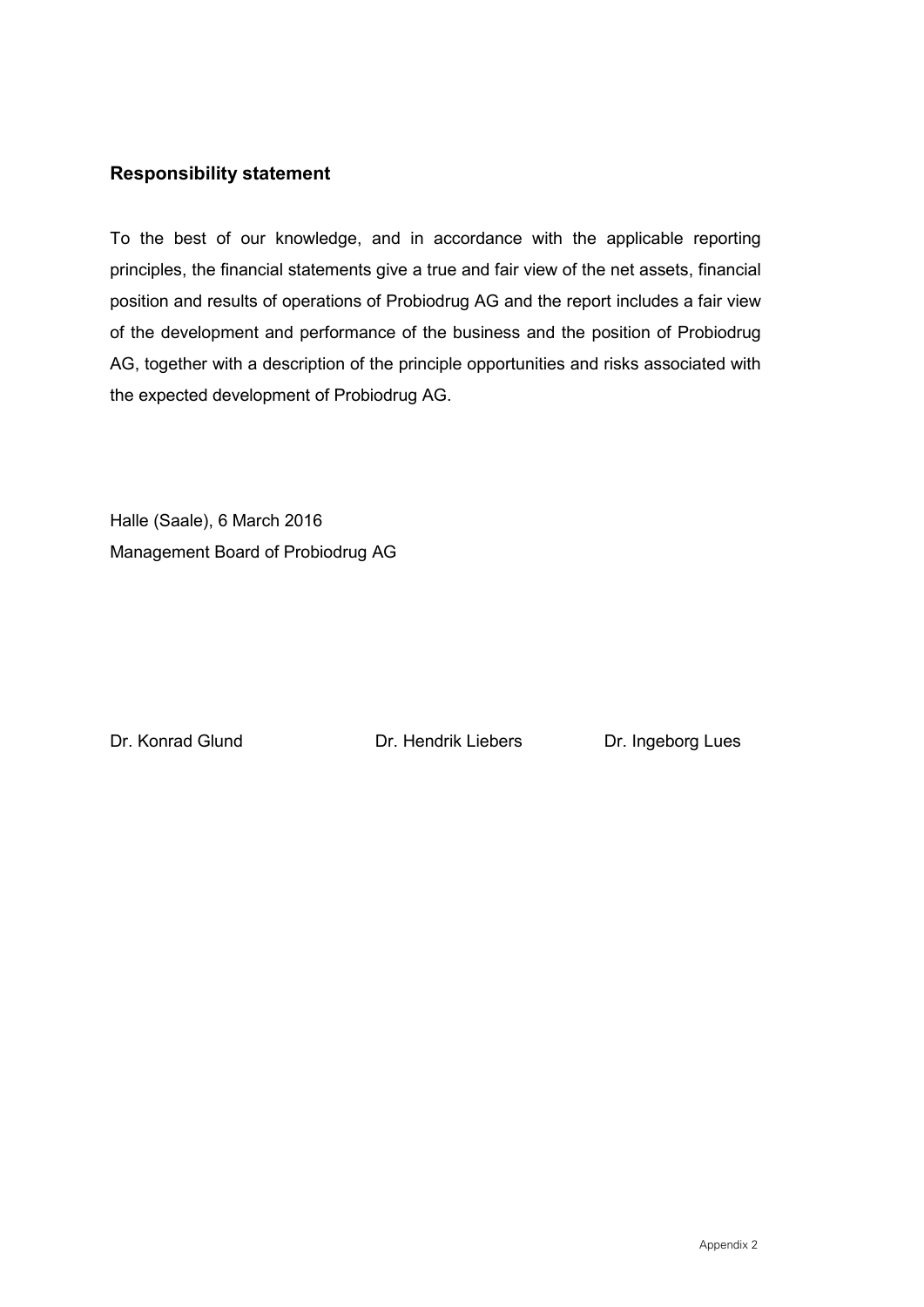## Responsibility statement

To the best of our knowledge, and in accordance with the applicable reporting principles, the financial statements give a true and fair view of the net assets, financial position and results of operations of Probiodrug AG and the report includes a fair view of the development and performance of the business and the position of Probiodrug AG, together with a description of the principle opportunities and risks associated with the expected development of Probiodrug AG.

Halle (Saale), 6 March 2016
Management Board of Probiodrug AG

Dr. Konrad Glund    Dr. Hendrik Liebers    Dr. Ingeborg Lues

Appendix 2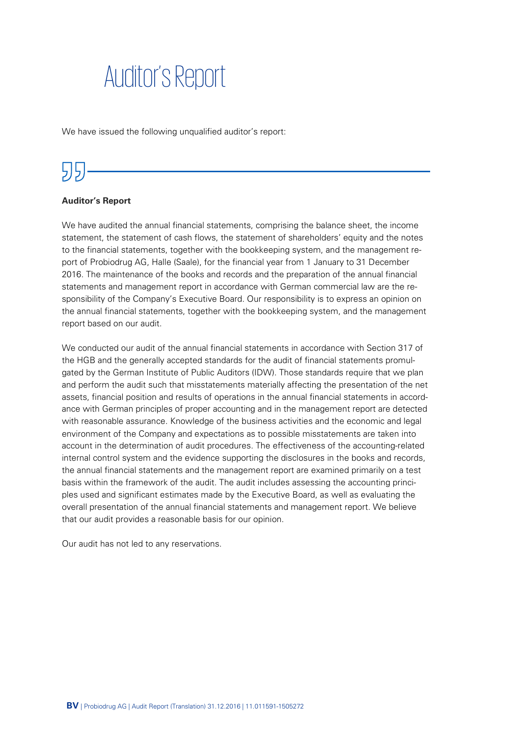# Auditor's Report

We have issued the following unqualified auditor's report:

**Auditor's Report**

We have audited the annual financial statements, comprising the balance sheet, the income statement, the statement of cash flows, the statement of shareholders' equity and the notes to the financial statements, together with the bookkeeping system, and the management report of Probiodrug AG, Halle (Saale), for the financial year from 1 January to 31 December 2016. The maintenance of the books and records and the preparation of the annual financial statements and management report in accordance with German commercial law are the responsibility of the Company's Executive Board. Our responsibility is to express an opinion on the annual financial statements, together with the bookkeeping system, and the management report based on our audit.

We conducted our audit of the annual financial statements in accordance with Section 317 of the HGB and the generally accepted standards for the audit of financial statements promulgated by the German Institute of Public Auditors (IDW). Those standards require that we plan and perform the audit such that misstatements materially affecting the presentation of the net assets, financial position and results of operations in the annual financial statements in accordance with German principles of proper accounting and in the management report are detected with reasonable assurance. Knowledge of the business activities and the economic and legal environment of the Company and expectations as to possible misstatements are taken into account in the determination of audit procedures. The effectiveness of the accounting-related internal control system and the evidence supporting the disclosures in the books and records, the annual financial statements and the management report are examined primarily on a test basis within the framework of the audit. The audit includes assessing the accounting principles used and significant estimates made by the Executive Board, as well as evaluating the overall presentation of the annual financial statements and management report. We believe that our audit provides a reasonable basis for our opinion.

Our audit has not led to any reservations.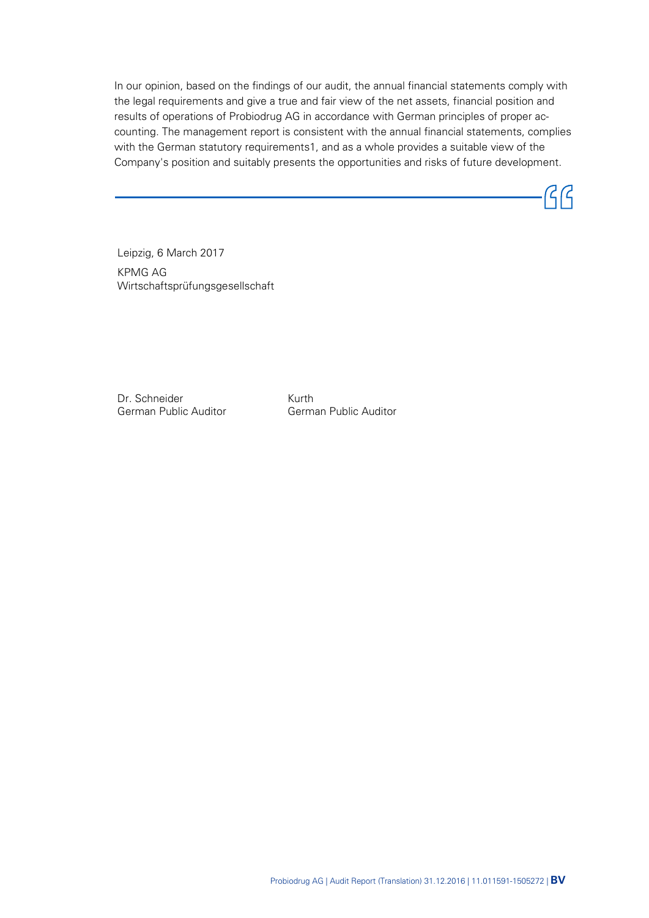In our opinion, based on the findings of our audit, the annual financial statements comply with the legal requirements and give a true and fair view of the net assets, financial position and results of operations of Probiodrug AG in accordance with German principles of proper accounting. The management report is consistent with the annual financial statements, complies with the German statutory requirements[1], and as a whole provides a suitable view of the Company's position and suitably presents the opportunities and risks of future development.

Leipzig, 6 March 2017

KPMG AG
Wirtschaftsprüfungsgesellschaft

| | |
|---|---|
| Dr. Schneider | Kurth |
| German Public Auditor | German Public Auditor |